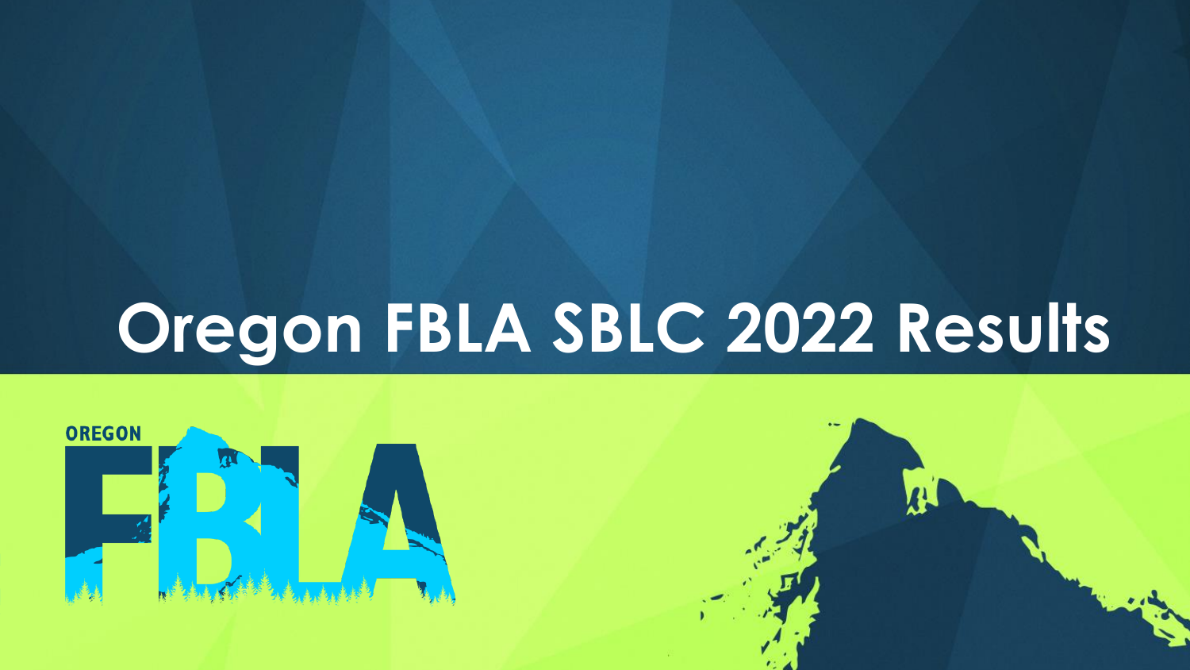# Oregon FBLA SBLC 2022 Results

OREGON FBLA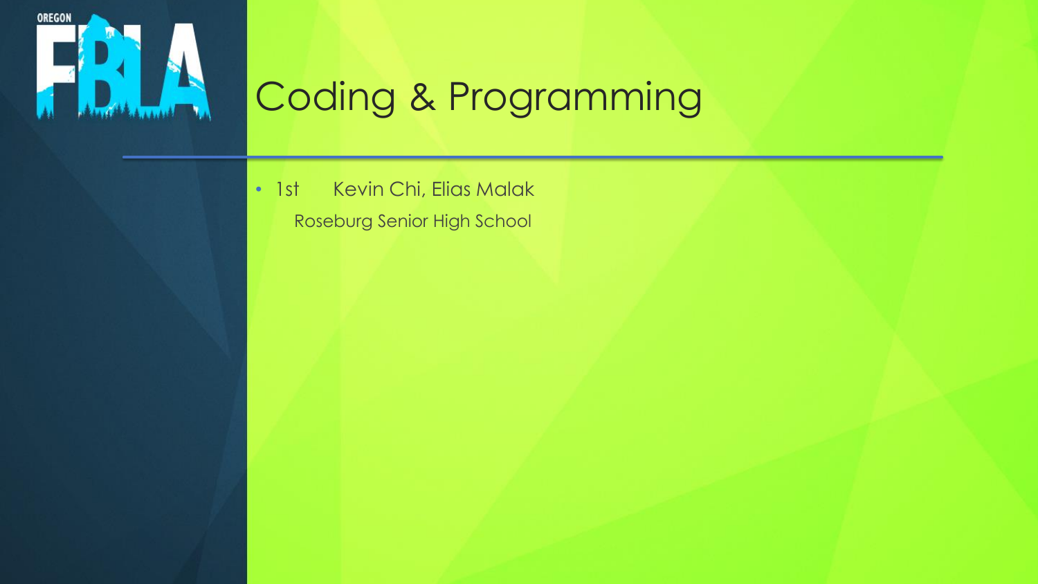# Coding & Programming

- 1st  Kevin Chi, Elias Malak

  Roseburg Senior High School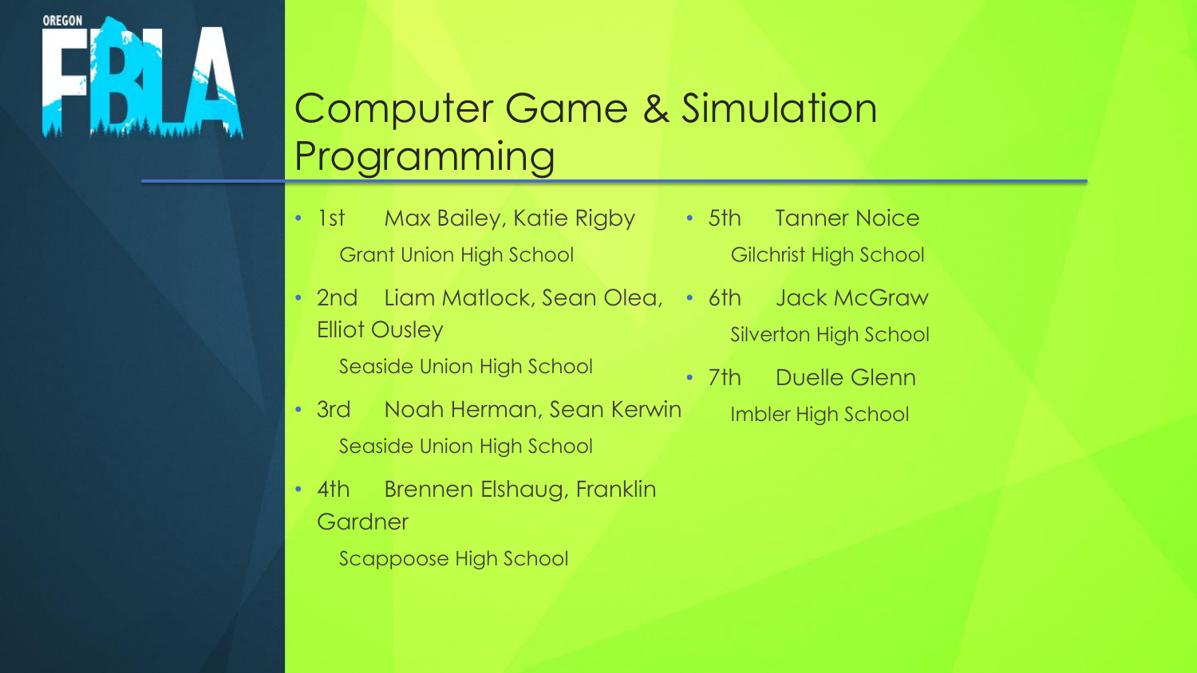# Computer Game & Simulation Programming

- 1st Max Bailey, Katie Rigby
  Grant Union High School
- 2nd Liam Matlock, Sean Olea, Elliot Ousley
  Seaside Union High School
- 3rd Noah Herman, Sean Kerwin
  Seaside Union High School
- 4th Brennen Elshaug, Franklin Gardner
  Scappoose High School
- 5th Tanner Noice
  Gilchrist High School
- 6th Jack McGraw
  Silverton High School
- 7th Duelle Glenn
  Imbler High School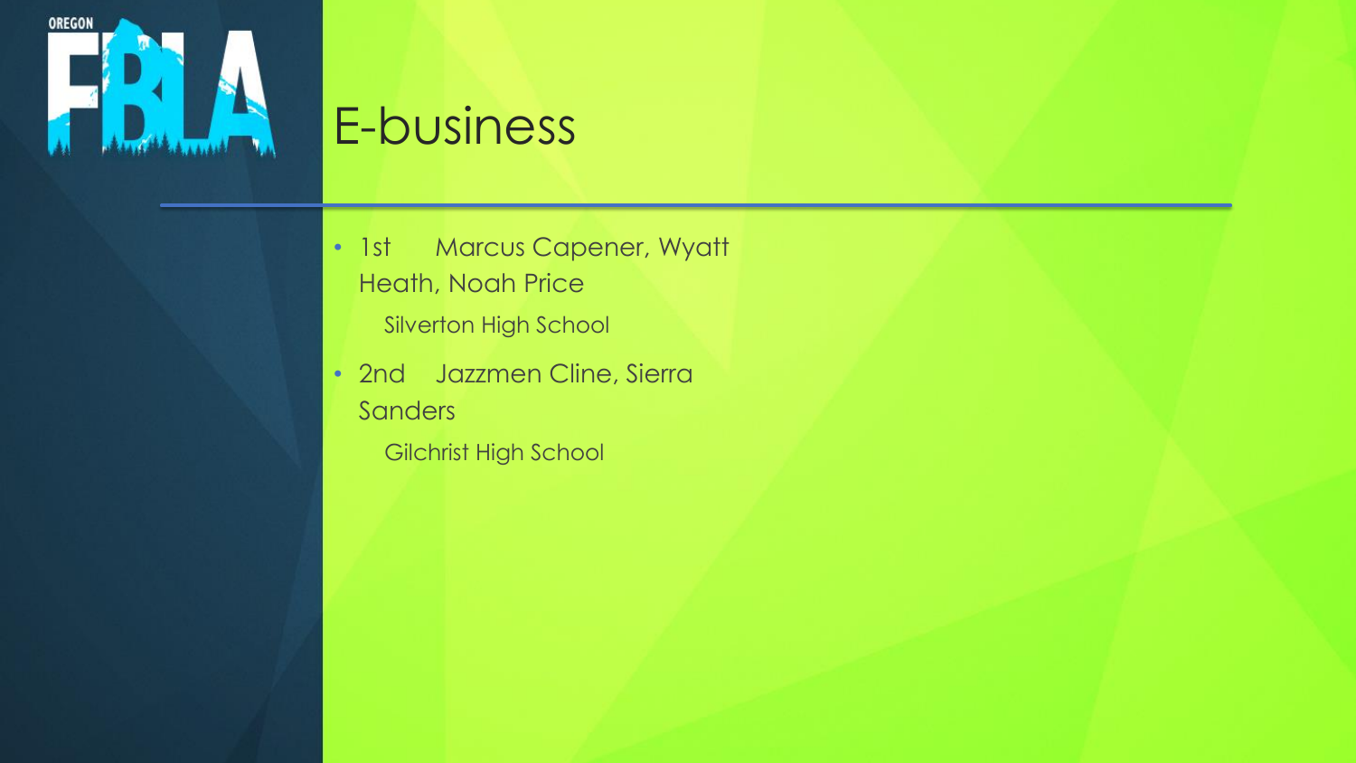# E-business

- 1st Marcus Capener, Wyatt Heath, Noah Price
  Silverton High School
- 2nd Jazzmen Cline, Sierra Sanders
  Gilchrist High School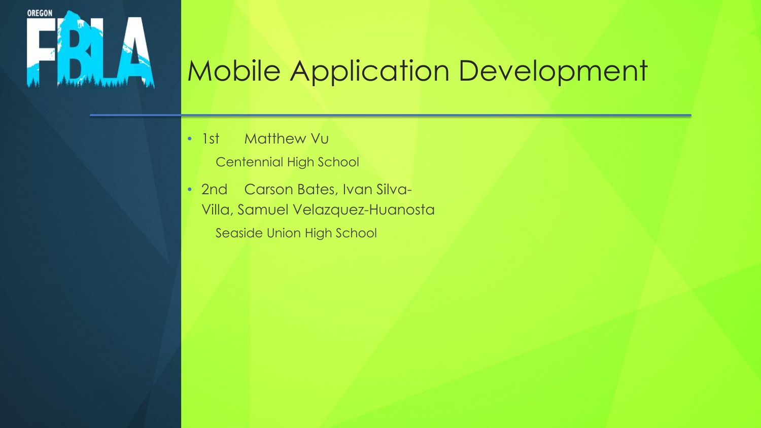# Mobile Application Development

- 1st Matthew Vu

  Centennial High School

- 2nd Carson Bates, Ivan Silva-Villa, Samuel Velazquez-Huanosta

  Seaside Union High School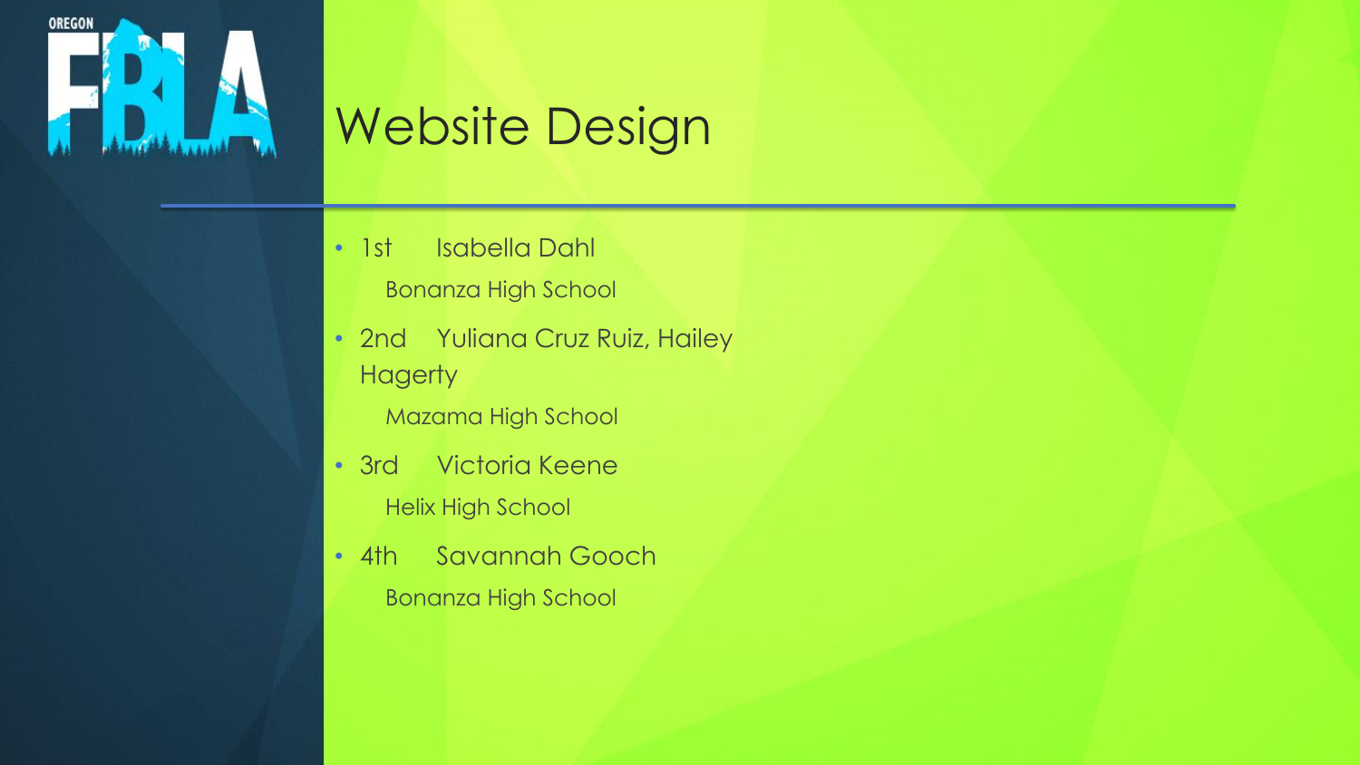# Website Design

- 1st Isabella Dahl
  Bonanza High School
- 2nd Yuliana Cruz Ruiz, Hailey Hagerty
  Mazama High School
- 3rd Victoria Keene
  Helix High School
- 4th Savannah Gooch
  Bonanza High School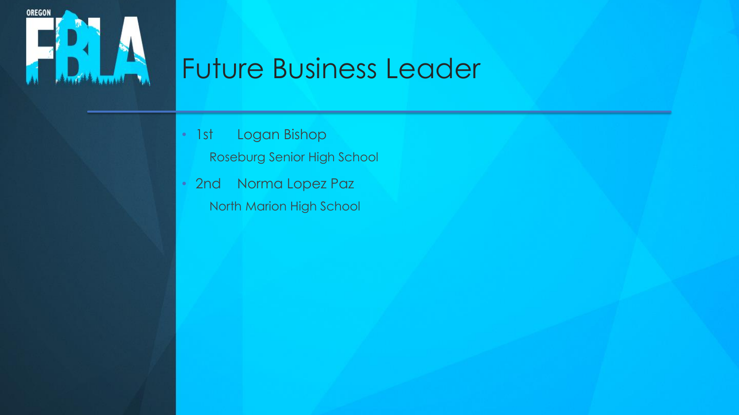# Future Business Leader

- 1st Logan Bishop

  Roseburg Senior High School

- 2nd Norma Lopez Paz

  North Marion High School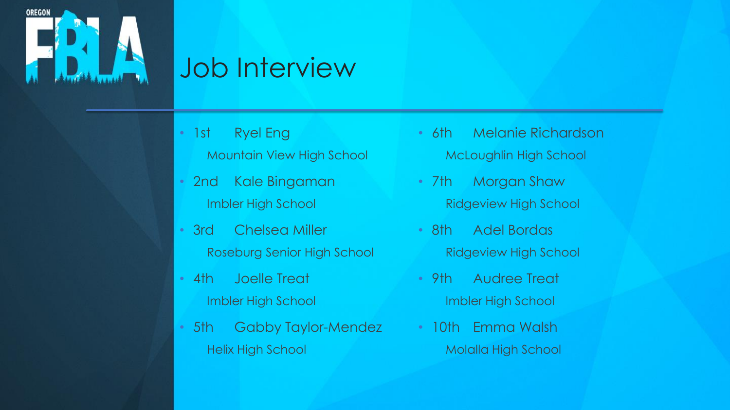# Job Interview

- 1st Ryel Eng
  Mountain View High School
- 2nd Kale Bingaman
  Imbler High School
- 3rd Chelsea Miller
  Roseburg Senior High School
- 4th Joelle Treat
  Imbler High School
- 5th Gabby Taylor-Mendez
  Helix High School
- 6th Melanie Richardson
  McLoughlin High School
- 7th Morgan Shaw
  Ridgeview High School
- 8th Adel Bordas
  Ridgeview High School
- 9th Audree Treat
  Imbler High School
- 10th Emma Walsh
  Molalla High School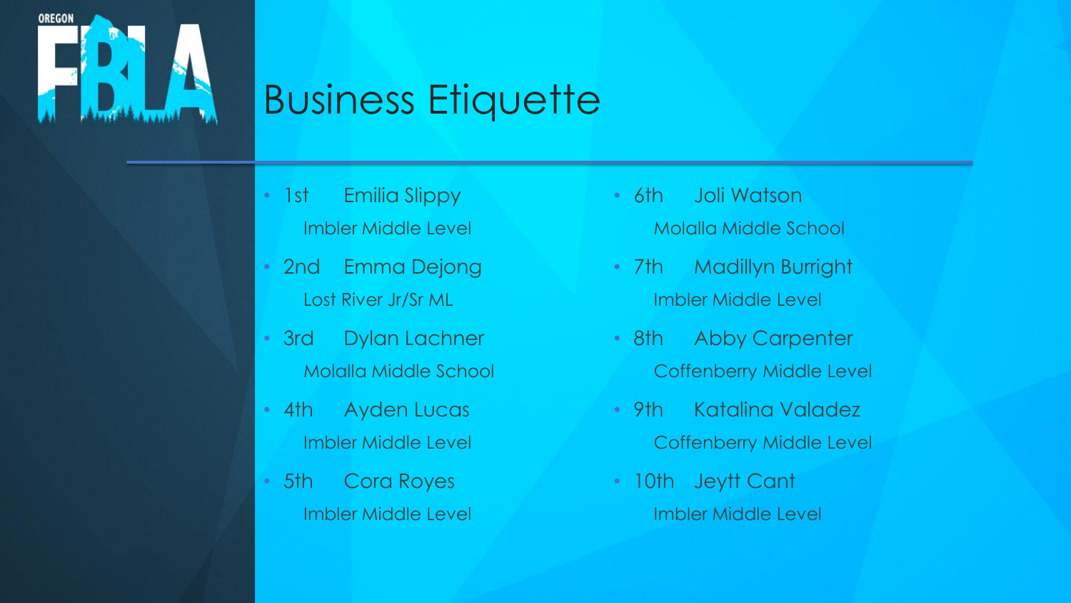# Business Etiquette

- 1st Emilia Slippy
  Imbler Middle Level
- 2nd Emma Dejong
  Lost River Jr/Sr ML
- 3rd Dylan Lachner
  Molalla Middle School
- 4th Ayden Lucas
  Imbler Middle Level
- 5th Cora Royes
  Imbler Middle Level
- 6th Joli Watson
  Molalla Middle School
- 7th Madillyn Burright
  Imbler Middle Level
- 8th Abby Carpenter
  Coffenberry Middle Level
- 9th Katalina Valadez
  Coffenberry Middle Level
- 10th Jeytt Cant
  Imbler Middle Level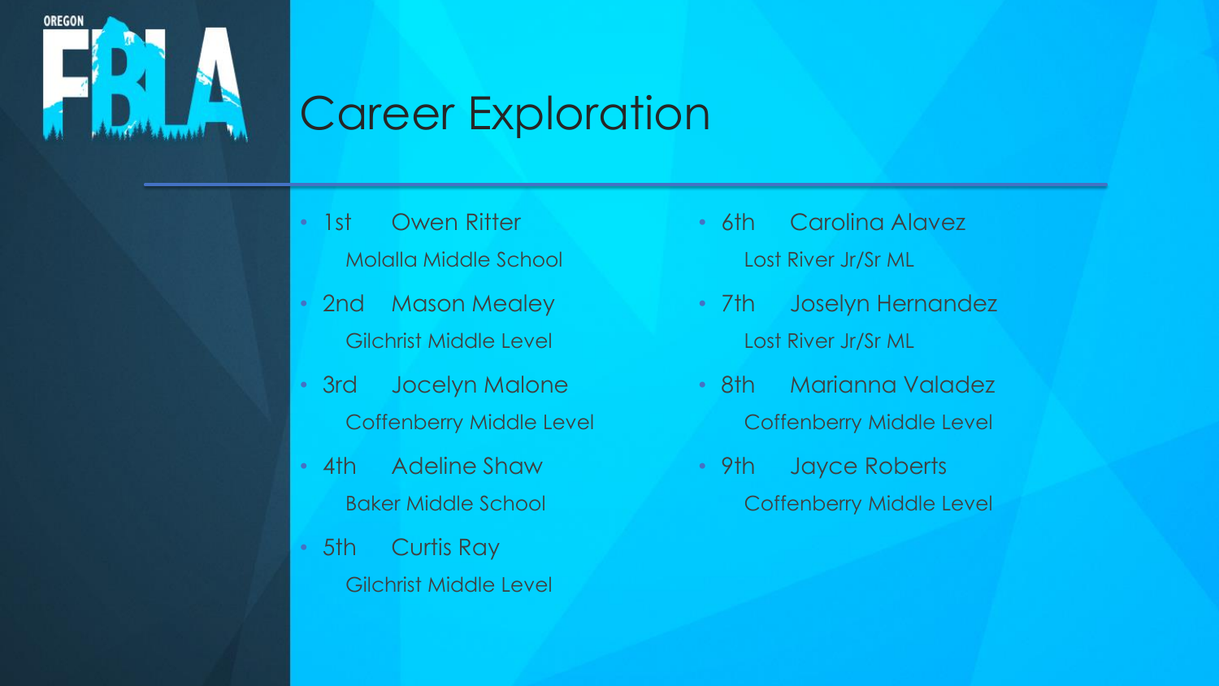# Career Exploration

- 1st Owen Ritter
  Molalla Middle School
- 2nd Mason Mealey
  Gilchrist Middle Level
- 3rd Jocelyn Malone
  Coffenberry Middle Level
- 4th Adeline Shaw
  Baker Middle School
- 5th Curtis Ray
  Gilchrist Middle Level
- 6th Carolina Alavez
  Lost River Jr/Sr ML
- 7th Joselyn Hernandez
  Lost River Jr/Sr ML
- 8th Marianna Valadez
  Coffenberry Middle Level
- 9th Jayce Roberts
  Coffenberry Middle Level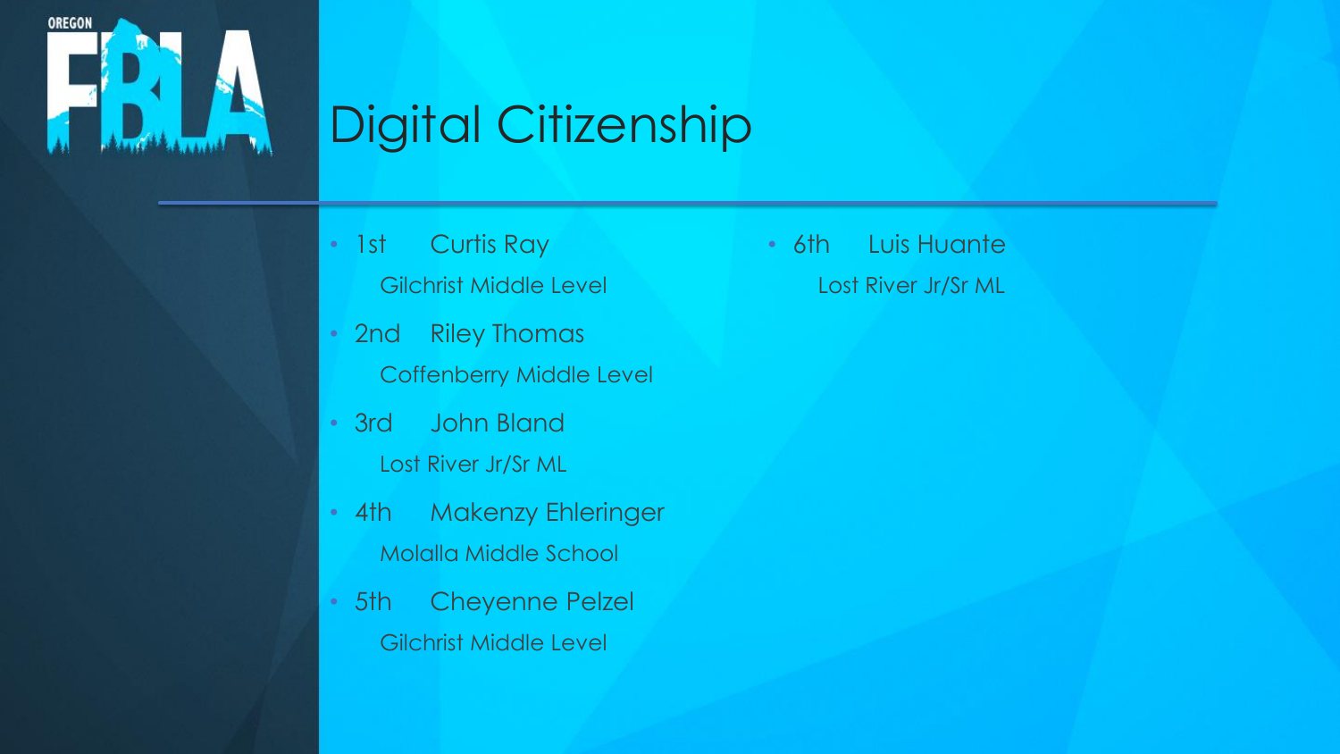# Digital Citizenship

- 1st Curtis Ray
  Gilchrist Middle Level
- 2nd Riley Thomas
  Coffenberry Middle Level
- 3rd John Bland
  Lost River Jr/Sr ML
- 4th Makenzy Ehleringer
  Molalla Middle School
- 5th Cheyenne Pelzel
  Gilchrist Middle Level
- 6th Luis Huante
  Lost River Jr/Sr ML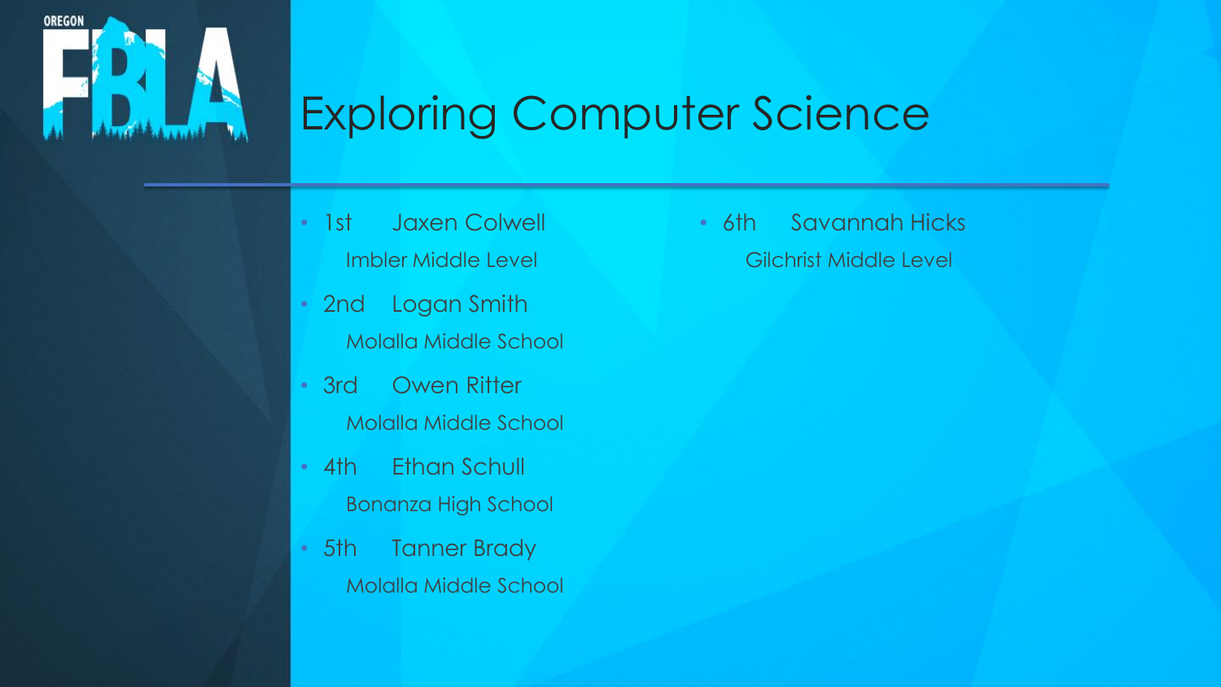# Exploring Computer Science

- 1st Jaxen Colwell
  Imbler Middle Level
- 2nd Logan Smith
  Molalla Middle School
- 3rd Owen Ritter
  Molalla Middle School
- 4th Ethan Schull
  Bonanza High School
- 5th Tanner Brady
  Molalla Middle School
- 6th Savannah Hicks
  Gilchrist Middle Level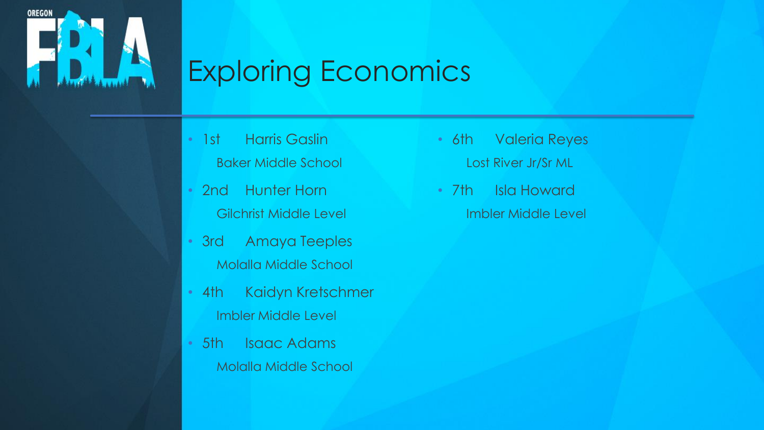# Exploring Economics

- 1st Harris Gaslin
  Baker Middle School
- 2nd Hunter Horn
  Gilchrist Middle Level
- 3rd Amaya Teeples
  Molalla Middle School
- 4th Kaidyn Kretschmer
  Imbler Middle Level
- 5th Isaac Adams
  Molalla Middle School
- 6th Valeria Reyes
  Lost River Jr/Sr ML
- 7th Isla Howard
  Imbler Middle Level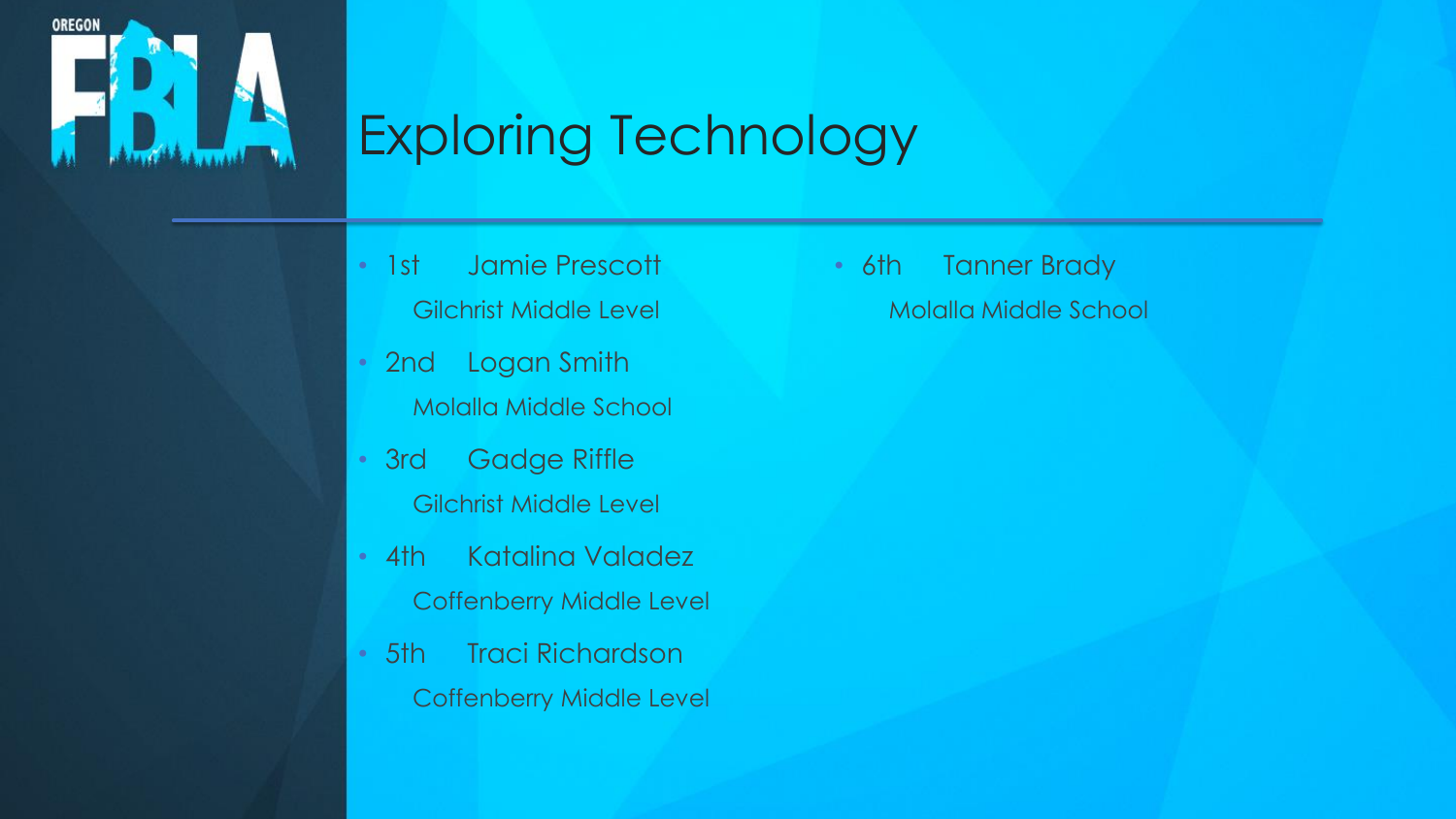# Exploring Technology

- 1st Jamie Prescott
  Gilchrist Middle Level
- 2nd Logan Smith
  Molalla Middle School
- 3rd Gadge Riffle
  Gilchrist Middle Level
- 4th Katalina Valadez
  Coffenberry Middle Level
- 5th Traci Richardson
  Coffenberry Middle Level
- 6th Tanner Brady
  Molalla Middle School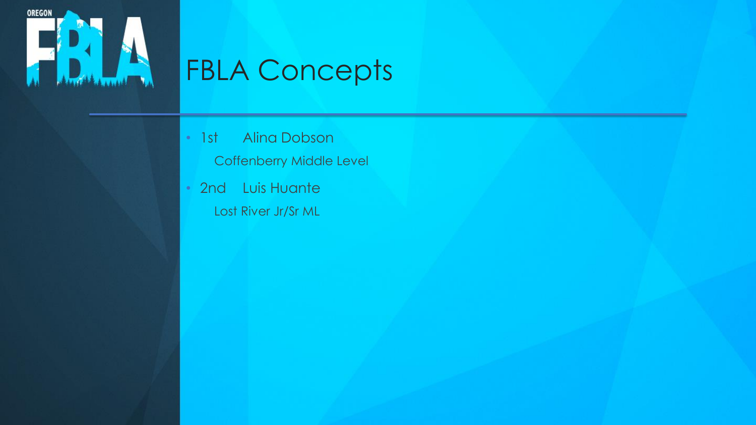# FBLA Concepts

- 1st Alina Dobson

  Coffenberry Middle Level

- 2nd Luis Huante

  Lost River Jr/Sr ML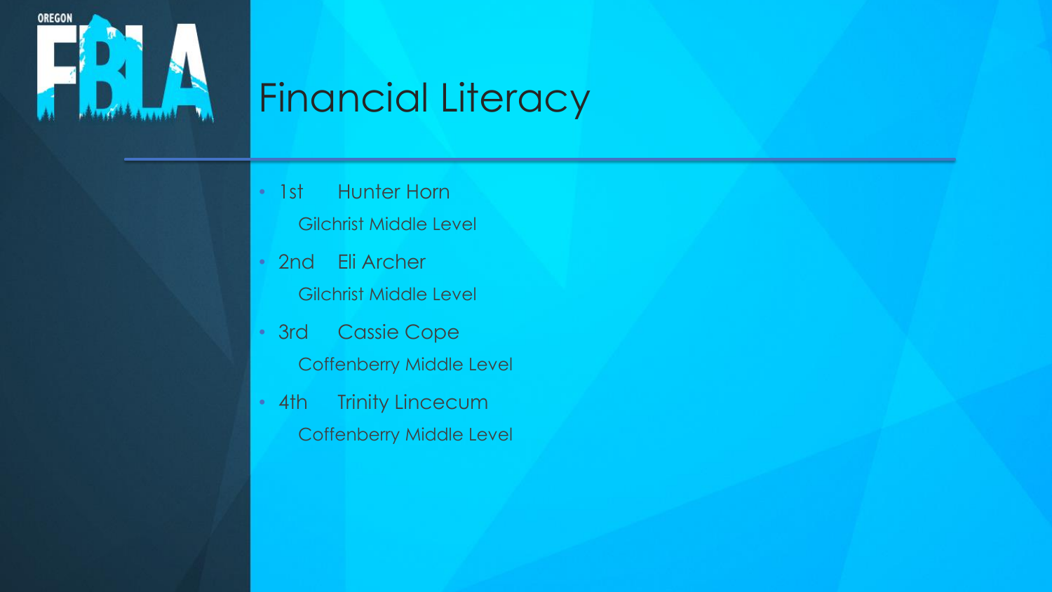# Financial Literacy

- 1st Hunter Horn
  Gilchrist Middle Level
- 2nd Eli Archer
  Gilchrist Middle Level
- 3rd Cassie Cope
  Coffenberry Middle Level
- 4th Trinity Lincecum
  Coffenberry Middle Level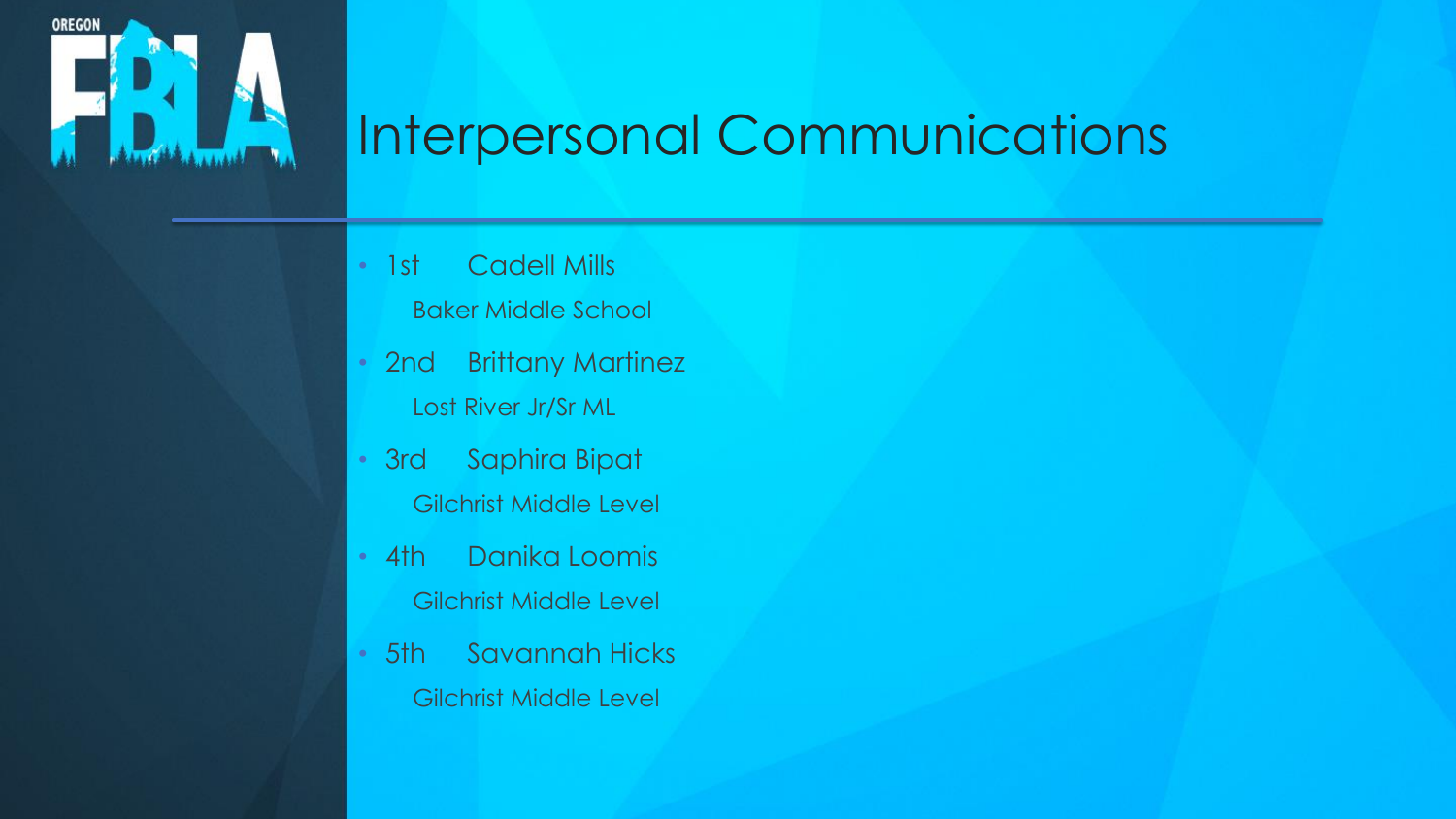# Interpersonal Communications

- 1st Cadell Mills
  Baker Middle School
- 2nd Brittany Martinez
  Lost River Jr/Sr ML
- 3rd Saphira Bipat
  Gilchrist Middle Level
- 4th Danika Loomis
  Gilchrist Middle Level
- 5th Savannah Hicks
  Gilchrist Middle Level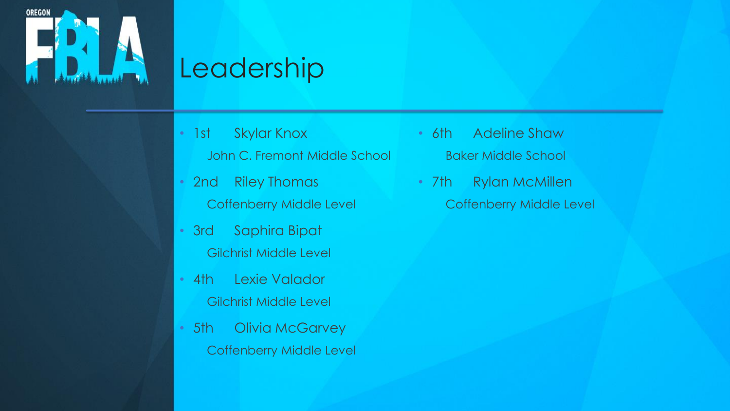# Leadership

- 1st Skylar Knox
  John C. Fremont Middle School
- 2nd Riley Thomas
  Coffenberry Middle Level
- 3rd Saphira Bipat
  Gilchrist Middle Level
- 4th Lexie Valador
  Gilchrist Middle Level
- 5th Olivia McGarvey
  Coffenberry Middle Level
- 6th Adeline Shaw
  Baker Middle School
- 7th Rylan McMillen
  Coffenberry Middle Level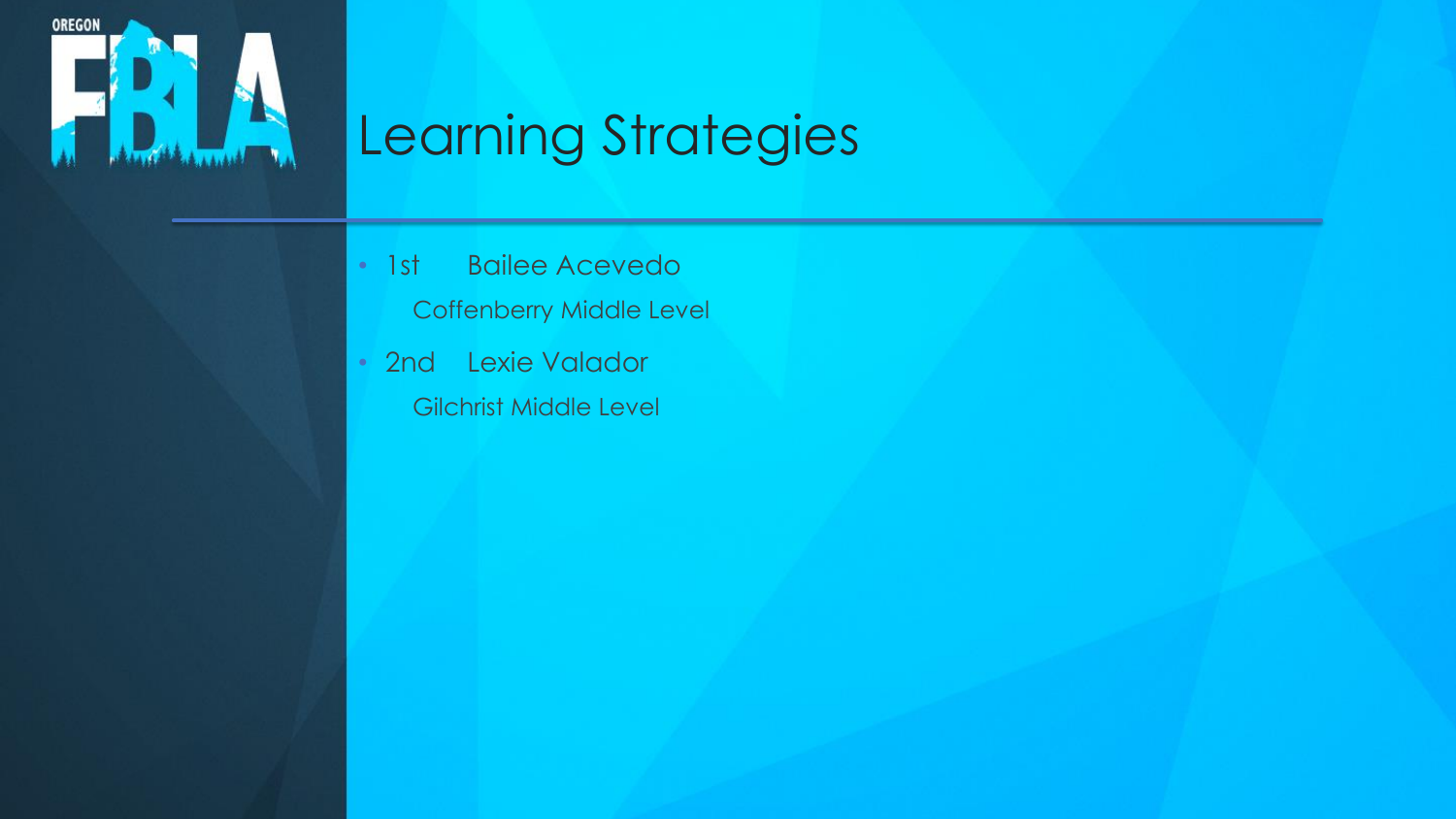# Learning Strategies

- 1st Bailee Acevedo
  
  Coffenberry Middle Level
- 2nd Lexie Valador
  
  Gilchrist Middle Level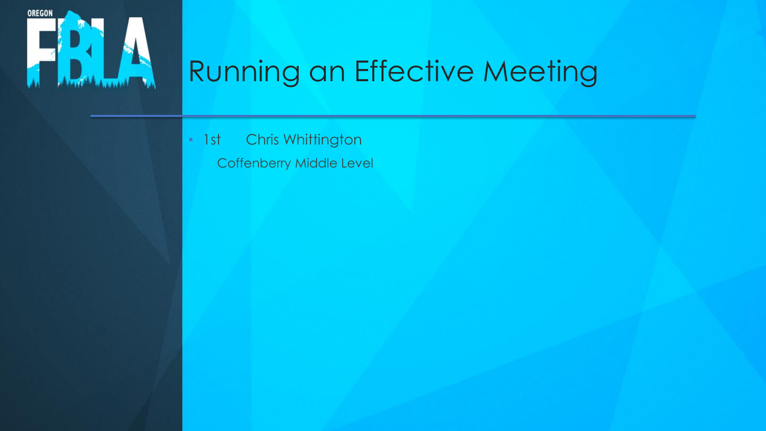# Running an Effective Meeting

- 1st Chris Whittington

  Coffenberry Middle Level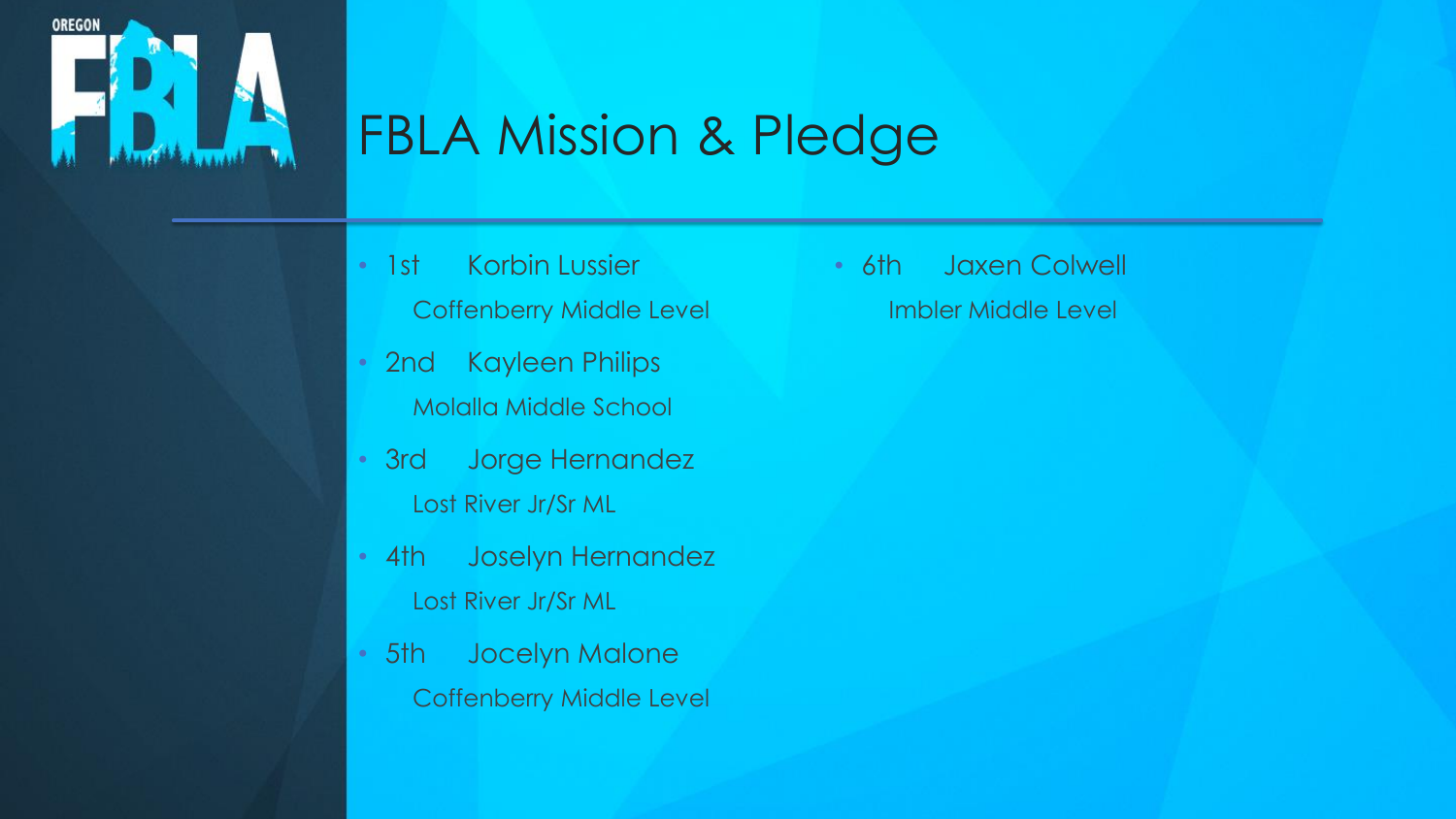# FBLA Mission & Pledge

- 1st Korbin Lussier
  Coffenberry Middle Level
- 2nd Kayleen Philips
  Molalla Middle School
- 3rd Jorge Hernandez
  Lost River Jr/Sr ML
- 4th Joselyn Hernandez
  Lost River Jr/Sr ML
- 5th Jocelyn Malone
  Coffenberry Middle Level
- 6th Jaxen Colwell
  Imbler Middle Level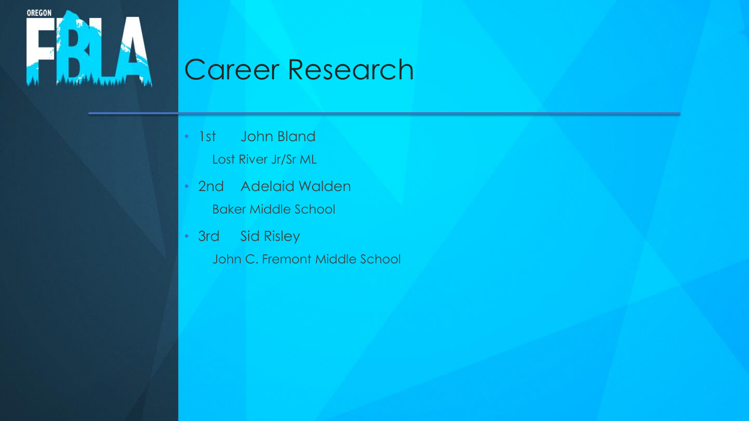# Career Research

- 1st John Bland
  Lost River Jr/Sr ML
- 2nd Adelaid Walden
  Baker Middle School
- 3rd Sid Risley
  John C. Fremont Middle School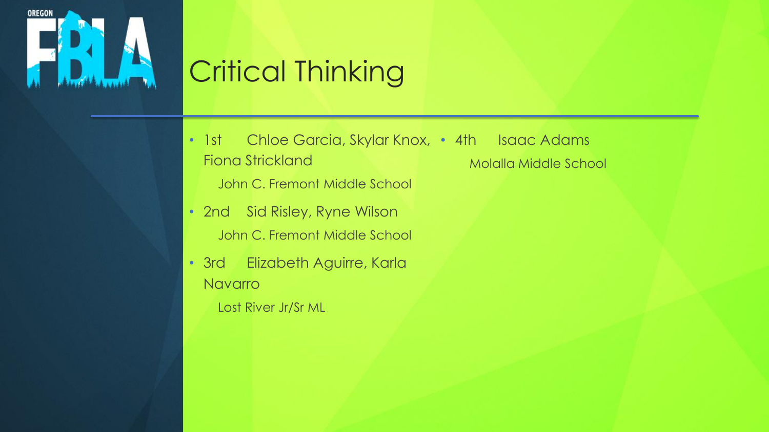# Critical Thinking

- 1st Chloe Garcia, Skylar Knox, Fiona Strickland
  John C. Fremont Middle School
- 2nd Sid Risley, Ryne Wilson
  John C. Fremont Middle School
- 3rd Elizabeth Aguirre, Karla Navarro
  Lost River Jr/Sr ML
- 4th Isaac Adams
  Molalla Middle School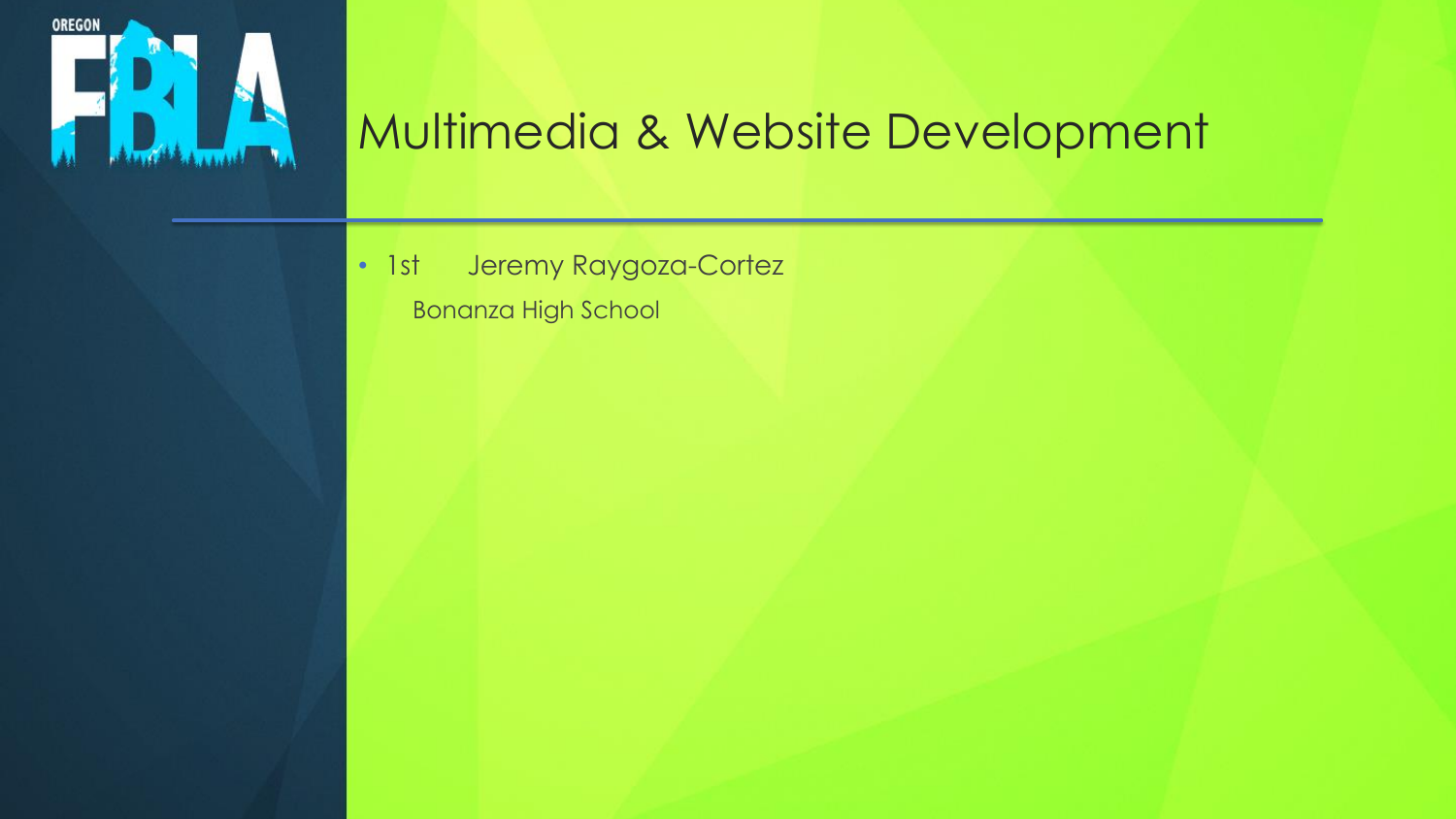# Multimedia & Website Development

- 1st Jeremy Raygoza-Cortez
  Bonanza High School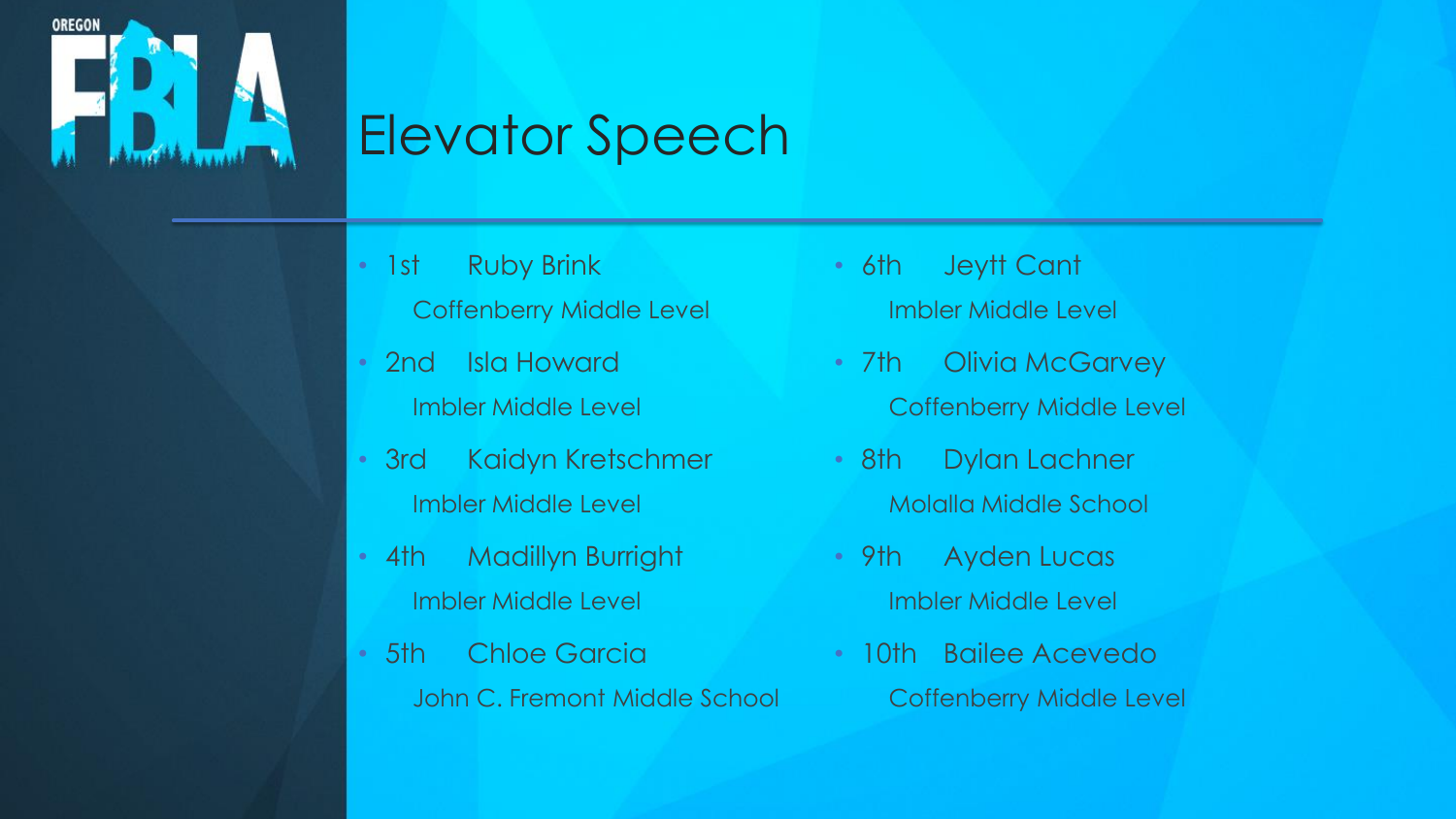# Elevator Speech

- 1st Ruby Brink
  Coffenberry Middle Level
- 2nd Isla Howard
  Imbler Middle Level
- 3rd Kaidyn Kretschmer
  Imbler Middle Level
- 4th Madillyn Burright
  Imbler Middle Level
- 5th Chloe Garcia
  John C. Fremont Middle School
- 6th Jeytt Cant
  Imbler Middle Level
- 7th Olivia McGarvey
  Coffenberry Middle Level
- 8th Dylan Lachner
  Molalla Middle School
- 9th Ayden Lucas
  Imbler Middle Level
- 10th Bailee Acevedo
  Coffenberry Middle Level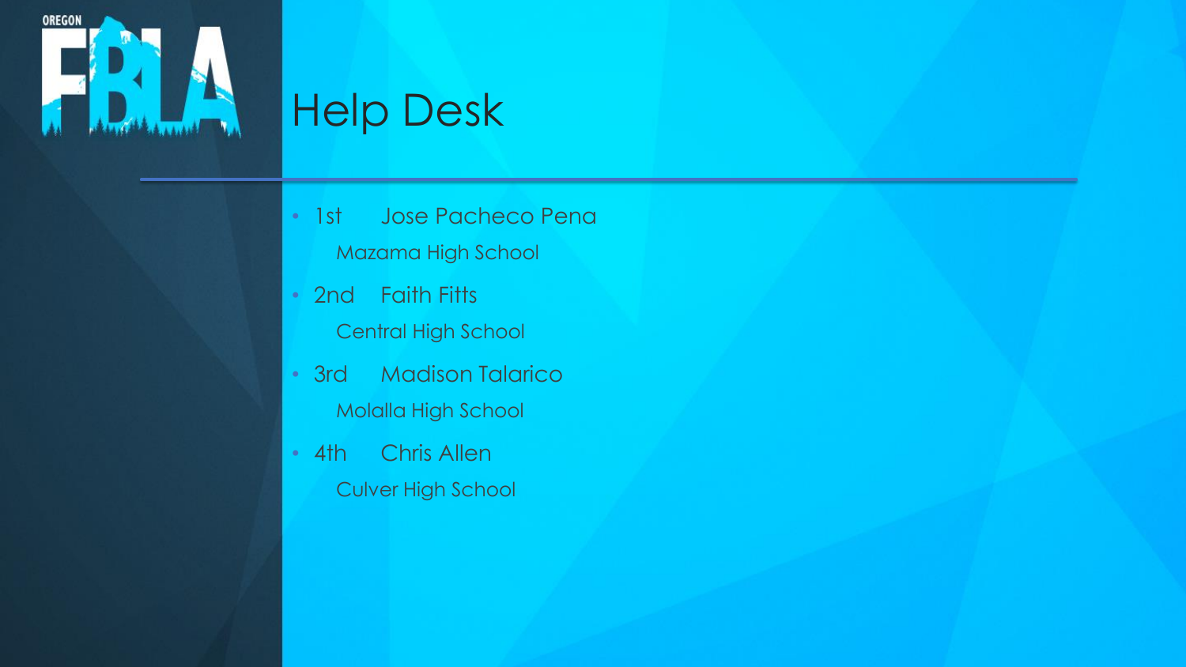# Help Desk

- 1st Jose Pacheco Pena

  Mazama High School
- 2nd Faith Fitts

  Central High School
- 3rd Madison Talarico

  Molalla High School
- 4th Chris Allen

  Culver High School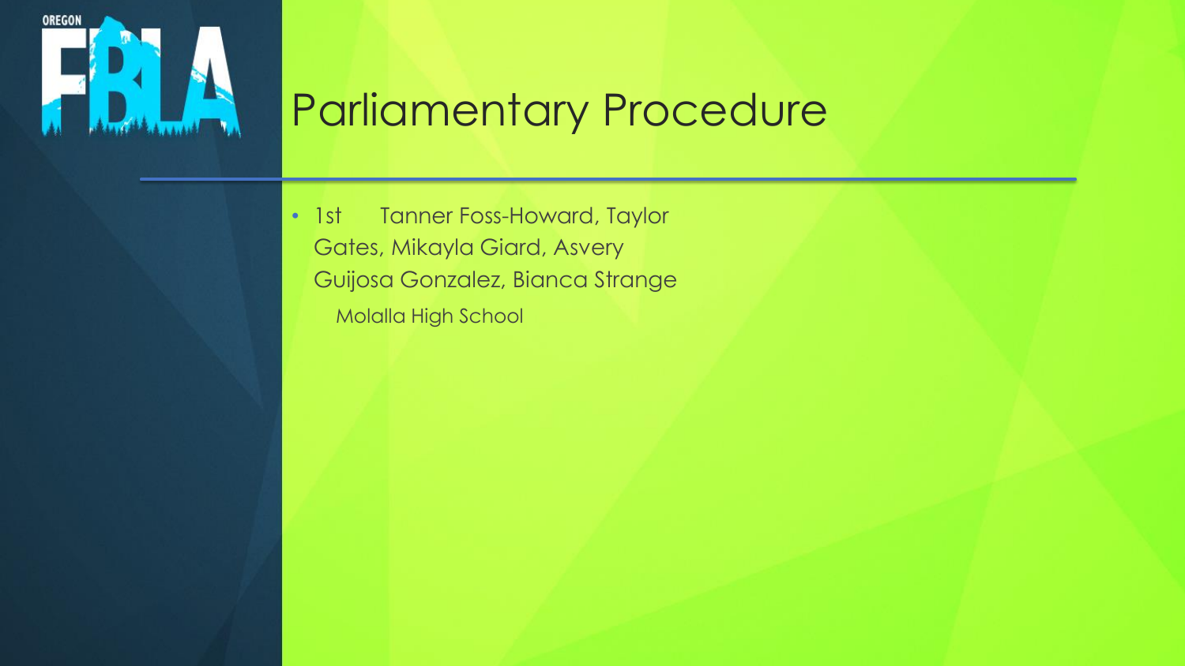# Parliamentary Procedure

- 1st Tanner Foss-Howard, Taylor Gates, Mikayla Giard, Asvery Guijosa Gonzalez, Bianca Strange

  Molalla High School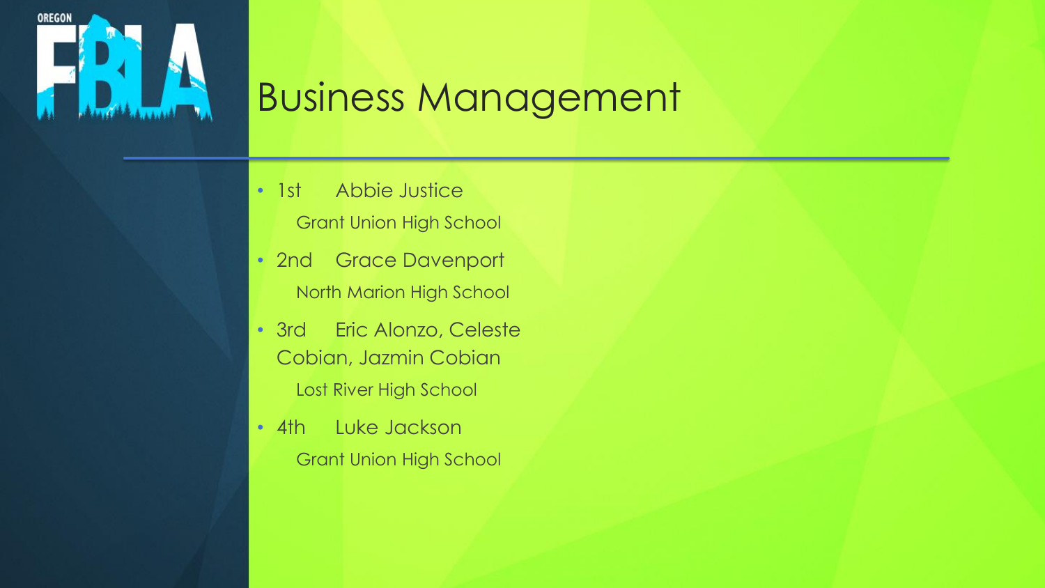# Business Management

- 1st Abbie Justice
  Grant Union High School
- 2nd Grace Davenport
  North Marion High School
- 3rd Eric Alonzo, Celeste Cobian, Jazmin Cobian
  Lost River High School
- 4th Luke Jackson
  Grant Union High School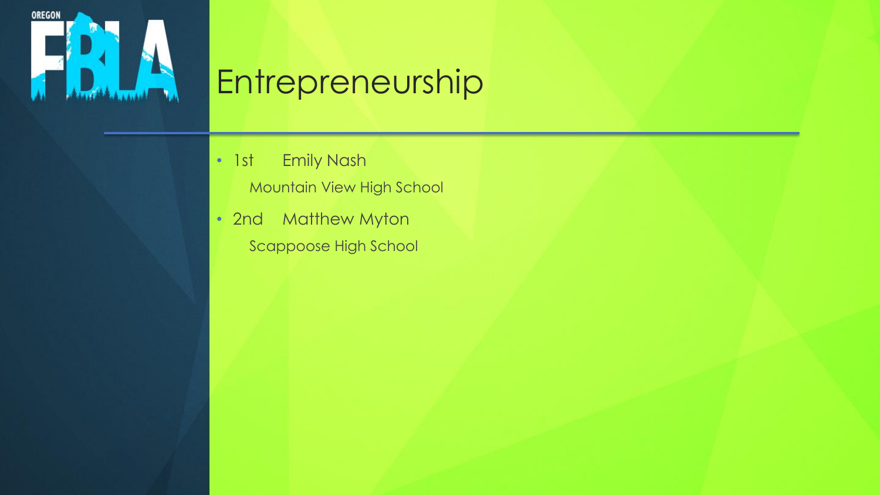# Entrepreneurship

- 1st Emily Nash
  Mountain View High School
- 2nd Matthew Myton
  Scappoose High School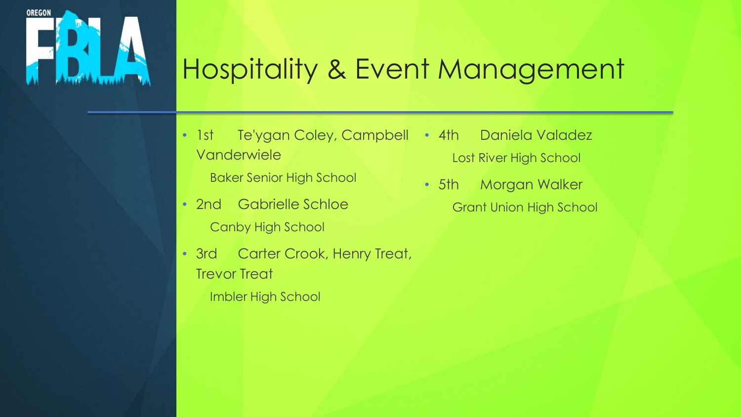# Hospitality & Event Management

- 1st Te'ygan Coley, Campbell Vanderwiele
  Baker Senior High School
- 2nd Gabrielle Schloe
  Canby High School
- 3rd Carter Crook, Henry Treat, Trevor Treat
  Imbler High School
- 4th Daniela Valadez
  Lost River High School
- 5th Morgan Walker
  Grant Union High School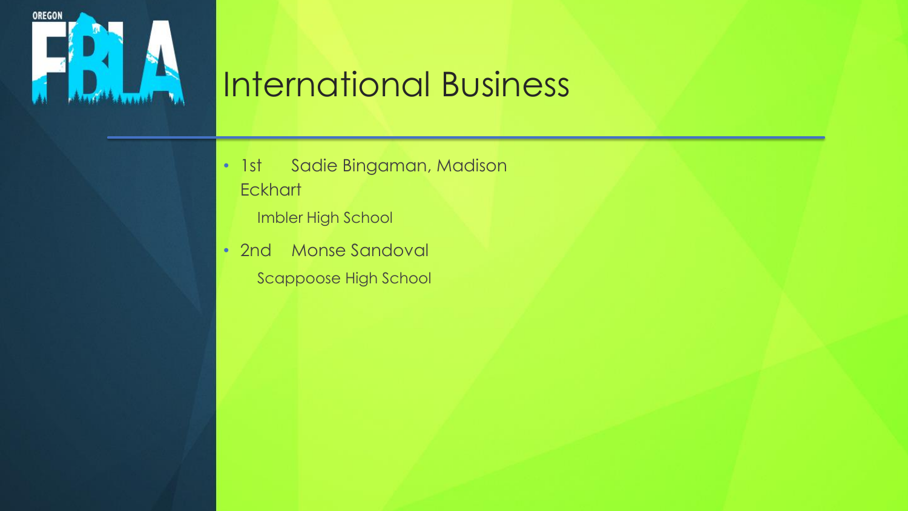# International Business

- 1st Sadie Bingaman, Madison Eckhart

  Imbler High School

- 2nd Monse Sandoval

  Scappoose High School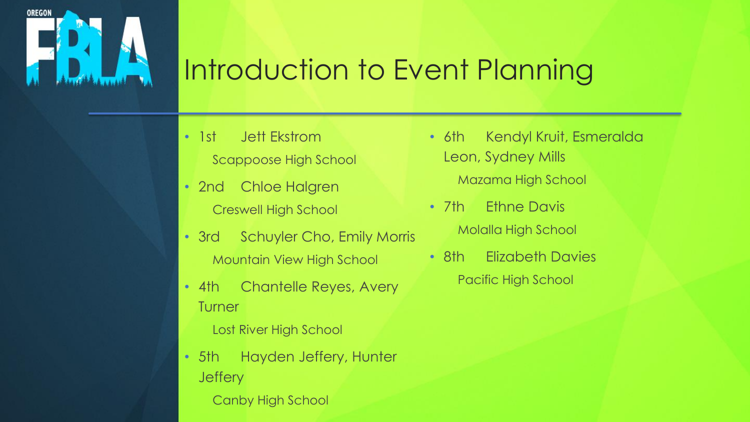# Introduction to Event Planning

- 1st Jett Ekstrom
  Scappoose High School
- 2nd Chloe Halgren
  Creswell High School
- 3rd Schuyler Cho, Emily Morris
  Mountain View High School
- 4th Chantelle Reyes, Avery Turner
  Lost River High School
- 5th Hayden Jeffery, Hunter Jeffery
  Canby High School
- 6th Kendyl Kruit, Esmeralda Leon, Sydney Mills
  Mazama High School
- 7th Ethne Davis
  Molalla High School
- 8th Elizabeth Davies
  Pacific High School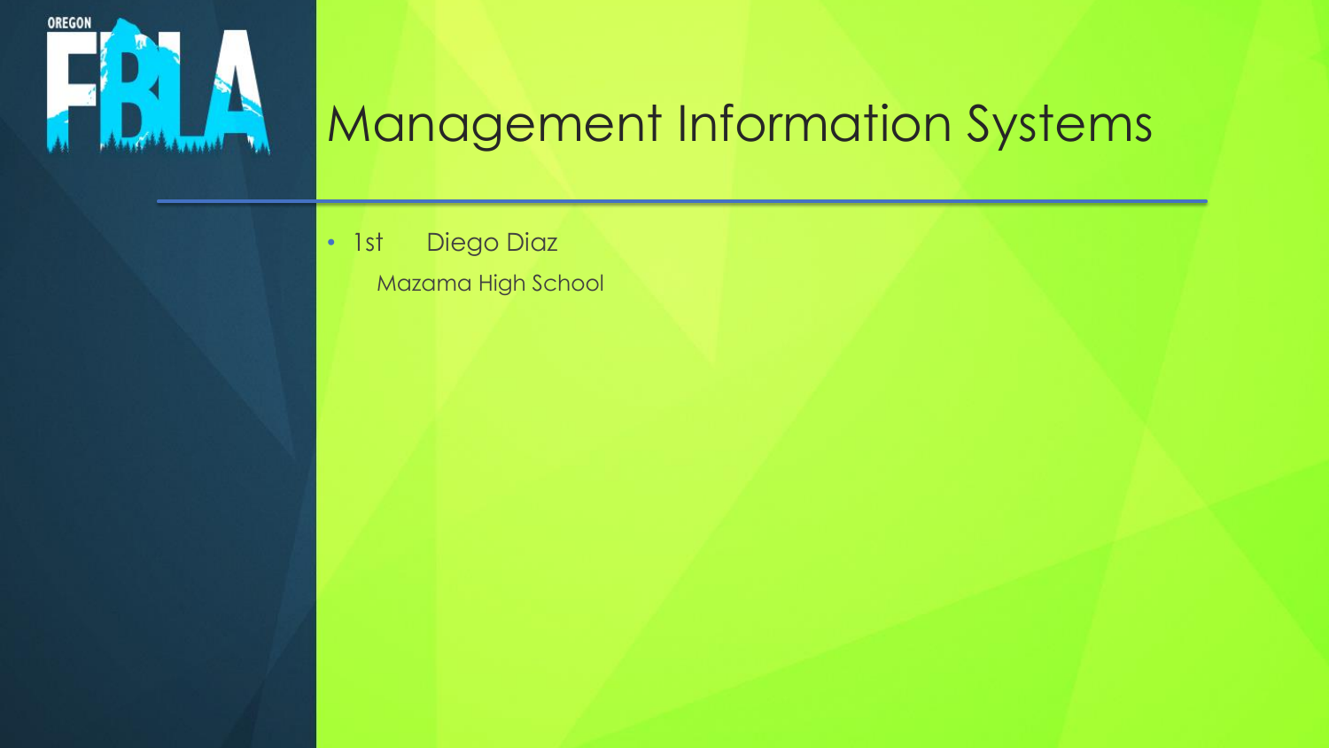# Management Information Systems

- 1st Diego Diaz

  Mazama High School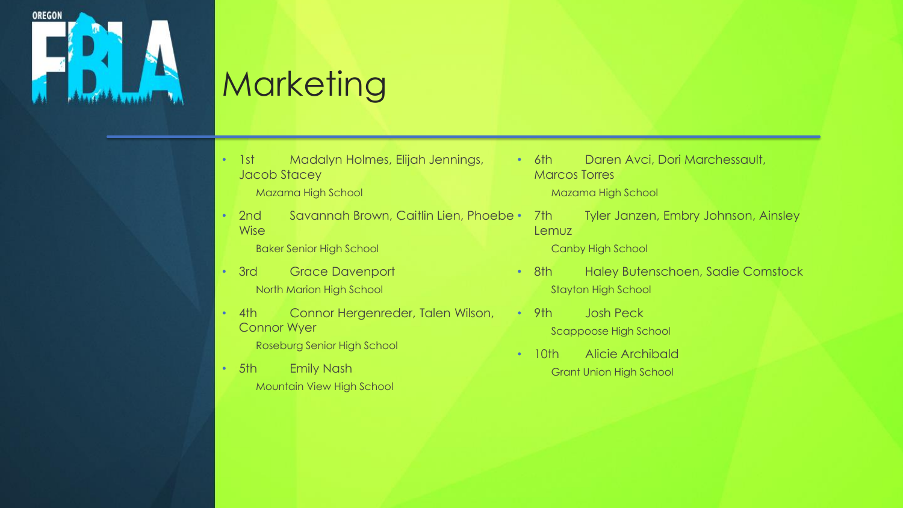# Marketing

- 1st Madalyn Holmes, Elijah Jennings, Jacob Stacey
  Mazama High School
- 2nd Savannah Brown, Caitlin Lien, Phoebe Wise
  Baker Senior High School
- 3rd Grace Davenport
  North Marion High School
- 4th Connor Hergenreder, Talen Wilson, Connor Wyer
  Roseburg Senior High School
- 5th Emily Nash
  Mountain View High School
- 6th Daren Avci, Dori Marchessault, Marcos Torres
  Mazama High School
- 7th Tyler Janzen, Embry Johnson, Ainsley Lemuz
  Canby High School
- 8th Haley Butenschoen, Sadie Comstock
  Stayton High School
- 9th Josh Peck
  Scappoose High School
- 10th Alicie Archibald
  Grant Union High School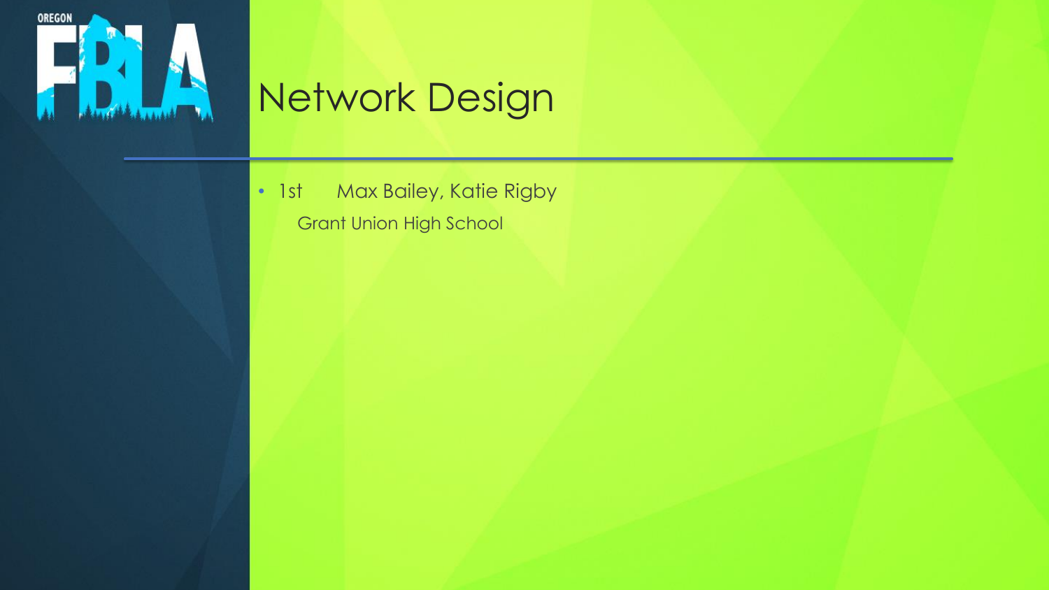# Network Design

- 1st Max Bailey, Katie Rigby
  Grant Union High School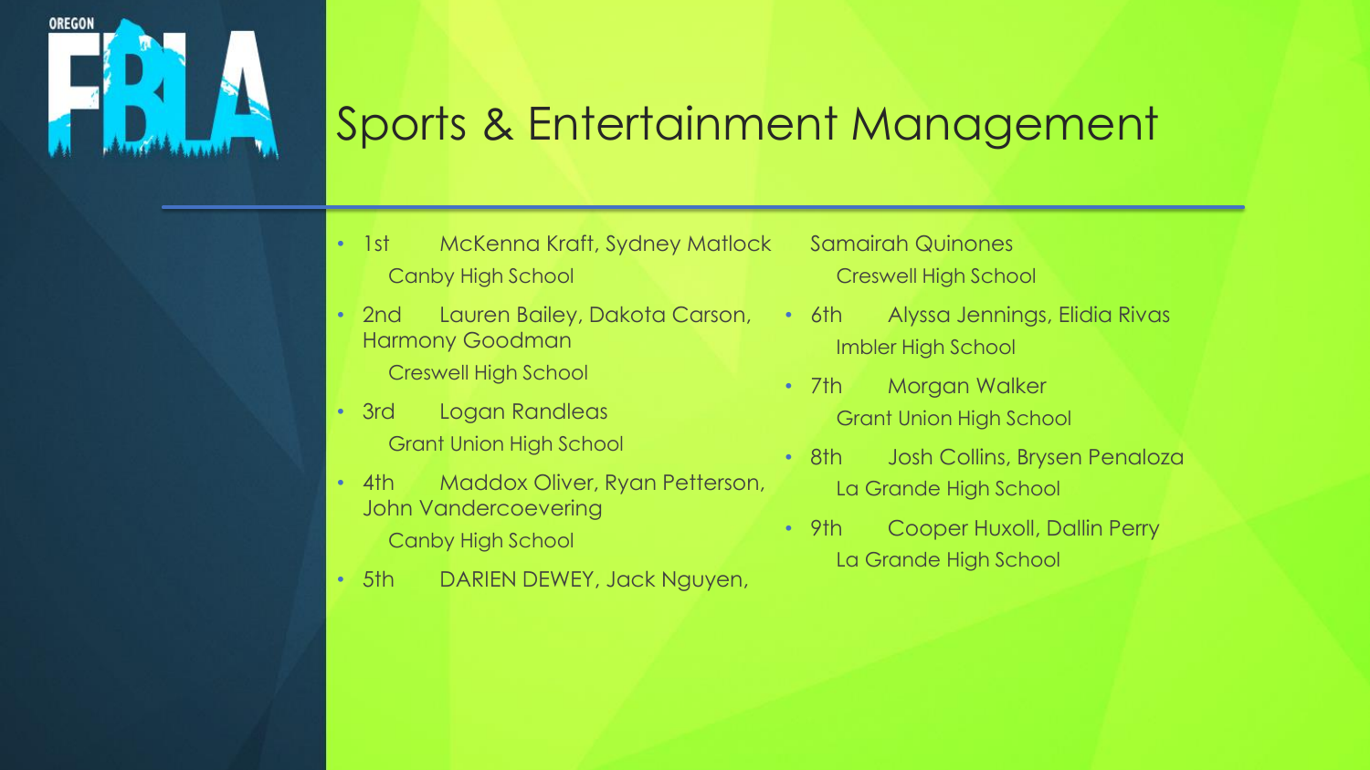# Sports & Entertainment Management

- 1st McKenna Kraft, Sydney Matlock
  Canby High School
- 2nd Lauren Bailey, Dakota Carson, Harmony Goodman
  Creswell High School
- 3rd Logan Randleas
  Grant Union High School
- 4th Maddox Oliver, Ryan Petterson, John Vandercoevering
  Canby High School
- 5th DARIEN DEWEY, Jack Nguyen, Samairah Quinones
  Creswell High School
- 6th Alyssa Jennings, Elidia Rivas
  Imbler High School
- 7th Morgan Walker
  Grant Union High School
- 8th Josh Collins, Brysen Penaloza
  La Grande High School
- 9th Cooper Huxoll, Dallin Perry
  La Grande High School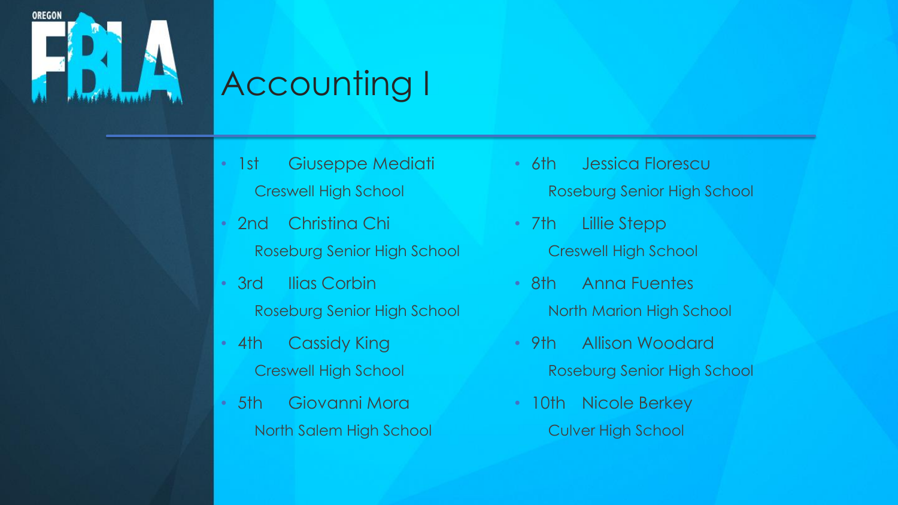# Accounting I

- 1st Giuseppe Mediati
  Creswell High School
- 2nd Christina Chi
  Roseburg Senior High School
- 3rd Ilias Corbin
  Roseburg Senior High School
- 4th Cassidy King
  Creswell High School
- 5th Giovanni Mora
  North Salem High School
- 6th Jessica Florescu
  Roseburg Senior High School
- 7th Lillie Stepp
  Creswell High School
- 8th Anna Fuentes
  North Marion High School
- 9th Allison Woodard
  Roseburg Senior High School
- 10th Nicole Berkey
  Culver High School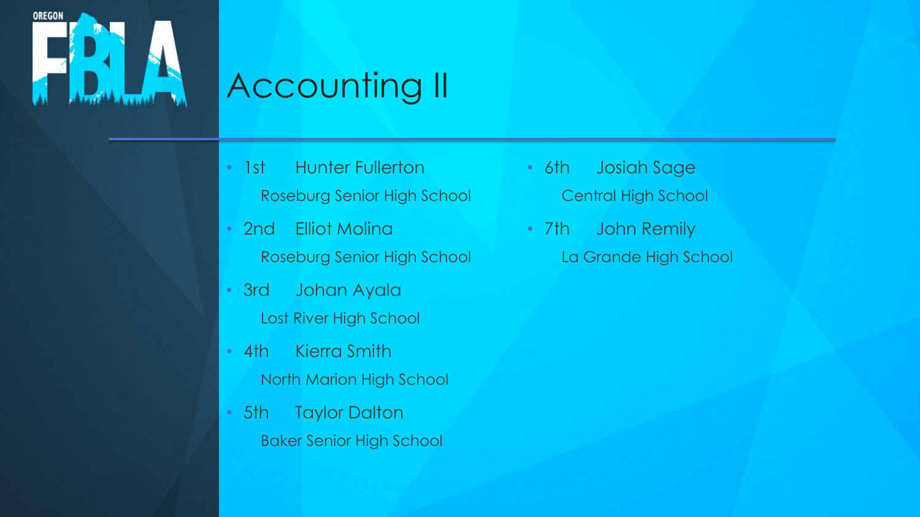# Accounting II

- 1st Hunter Fullerton
  Roseburg Senior High School
- 2nd Elliot Molina
  Roseburg Senior High School
- 3rd Johan Ayala
  Lost River High School
- 4th Kierra Smith
  North Marion High School
- 5th Taylor Dalton
  Baker Senior High School
- 6th Josiah Sage
  Central High School
- 7th John Remily
  La Grande High School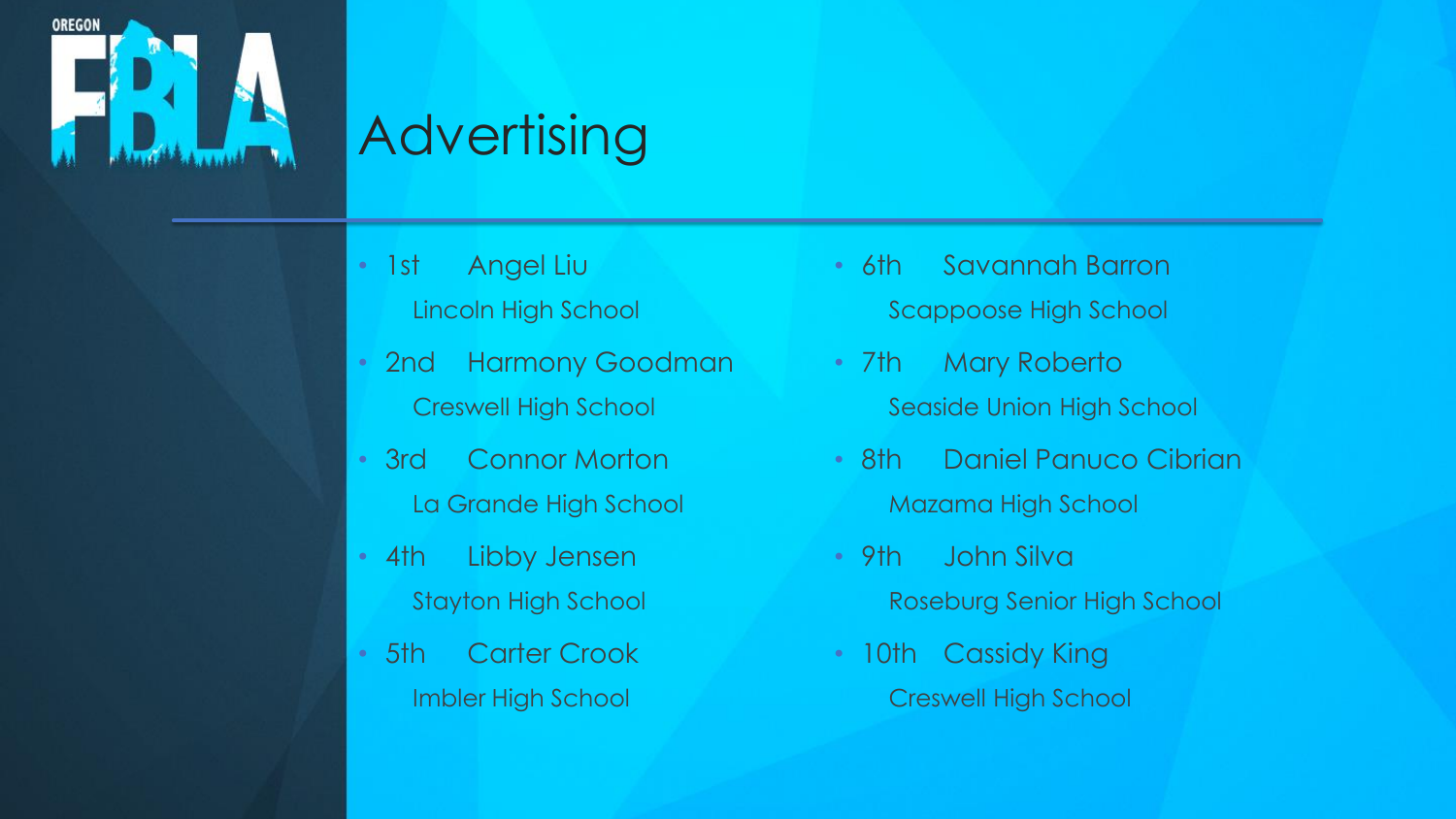# Advertising

- 1st Angel Liu
  Lincoln High School
- 2nd Harmony Goodman
  Creswell High School
- 3rd Connor Morton
  La Grande High School
- 4th Libby Jensen
  Stayton High School
- 5th Carter Crook
  Imbler High School
- 6th Savannah Barron
  Scappoose High School
- 7th Mary Roberto
  Seaside Union High School
- 8th Daniel Panuco Cibrian
  Mazama High School
- 9th John Silva
  Roseburg Senior High School
- 10th Cassidy King
  Creswell High School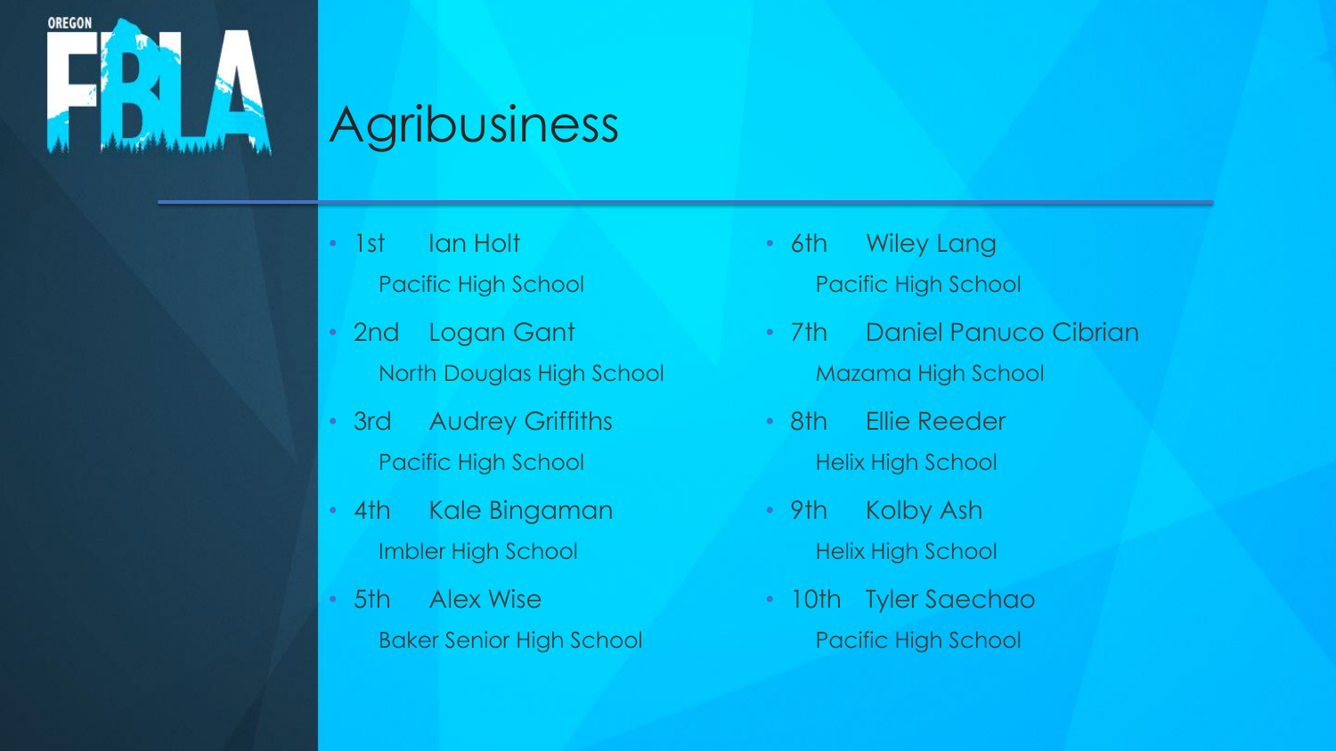# Agribusiness

- 1st Ian Holt
  Pacific High School
- 2nd Logan Gant
  North Douglas High School
- 3rd Audrey Griffiths
  Pacific High School
- 4th Kale Bingaman
  Imbler High School
- 5th Alex Wise
  Baker Senior High School
- 6th Wiley Lang
  Pacific High School
- 7th Daniel Panuco Cibrian
  Mazama High School
- 8th Ellie Reeder
  Helix High School
- 9th Kolby Ash
  Helix High School
- 10th Tyler Saechao
  Pacific High School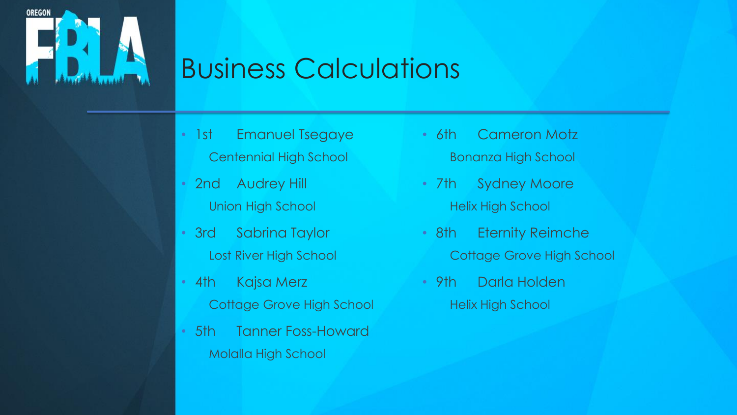# Business Calculations

- 1st Emanuel Tsegaye
  Centennial High School
- 2nd Audrey Hill
  Union High School
- 3rd Sabrina Taylor
  Lost River High School
- 4th Kajsa Merz
  Cottage Grove High School
- 5th Tanner Foss-Howard
  Molalla High School
- 6th Cameron Motz
  Bonanza High School
- 7th Sydney Moore
  Helix High School
- 8th Eternity Reimche
  Cottage Grove High School
- 9th Darla Holden
  Helix High School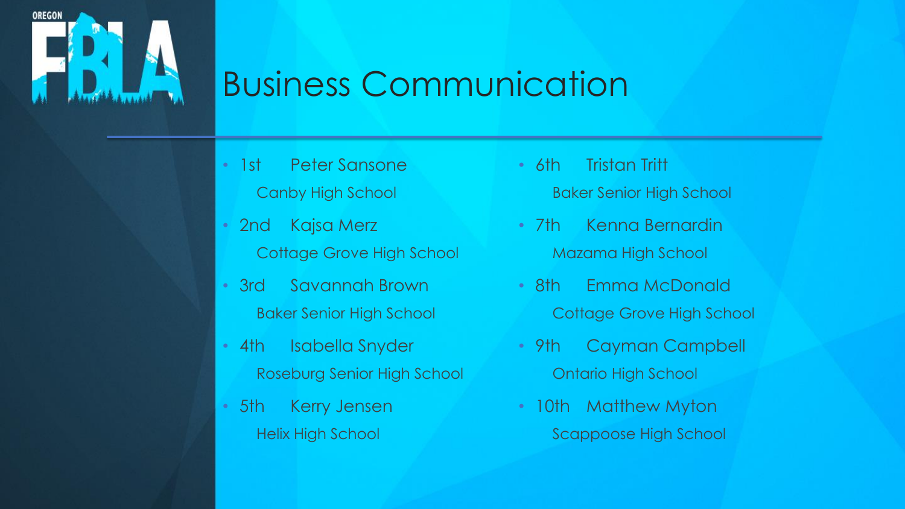# Business Communication

- 1st Peter Sansone
  Canby High School
- 2nd Kajsa Merz
  Cottage Grove High School
- 3rd Savannah Brown
  Baker Senior High School
- 4th Isabella Snyder
  Roseburg Senior High School
- 5th Kerry Jensen
  Helix High School
- 6th Tristan Tritt
  Baker Senior High School
- 7th Kenna Bernardin
  Mazama High School
- 8th Emma McDonald
  Cottage Grove High School
- 9th Cayman Campbell
  Ontario High School
- 10th Matthew Myton
  Scappoose High School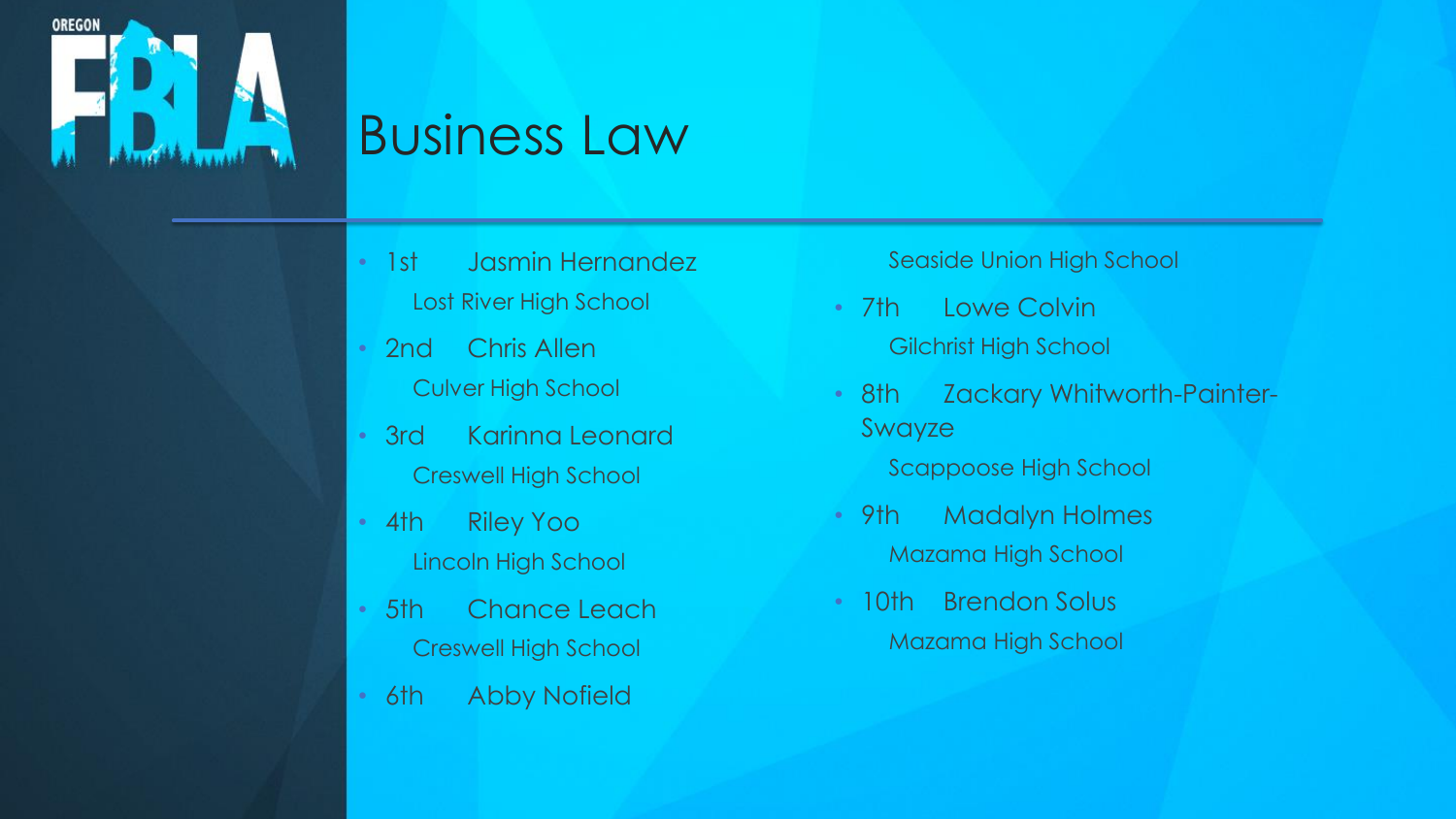# Business Law

- 1st Jasmin Hernandez
  Lost River High School
- 2nd Chris Allen
  Culver High School
- 3rd Karinna Leonard
  Creswell High School
- 4th Riley Yoo
  Lincoln High School
- 5th Chance Leach
  Creswell High School
- 6th Abby Nofield
  Seaside Union High School
- 7th Lowe Colvin
  Gilchrist High School
- 8th Zackary Whitworth-Painter-Swayze
  Scappoose High School
- 9th Madalyn Holmes
  Mazama High School
- 10th Brendon Solus
  Mazama High School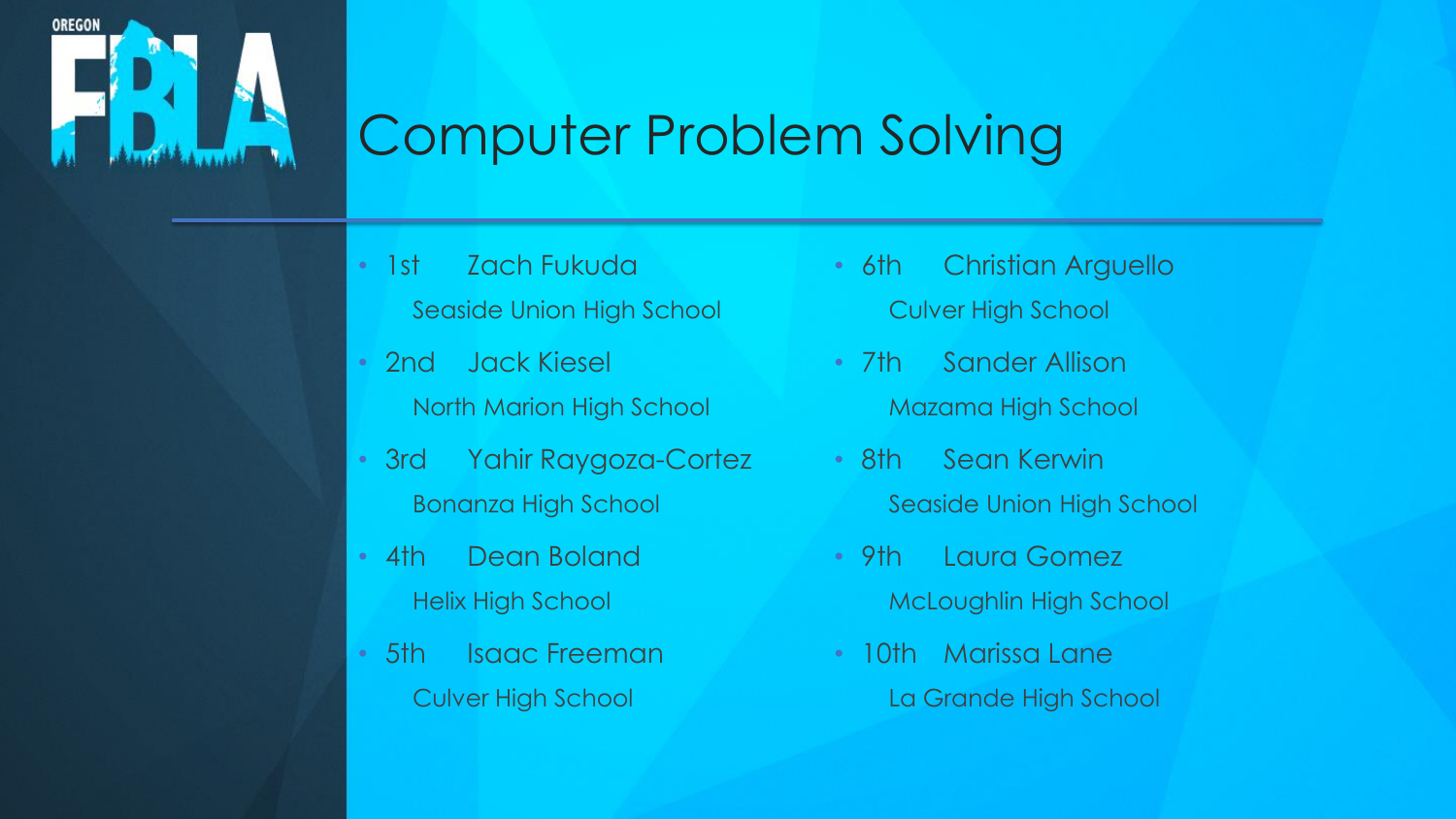# Computer Problem Solving

- 1st Zach Fukuda
  Seaside Union High School
- 2nd Jack Kiesel
  North Marion High School
- 3rd Yahir Raygoza-Cortez
  Bonanza High School
- 4th Dean Boland
  Helix High School
- 5th Isaac Freeman
  Culver High School
- 6th Christian Arguello
  Culver High School
- 7th Sander Allison
  Mazama High School
- 8th Sean Kerwin
  Seaside Union High School
- 9th Laura Gomez
  McLoughlin High School
- 10th Marissa Lane
  La Grande High School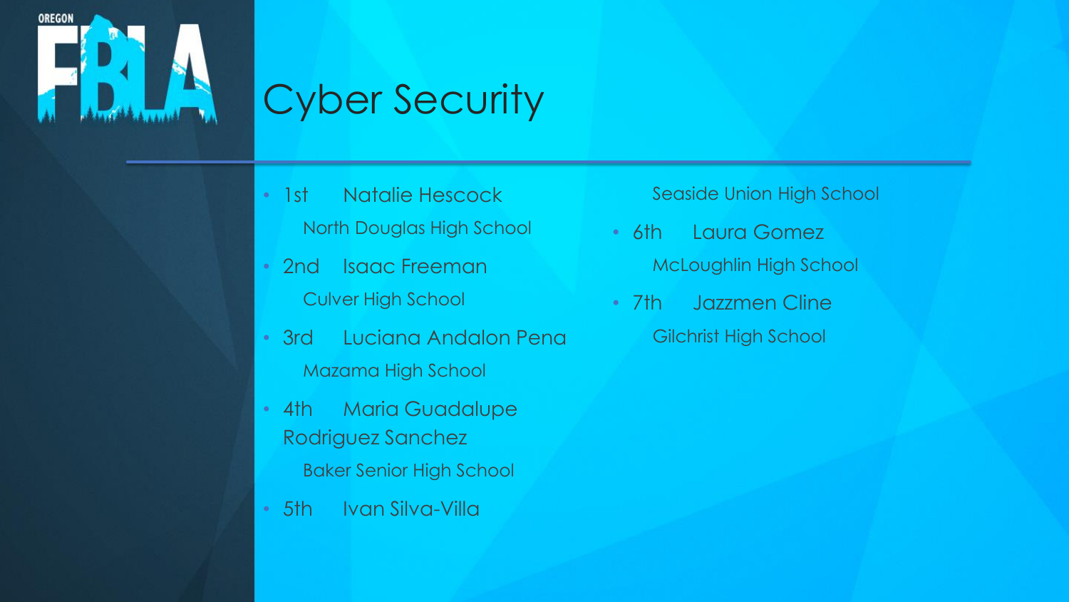# Cyber Security

- 1st Natalie Hescock
  North Douglas High School
- 2nd Isaac Freeman
  Culver High School
- 3rd Luciana Andalon Pena
  Mazama High School
- 4th Maria Guadalupe Rodriguez Sanchez
  Baker Senior High School
- 5th Ivan Silva-Villa
  Seaside Union High School
- 6th Laura Gomez
  McLoughlin High School
- 7th Jazzmen Cline
  Gilchrist High School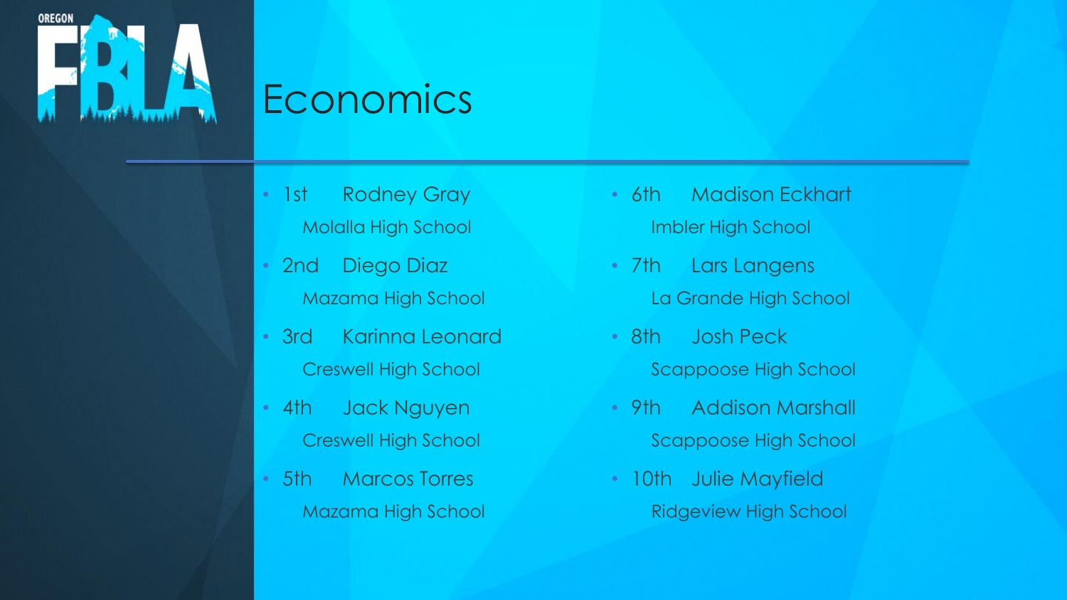# Economics

- 1st Rodney Gray
  Molalla High School
- 2nd Diego Diaz
  Mazama High School
- 3rd Karinna Leonard
  Creswell High School
- 4th Jack Nguyen
  Creswell High School
- 5th Marcos Torres
  Mazama High School
- 6th Madison Eckhart
  Imbler High School
- 7th Lars Langens
  La Grande High School
- 8th Josh Peck
  Scappoose High School
- 9th Addison Marshall
  Scappoose High School
- 10th Julie Mayfield
  Ridgeview High School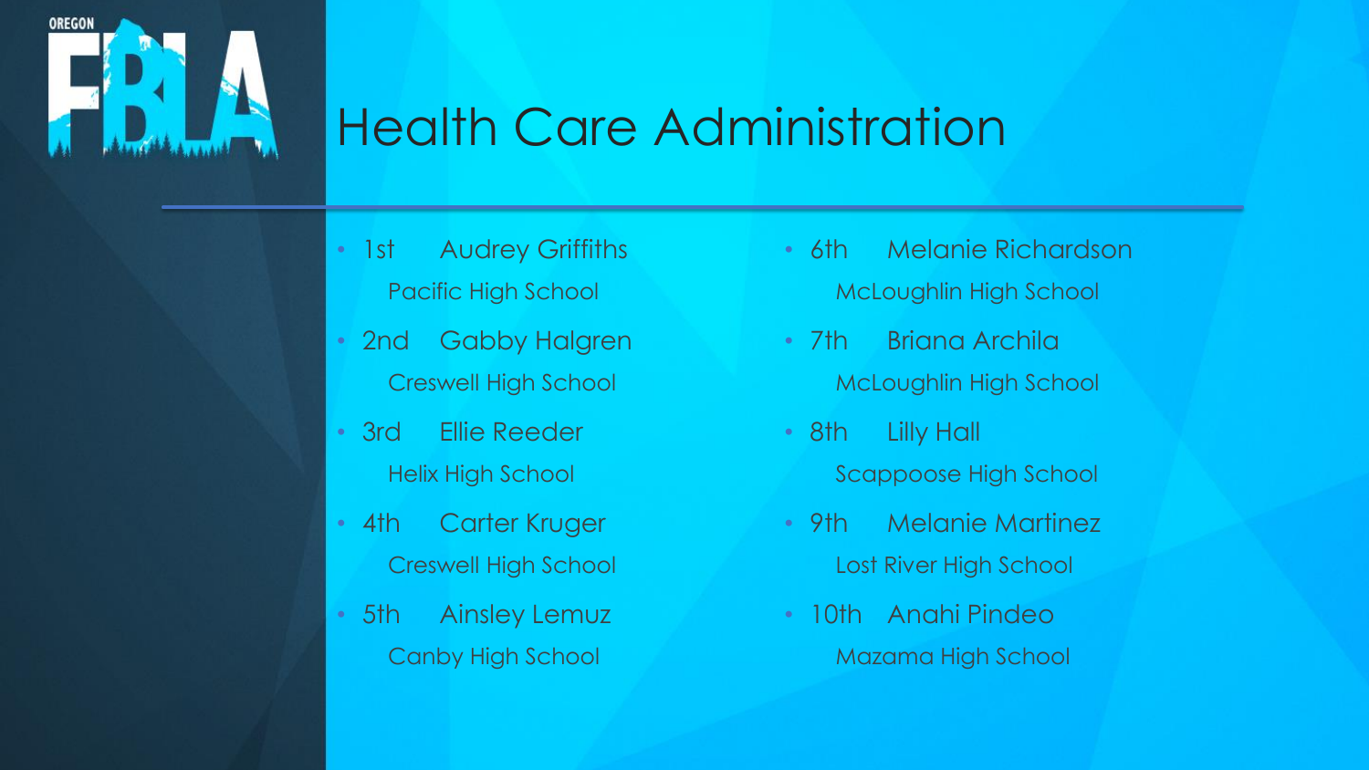# Health Care Administration

- 1st Audrey Griffiths
  Pacific High School
- 2nd Gabby Halgren
  Creswell High School
- 3rd Ellie Reeder
  Helix High School
- 4th Carter Kruger
  Creswell High School
- 5th Ainsley Lemuz
  Canby High School
- 6th Melanie Richardson
  McLoughlin High School
- 7th Briana Archila
  McLoughlin High School
- 8th Lilly Hall
  Scappoose High School
- 9th Melanie Martinez
  Lost River High School
- 10th Anahi Pindeo
  Mazama High School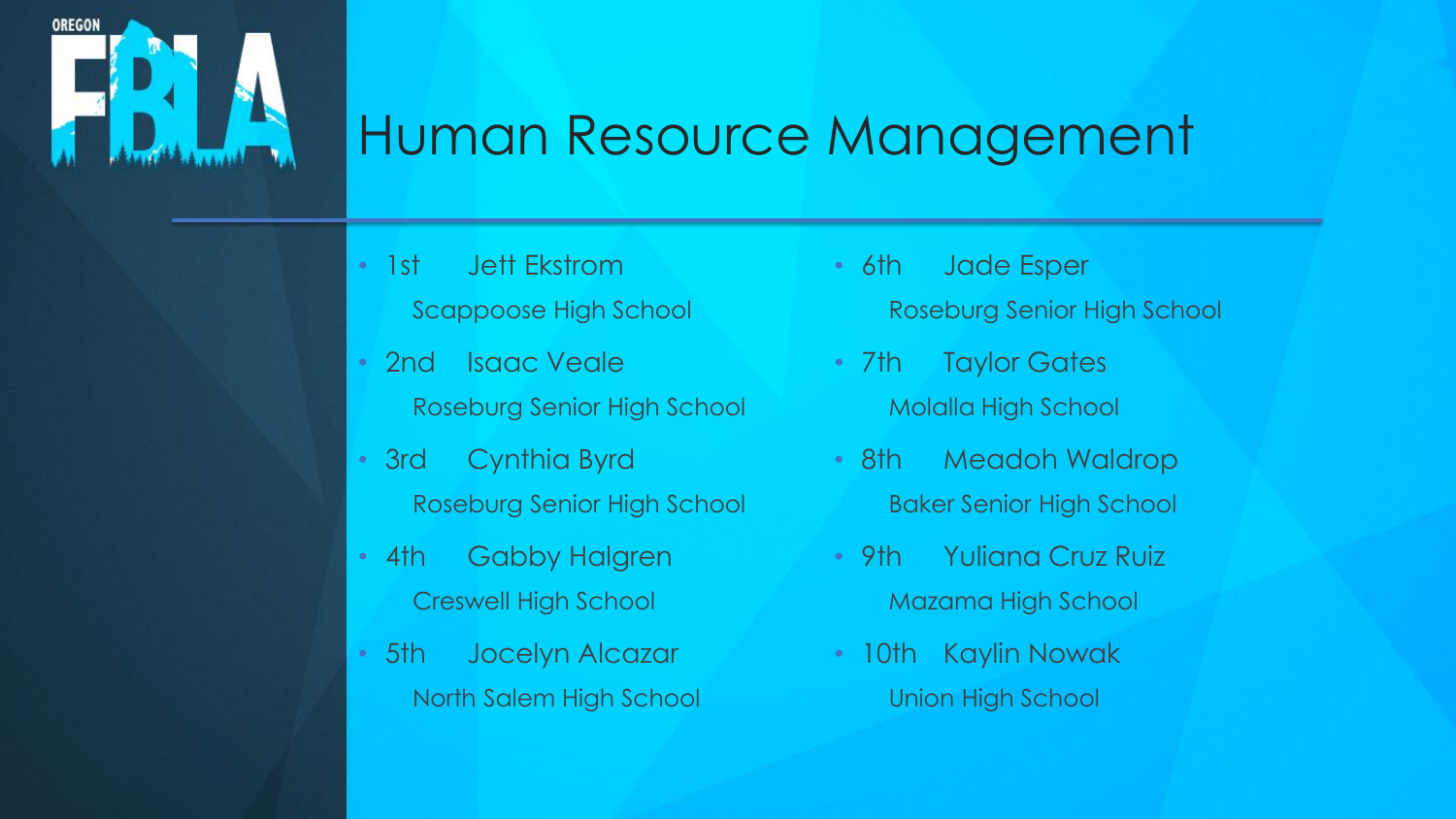# Human Resource Management

- 1st Jett Ekstrom
  Scappoose High School
- 2nd Isaac Veale
  Roseburg Senior High School
- 3rd Cynthia Byrd
  Roseburg Senior High School
- 4th Gabby Halgren
  Creswell High School
- 5th Jocelyn Alcazar
  North Salem High School
- 6th Jade Esper
  Roseburg Senior High School
- 7th Taylor Gates
  Molalla High School
- 8th Meadoh Waldrop
  Baker Senior High School
- 9th Yuliana Cruz Ruiz
  Mazama High School
- 10th Kaylin Nowak
  Union High School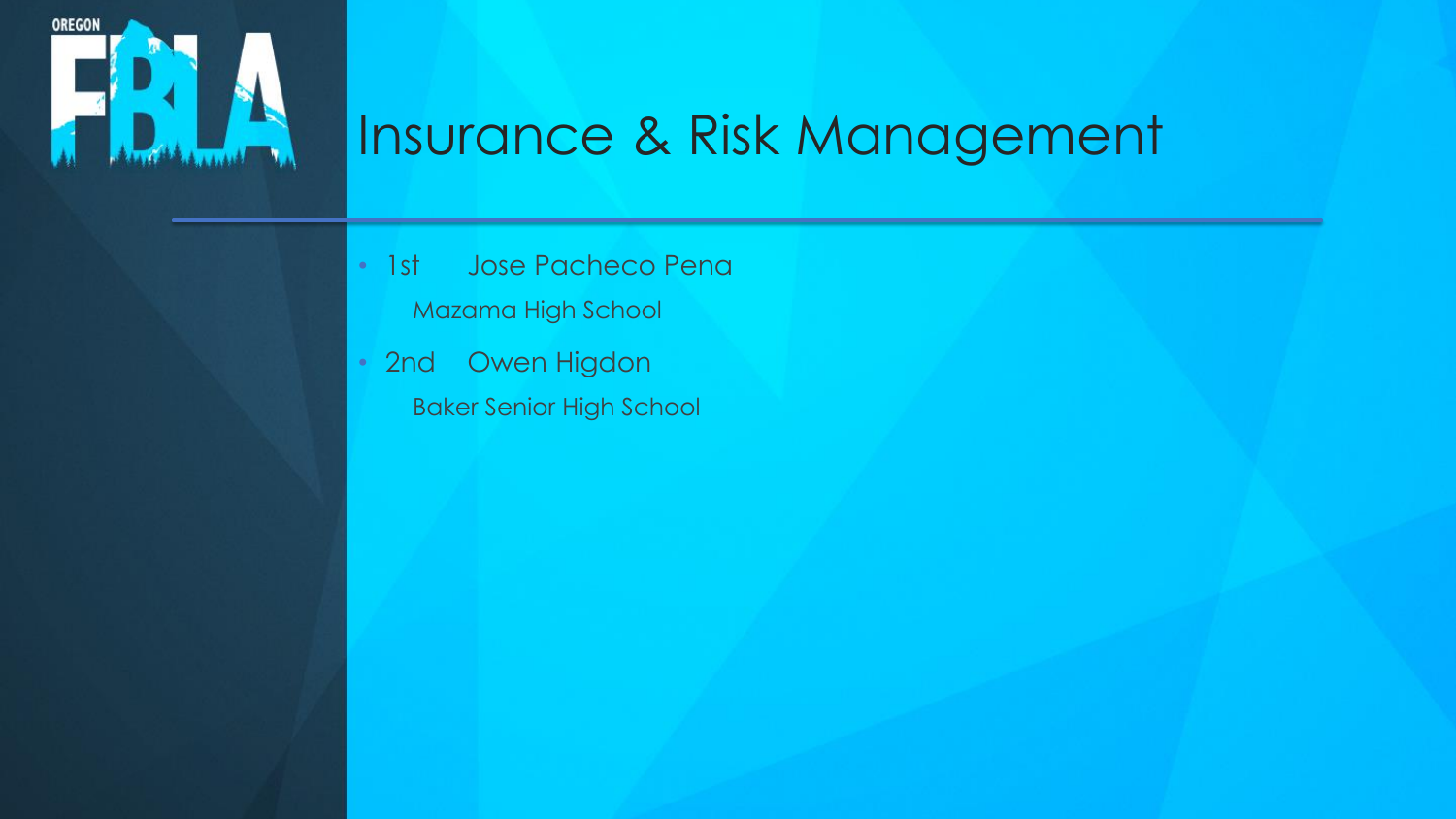# Insurance & Risk Management

- 1st Jose Pacheco Pena
  Mazama High School
- 2nd Owen Higdon
  Baker Senior High School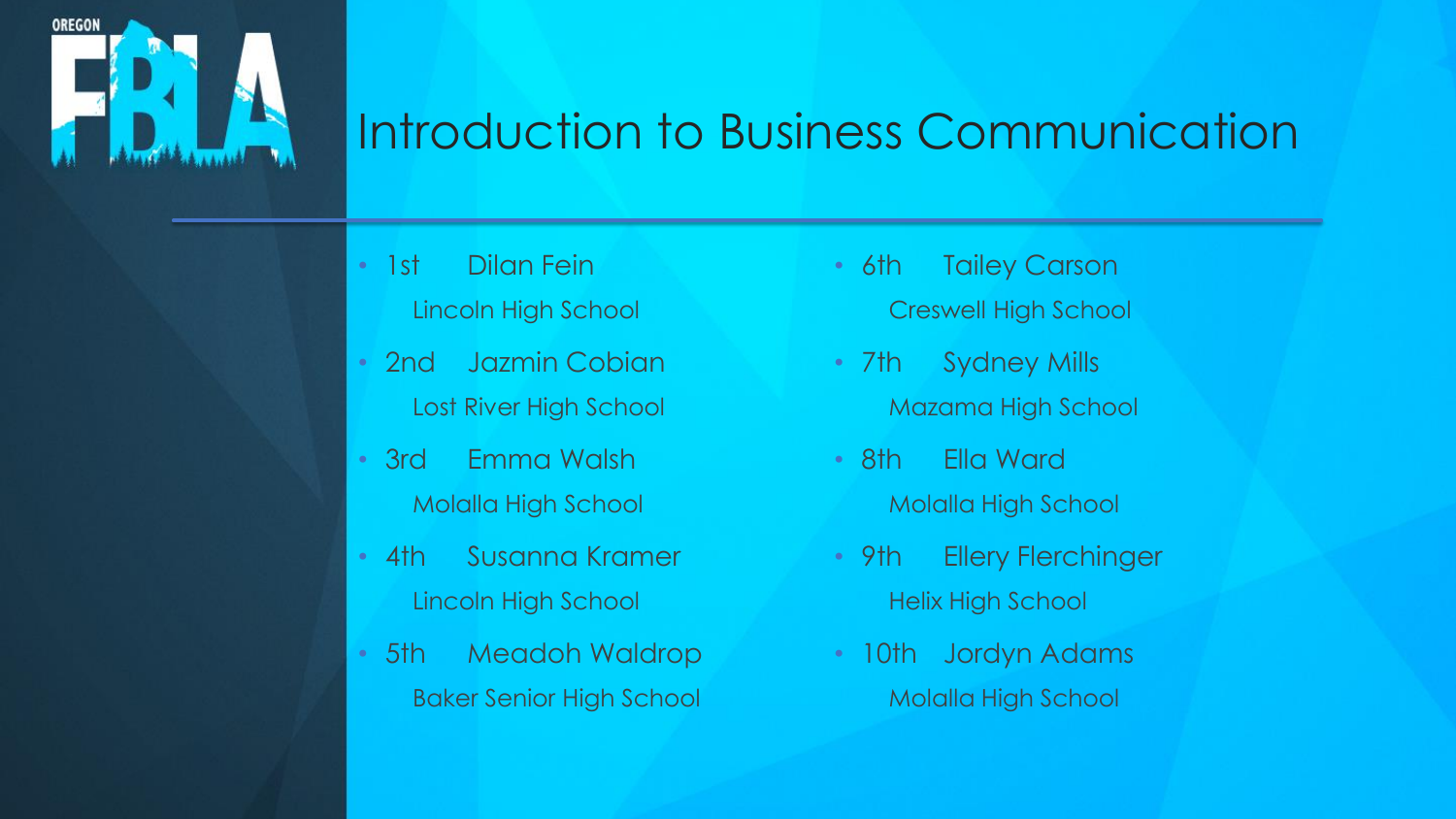# Introduction to Business Communication

- 1st Dilan Fein
  Lincoln High School
- 2nd Jazmin Cobian
  Lost River High School
- 3rd Emma Walsh
  Molalla High School
- 4th Susanna Kramer
  Lincoln High School
- 5th Meadoh Waldrop
  Baker Senior High School
- 6th Tailey Carson
  Creswell High School
- 7th Sydney Mills
  Mazama High School
- 8th Ella Ward
  Molalla High School
- 9th Ellery Flerchinger
  Helix High School
- 10th Jordyn Adams
  Molalla High School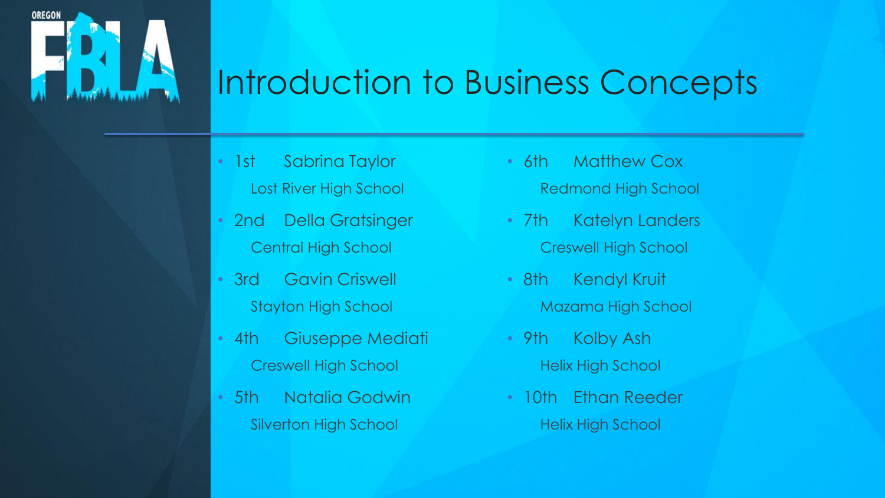# Introduction to Business Concepts

- 1st Sabrina Taylor
  Lost River High School
- 2nd Della Gratsinger
  Central High School
- 3rd Gavin Criswell
  Stayton High School
- 4th Giuseppe Mediati
  Creswell High School
- 5th Natalia Godwin
  Silverton High School
- 6th Matthew Cox
  Redmond High School
- 7th Katelyn Landers
  Creswell High School
- 8th Kendyl Kruit
  Mazama High School
- 9th Kolby Ash
  Helix High School
- 10th Ethan Reeder
  Helix High School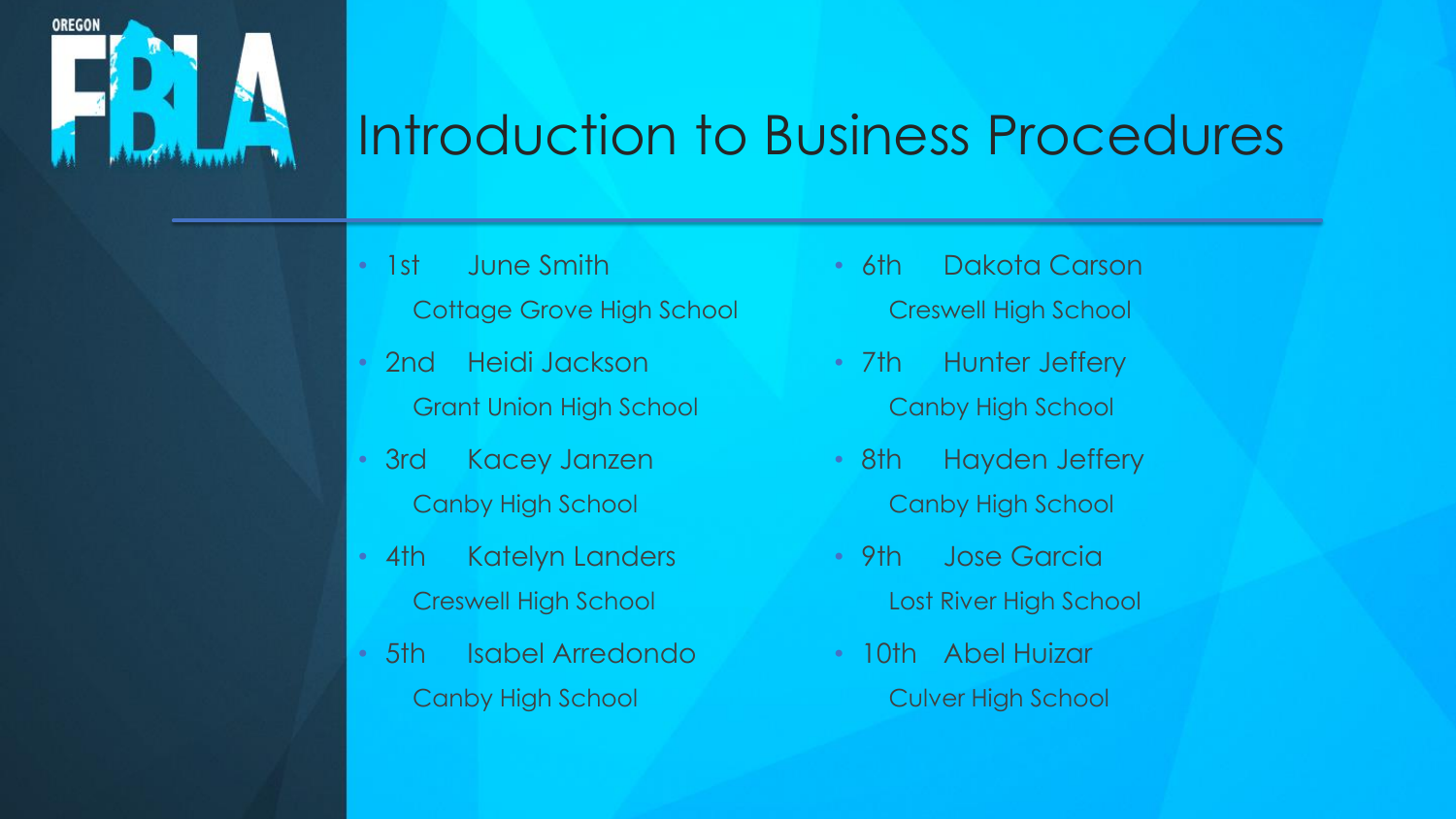# Introduction to Business Procedures

- 1st June Smith
  Cottage Grove High School
- 2nd Heidi Jackson
  Grant Union High School
- 3rd Kacey Janzen
  Canby High School
- 4th Katelyn Landers
  Creswell High School
- 5th Isabel Arredondo
  Canby High School
- 6th Dakota Carson
  Creswell High School
- 7th Hunter Jeffery
  Canby High School
- 8th Hayden Jeffery
  Canby High School
- 9th Jose Garcia
  Lost River High School
- 10th Abel Huizar
  Culver High School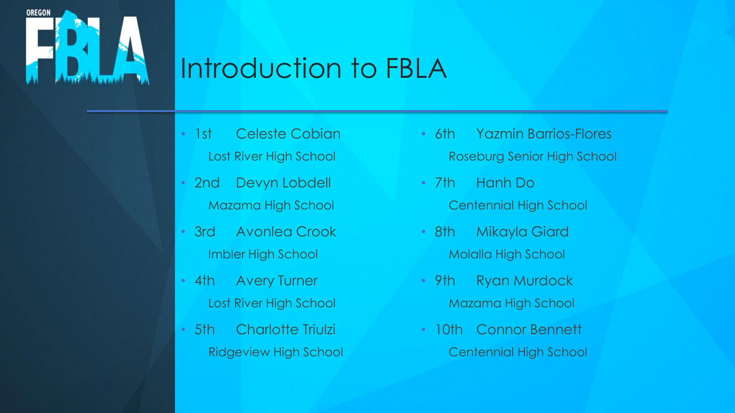# Introduction to FBLA

- 1st Celeste Cobian
  Lost River High School
- 2nd Devyn Lobdell
  Mazama High School
- 3rd Avonlea Crook
  Imbler High School
- 4th Avery Turner
  Lost River High School
- 5th Charlotte Triulzi
  Ridgeview High School
- 6th Yazmin Barrios-Flores
  Roseburg Senior High School
- 7th Hanh Do
  Centennial High School
- 8th Mikayla Giard
  Molalla High School
- 9th Ryan Murdock
  Mazama High School
- 10th Connor Bennett
  Centennial High School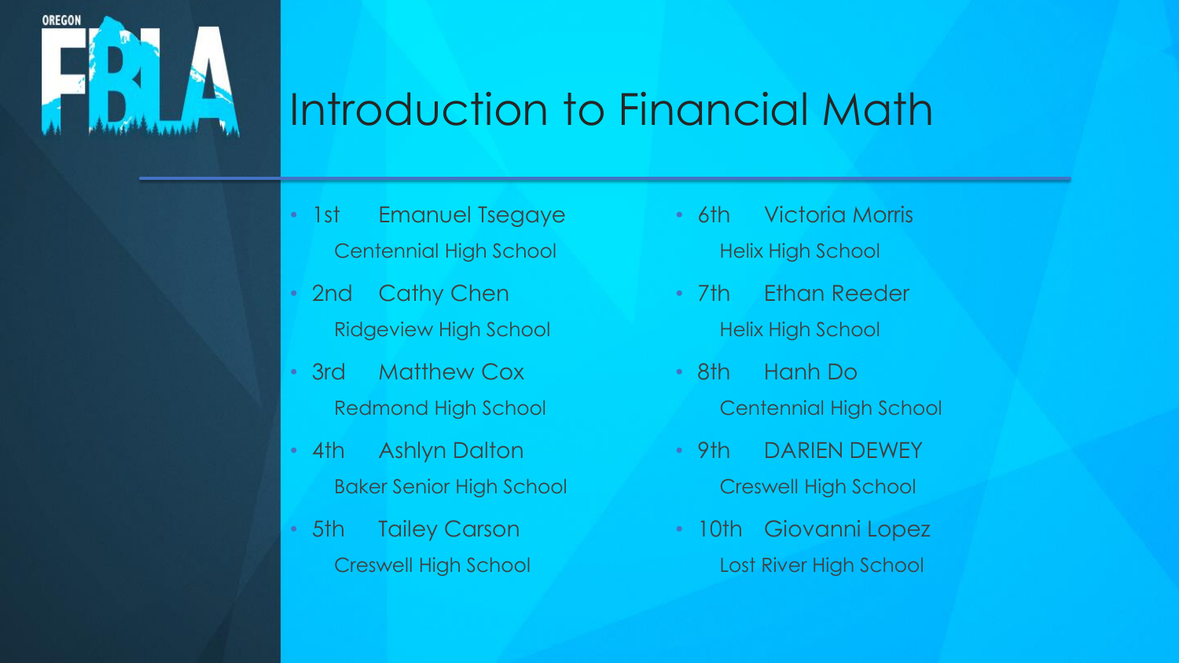# Introduction to Financial Math

- 1st Emanuel Tsegaye
  Centennial High School
- 2nd Cathy Chen
  Ridgeview High School
- 3rd Matthew Cox
  Redmond High School
- 4th Ashlyn Dalton
  Baker Senior High School
- 5th Tailey Carson
  Creswell High School
- 6th Victoria Morris
  Helix High School
- 7th Ethan Reeder
  Helix High School
- 8th Hanh Do
  Centennial High School
- 9th DARIEN DEWEY
  Creswell High School
- 10th Giovanni Lopez
  Lost River High School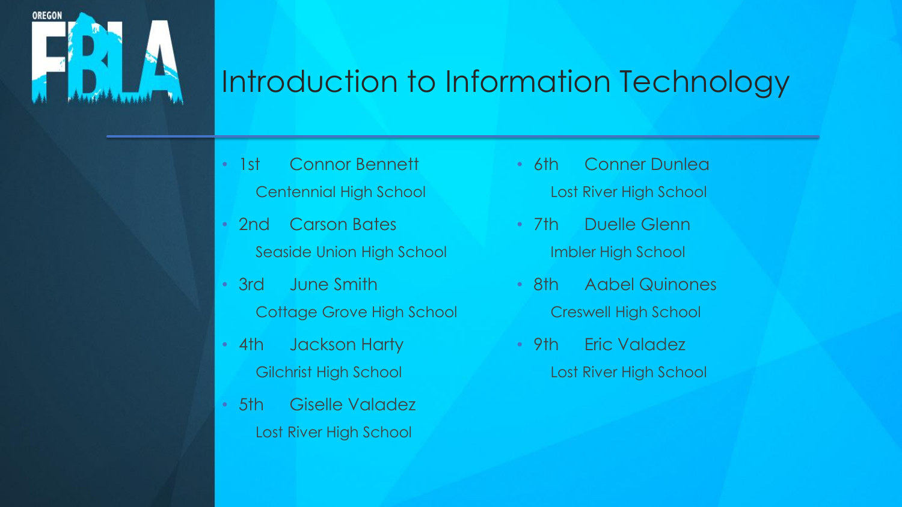# Introduction to Information Technology

- 1st Connor Bennett
  Centennial High School
- 2nd Carson Bates
  Seaside Union High School
- 3rd June Smith
  Cottage Grove High School
- 4th Jackson Harty
  Gilchrist High School
- 5th Giselle Valadez
  Lost River High School
- 6th Conner Dunlea
  Lost River High School
- 7th Duelle Glenn
  Imbler High School
- 8th Aabel Quinones
  Creswell High School
- 9th Eric Valadez
  Lost River High School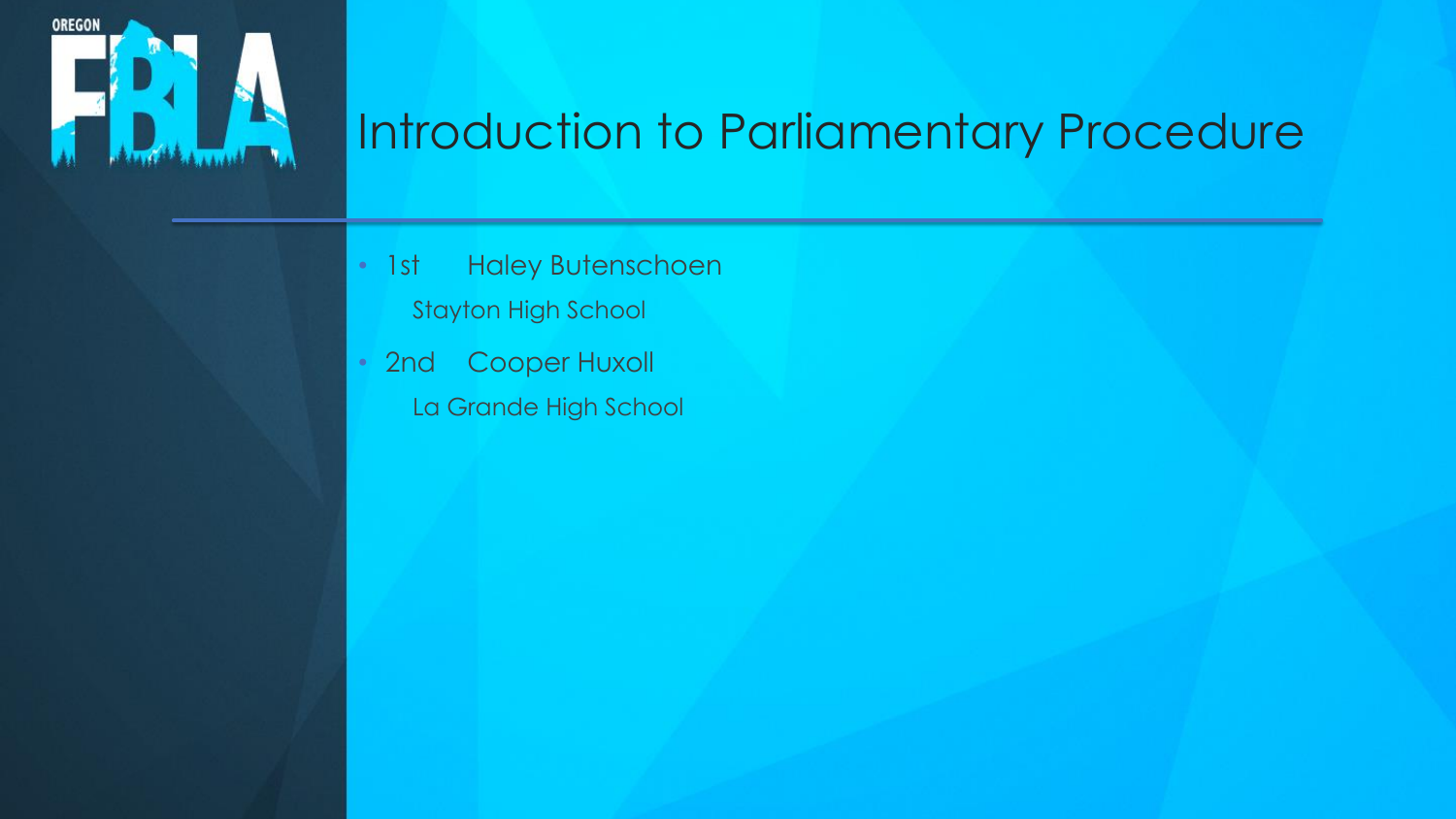# Introduction to Parliamentary Procedure

- 1st Haley Butenschoen
  Stayton High School
- 2nd Cooper Huxoll
  La Grande High School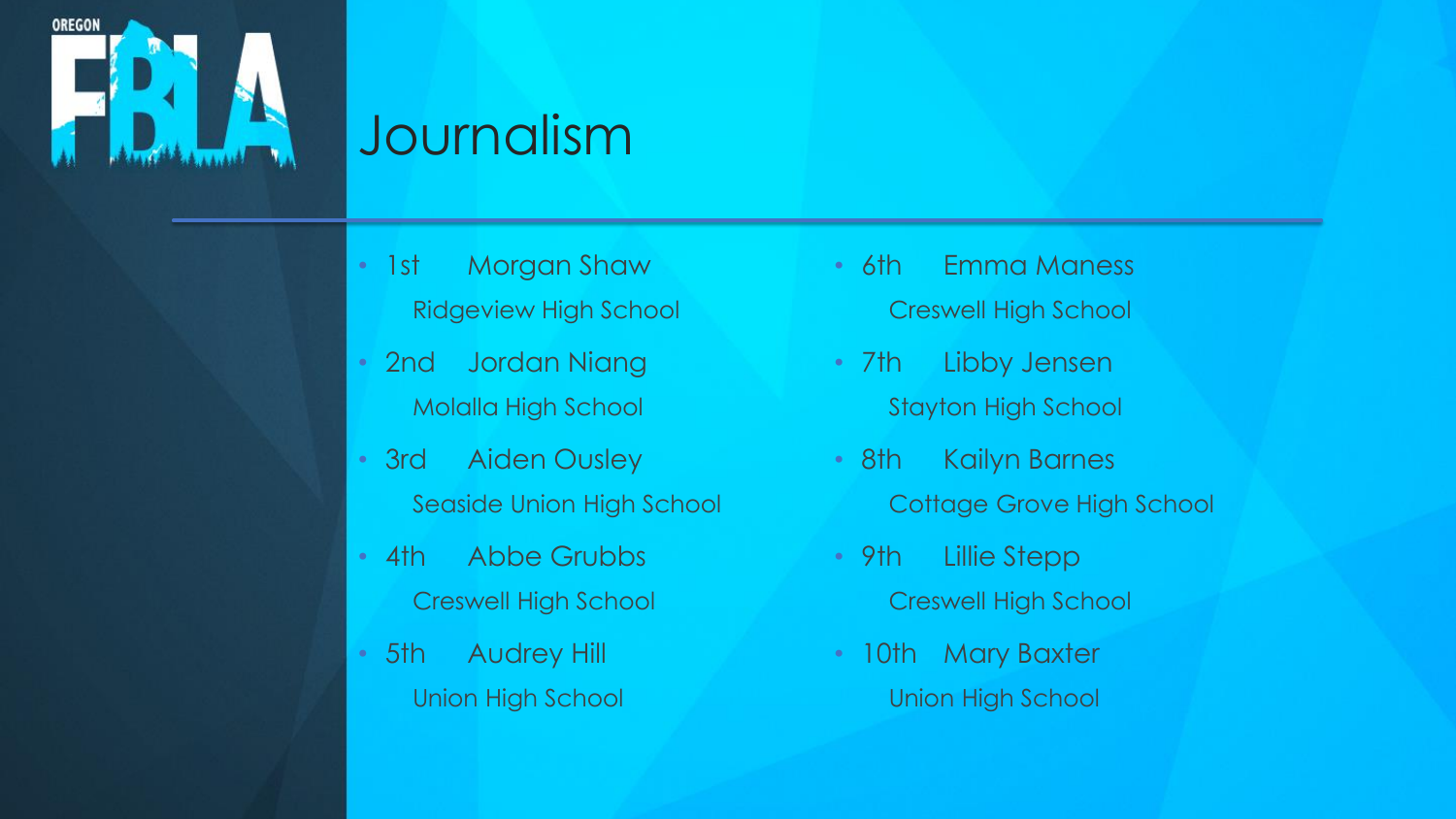# Journalism

- 1st Morgan Shaw
  Ridgeview High School
- 2nd Jordan Niang
  Molalla High School
- 3rd Aiden Ousley
  Seaside Union High School
- 4th Abbe Grubbs
  Creswell High School
- 5th Audrey Hill
  Union High School
- 6th Emma Maness
  Creswell High School
- 7th Libby Jensen
  Stayton High School
- 8th Kailyn Barnes
  Cottage Grove High School
- 9th Lillie Stepp
  Creswell High School
- 10th Mary Baxter
  Union High School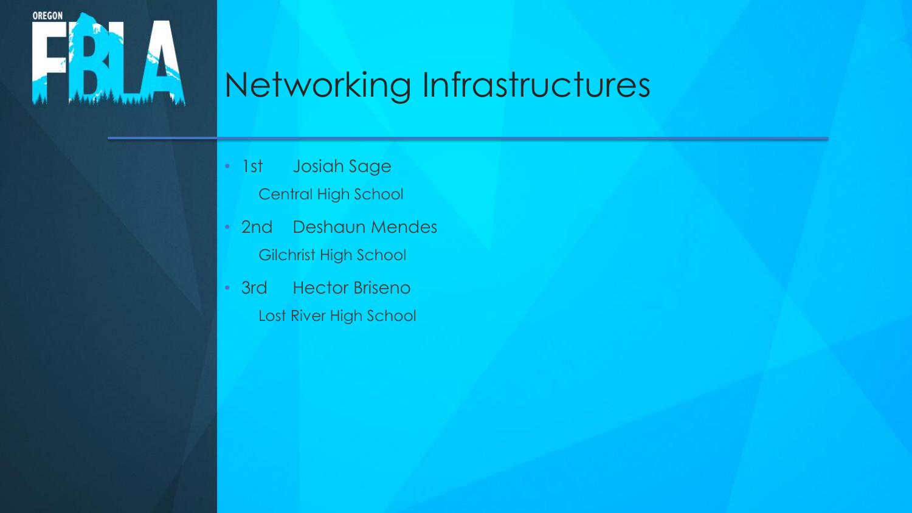# Networking Infrastructures

- 1st Josiah Sage
  Central High School
- 2nd Deshaun Mendes
  Gilchrist High School
- 3rd Hector Briseno
  Lost River High School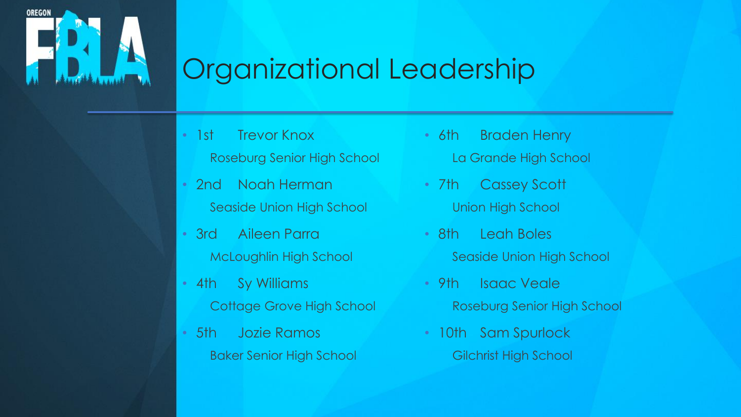# Organizational Leadership

- 1st Trevor Knox
  Roseburg Senior High School
- 2nd Noah Herman
  Seaside Union High School
- 3rd Aileen Parra
  McLoughlin High School
- 4th Sy Williams
  Cottage Grove High School
- 5th Jozie Ramos
  Baker Senior High School
- 6th Braden Henry
  La Grande High School
- 7th Cassey Scott
  Union High School
- 8th Leah Boles
  Seaside Union High School
- 9th Isaac Veale
  Roseburg Senior High School
- 10th Sam Spurlock
  Gilchrist High School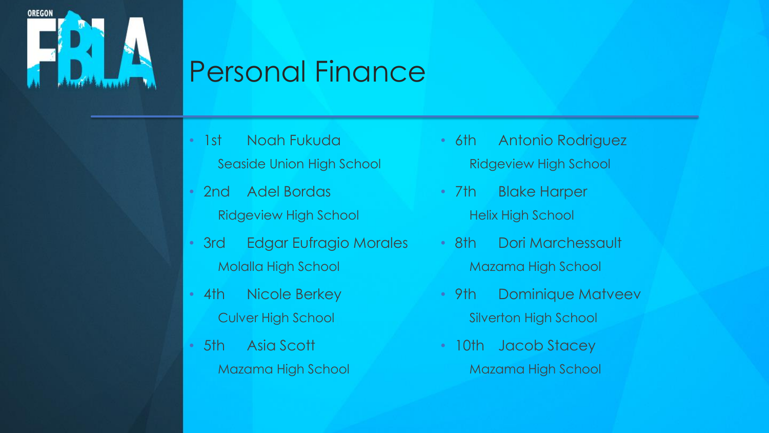# Personal Finance

- 1st Noah Fukuda
  Seaside Union High School
- 2nd Adel Bordas
  Ridgeview High School
- 3rd Edgar Eufragio Morales
  Molalla High School
- 4th Nicole Berkey
  Culver High School
- 5th Asia Scott
  Mazama High School
- 6th Antonio Rodriguez
  Ridgeview High School
- 7th Blake Harper
  Helix High School
- 8th Dori Marchessault
  Mazama High School
- 9th Dominique Matveev
  Silverton High School
- 10th Jacob Stacey
  Mazama High School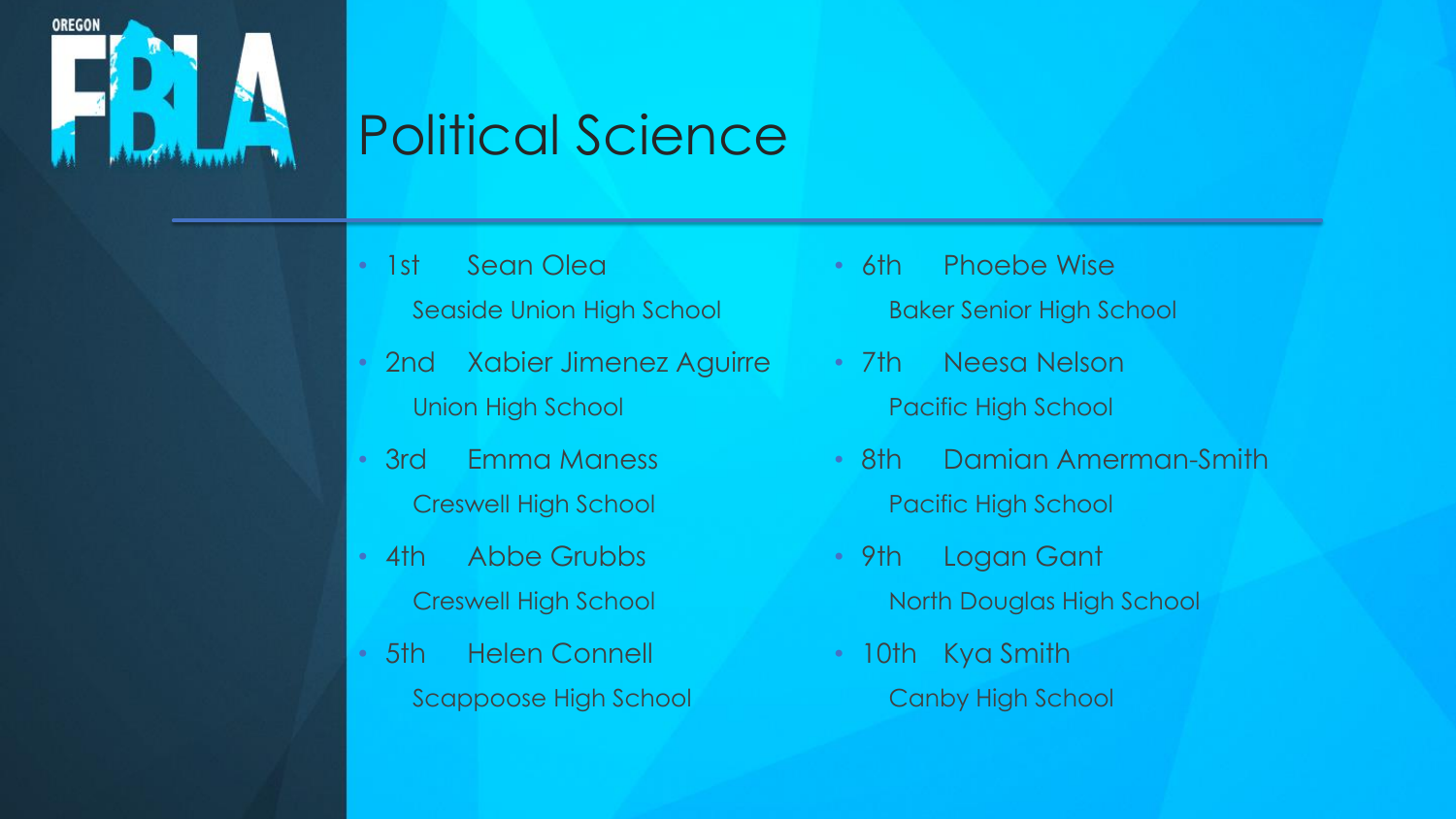# Political Science

- 1st Sean Olea
  Seaside Union High School
- 2nd Xabier Jimenez Aguirre
  Union High School
- 3rd Emma Maness
  Creswell High School
- 4th Abbe Grubbs
  Creswell High School
- 5th Helen Connell
  Scappoose High School
- 6th Phoebe Wise
  Baker Senior High School
- 7th Neesa Nelson
  Pacific High School
- 8th Damian Amerman-Smith
  Pacific High School
- 9th Logan Gant
  North Douglas High School
- 10th Kya Smith
  Canby High School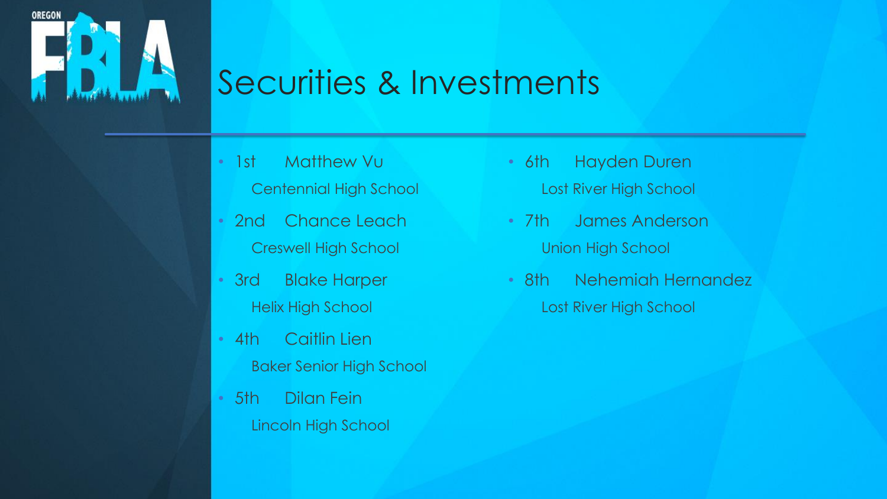# Securities & Investments

- 1st Matthew Vu
  Centennial High School
- 2nd Chance Leach
  Creswell High School
- 3rd Blake Harper
  Helix High School
- 4th Caitlin Lien
  Baker Senior High School
- 5th Dilan Fein
  Lincoln High School
- 6th Hayden Duren
  Lost River High School
- 7th James Anderson
  Union High School
- 8th Nehemiah Hernandez
  Lost River High School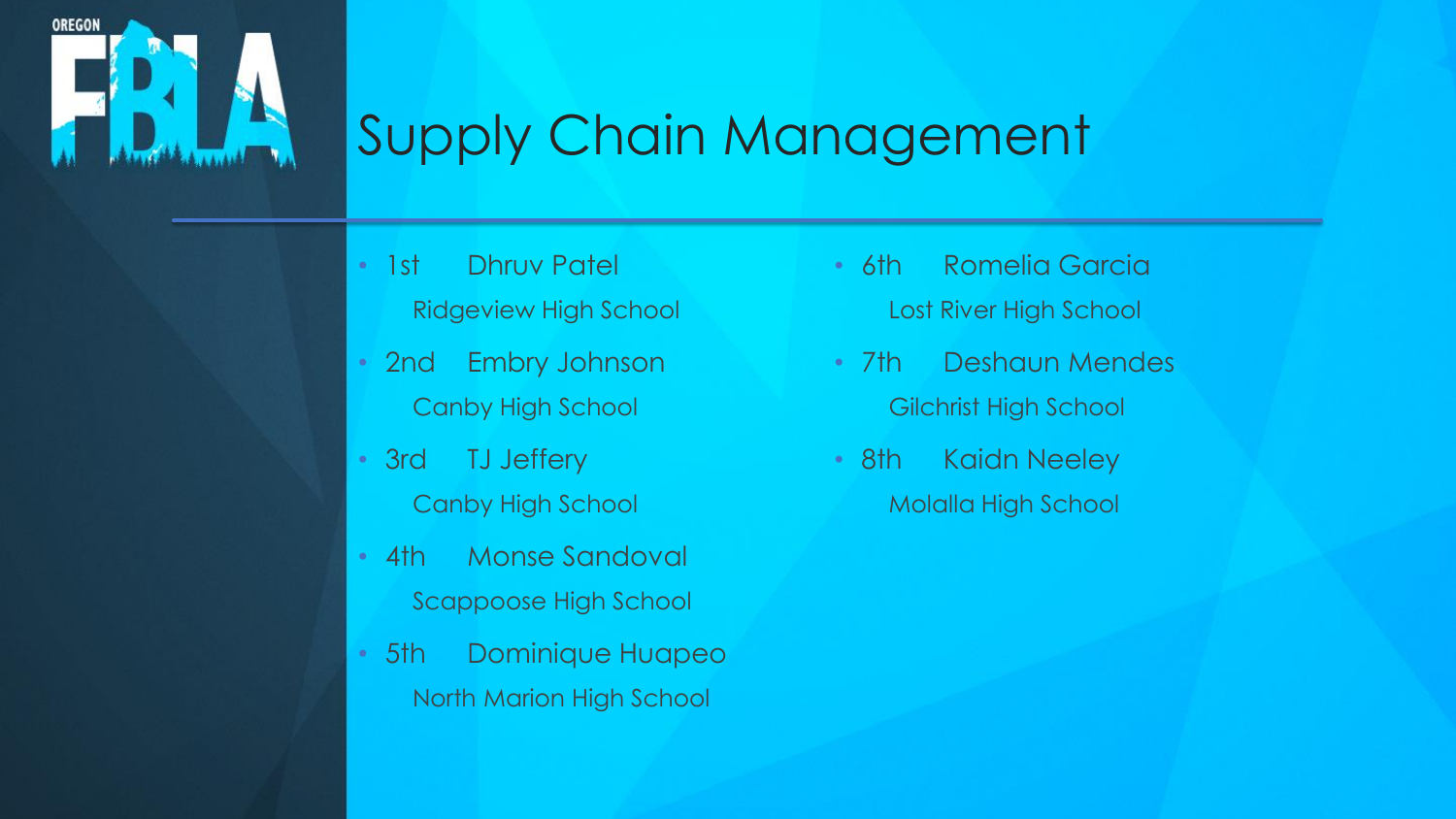# Supply Chain Management

- 1st Dhruv Patel
  Ridgeview High School
- 2nd Embry Johnson
  Canby High School
- 3rd TJ Jeffery
  Canby High School
- 4th Monse Sandoval
  Scappoose High School
- 5th Dominique Huapeo
  North Marion High School
- 6th Romelia Garcia
  Lost River High School
- 7th Deshaun Mendes
  Gilchrist High School
- 8th Kaidn Neeley
  Molalla High School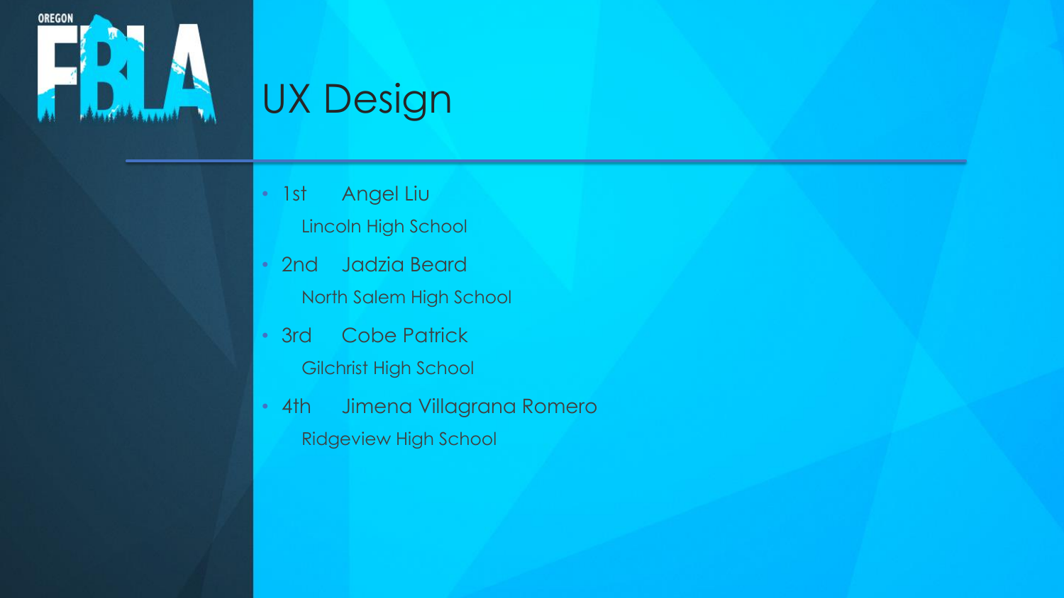# UX Design

- 1st Angel Liu
  Lincoln High School
- 2nd Jadzia Beard
  North Salem High School
- 3rd Cobe Patrick
  Gilchrist High School
- 4th Jimena Villagrana Romero
  Ridgeview High School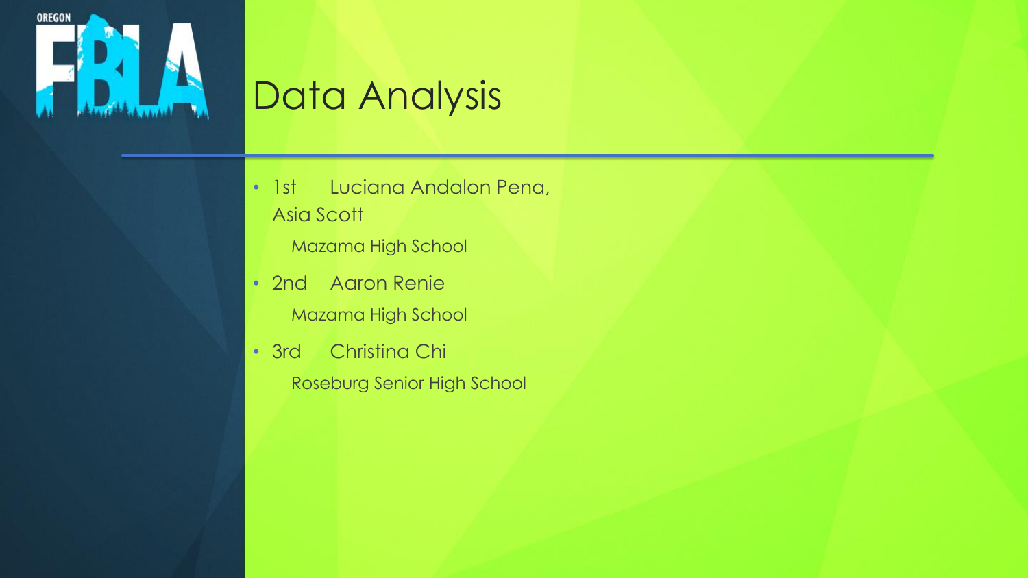# Data Analysis

- 1st Luciana Andalon Pena, Asia Scott
  Mazama High School
- 2nd Aaron Renie
  Mazama High School
- 3rd Christina Chi
  Roseburg Senior High School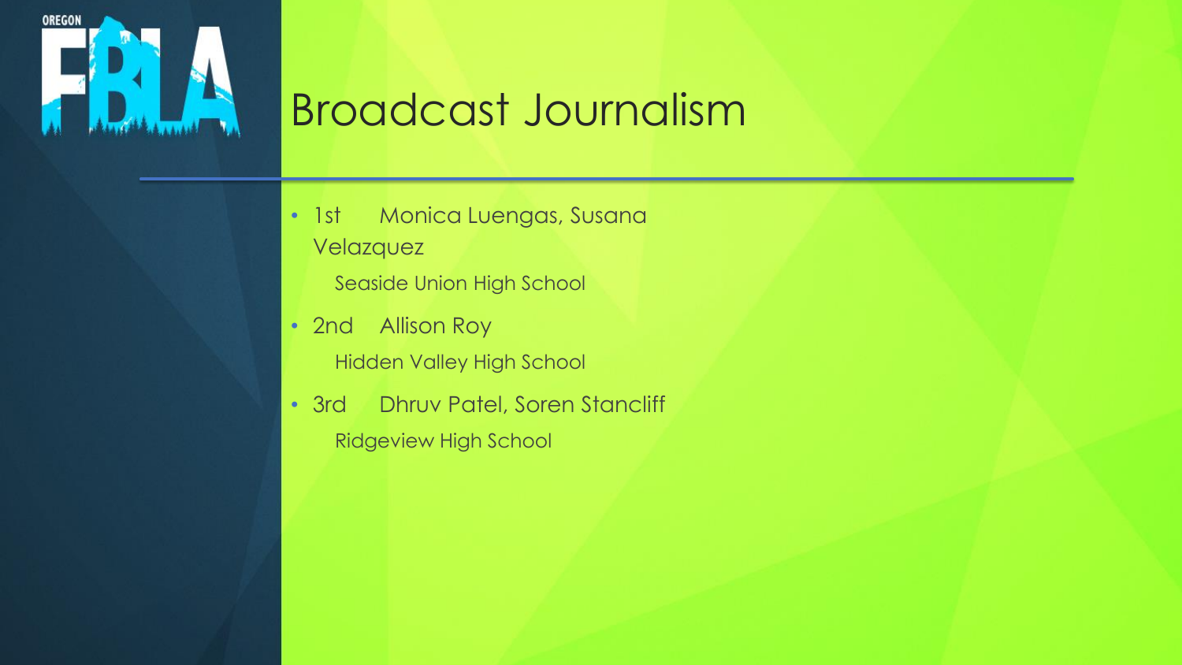# Broadcast Journalism

- 1st Monica Luengas, Susana Velazquez

  Seaside Union High School

- 2nd Allison Roy

  Hidden Valley High School

- 3rd Dhruv Patel, Soren Stancliff

  Ridgeview High School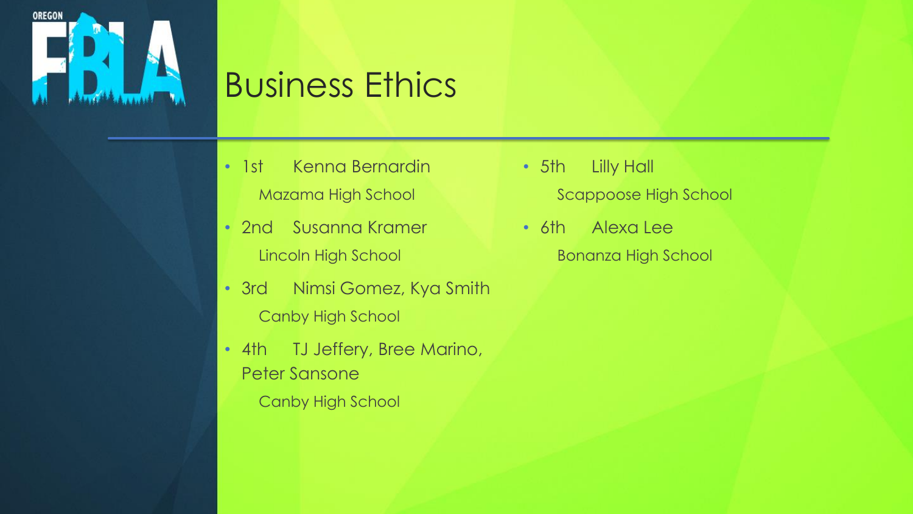# Business Ethics

- 1st Kenna Bernardin
  Mazama High School
- 2nd Susanna Kramer
  Lincoln High School
- 3rd Nimsi Gomez, Kya Smith
  Canby High School
- 4th TJ Jeffery, Bree Marino, Peter Sansone
  Canby High School
- 5th Lilly Hall
  Scappoose High School
- 6th Alexa Lee
  Bonanza High School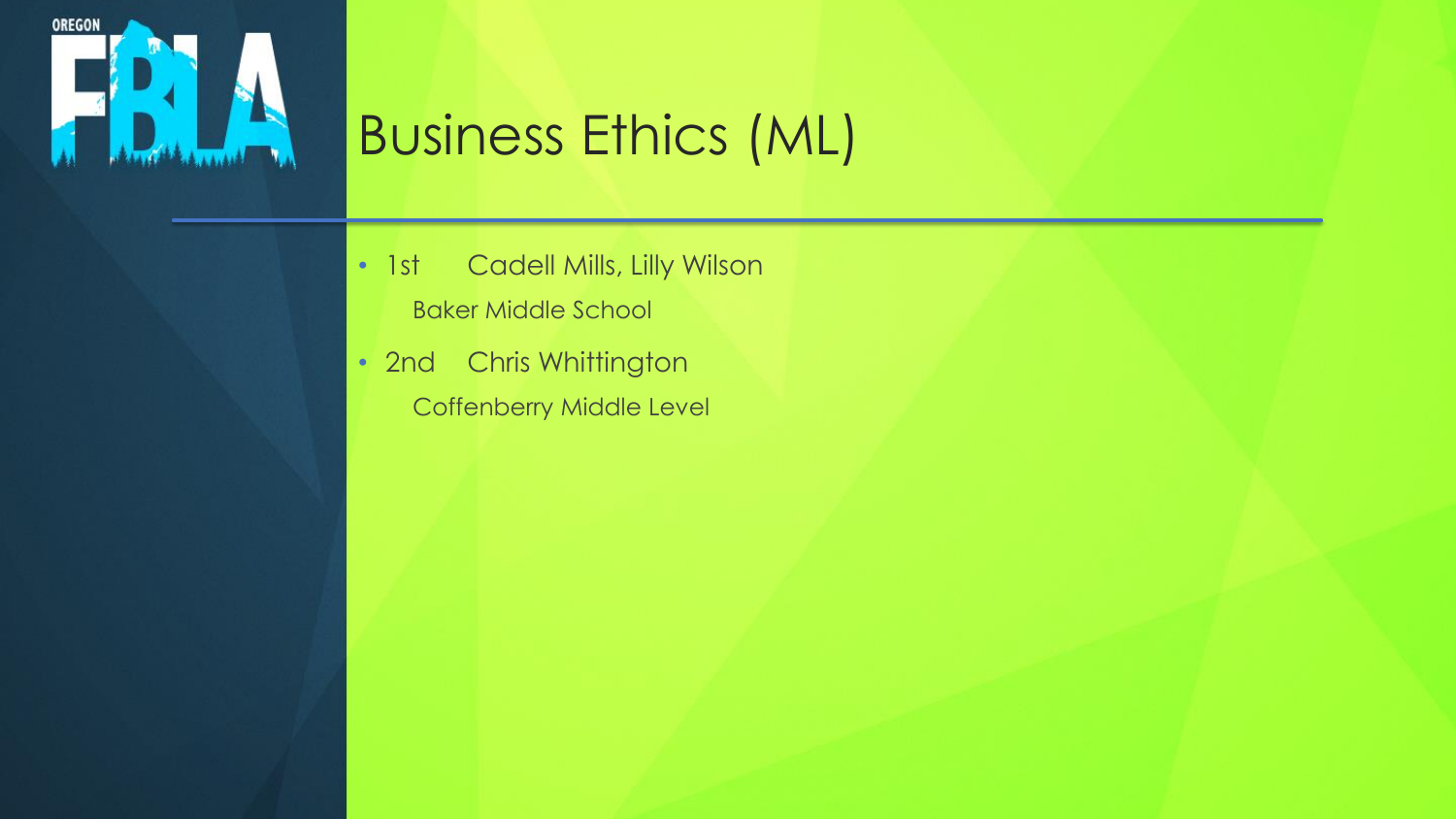# Business Ethics (ML)

- 1st Cadell Mills, Lilly Wilson
  Baker Middle School
- 2nd Chris Whittington
  Coffenberry Middle Level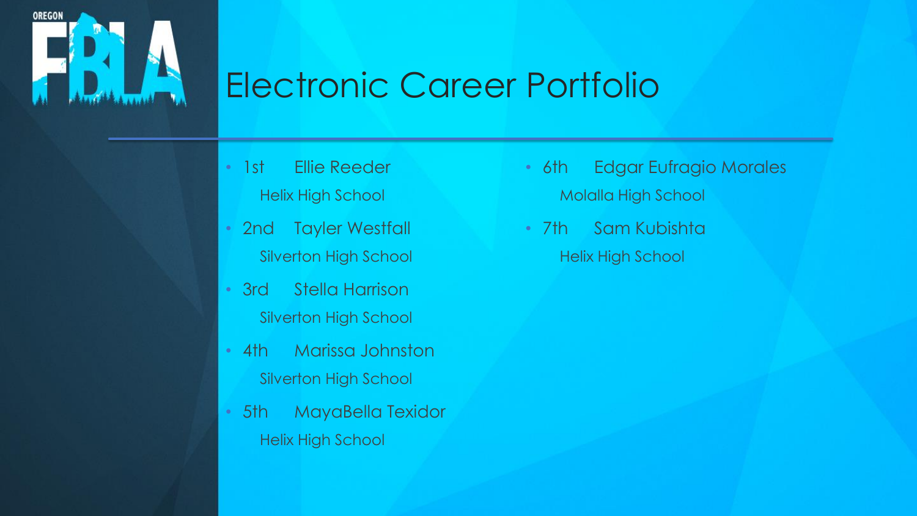OREGON FBLA

# Electronic Career Portfolio

- 1st Ellie Reeder
  Helix High School
- 2nd Tayler Westfall
  Silverton High School
- 3rd Stella Harrison
  Silverton High School
- 4th Marissa Johnston
  Silverton High School
- 5th MayaBella Texidor
  Helix High School
- 6th Edgar Eufragio Morales
  Molalla High School
- 7th Sam Kubishta
  Helix High School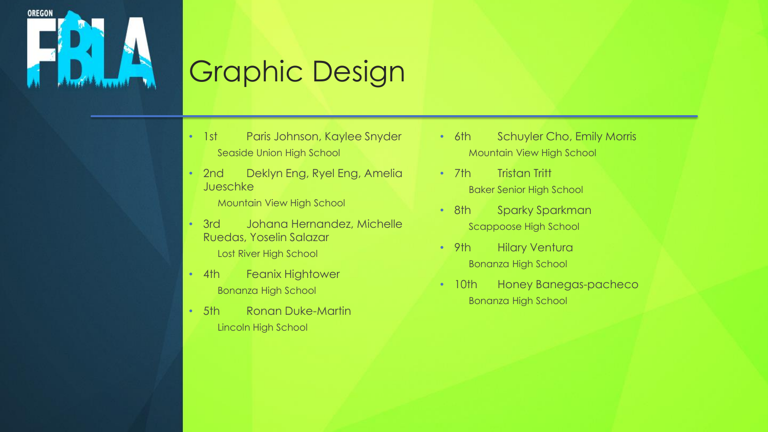# Graphic Design

- 1st Paris Johnson, Kaylee Snyder
  Seaside Union High School
- 2nd Deklyn Eng, Ryel Eng, Amelia Jueschke
  Mountain View High School
- 3rd Johana Hernandez, Michelle Ruedas, Yoselin Salazar
  Lost River High School
- 4th Feanix Hightower
  Bonanza High School
- 5th Ronan Duke-Martin
  Lincoln High School
- 6th Schuyler Cho, Emily Morris
  Mountain View High School
- 7th Tristan Tritt
  Baker Senior High School
- 8th Sparky Sparkman
  Scappoose High School
- 9th Hilary Ventura
  Bonanza High School
- 10th Honey Banegas-pacheco
  Bonanza High School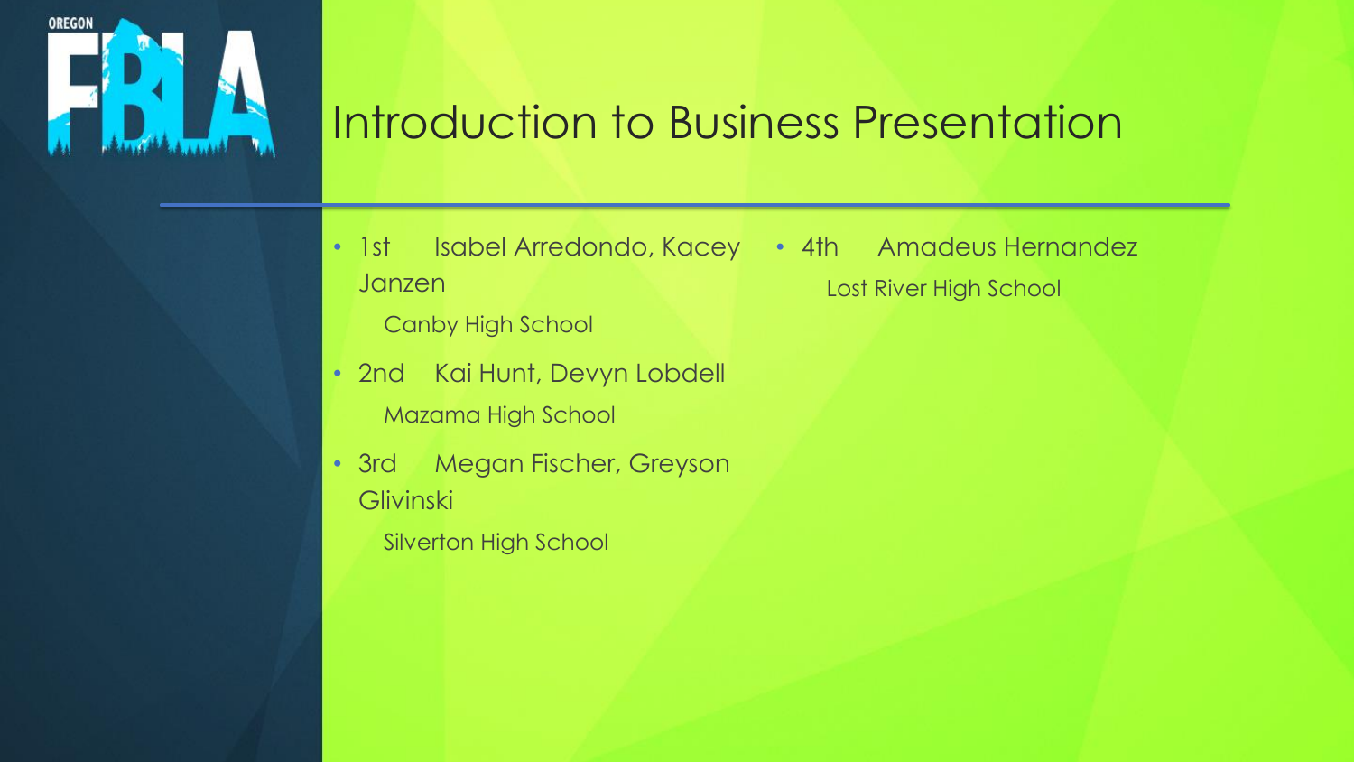# Introduction to Business Presentation

- 1st Isabel Arredondo, Kacey Janzen

  Canby High School

- 2nd Kai Hunt, Devyn Lobdell

  Mazama High School

- 3rd Megan Fischer, Greyson Glivinski

  Silverton High School

- 4th Amadeus Hernandez

  Lost River High School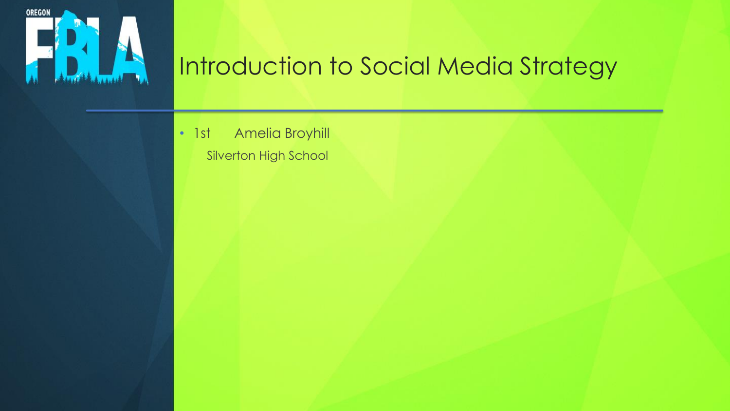# Introduction to Social Media Strategy

- 1st Amelia Broyhill
  Silverton High School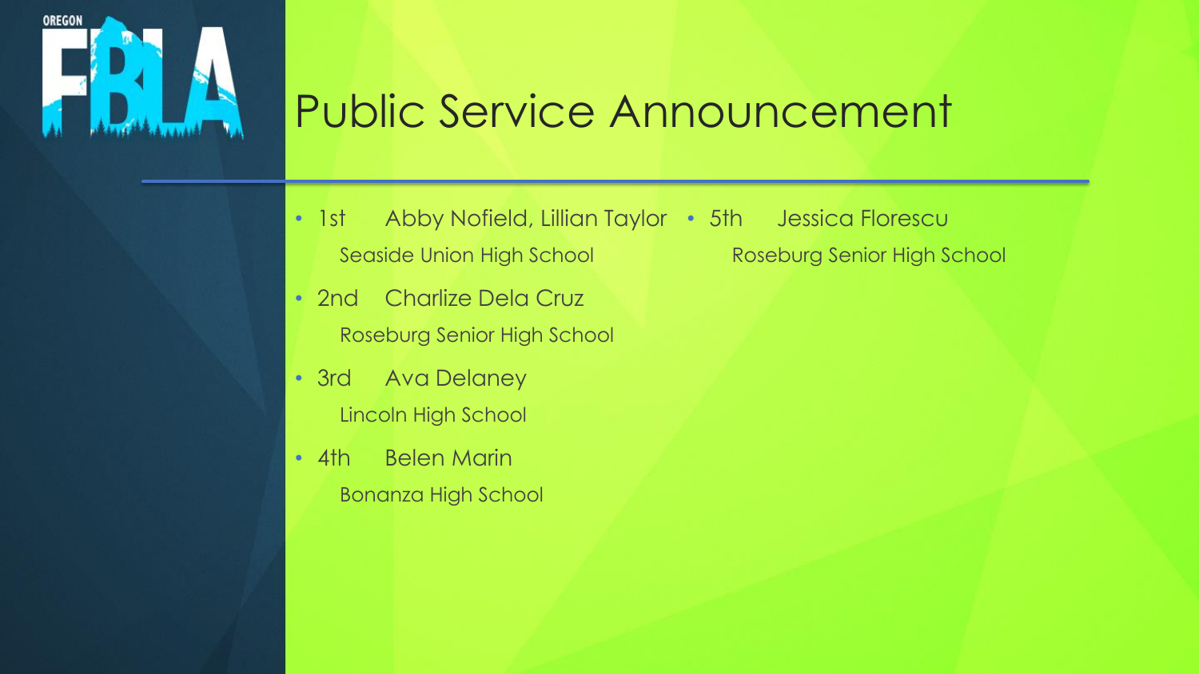# Public Service Announcement

- 1st Abby Nofield, Lillian Taylor
  Seaside Union High School
- 2nd Charlize Dela Cruz
  Roseburg Senior High School
- 3rd Ava Delaney
  Lincoln High School
- 4th Belen Marin
  Bonanza High School
- 5th Jessica Florescu
  Roseburg Senior High School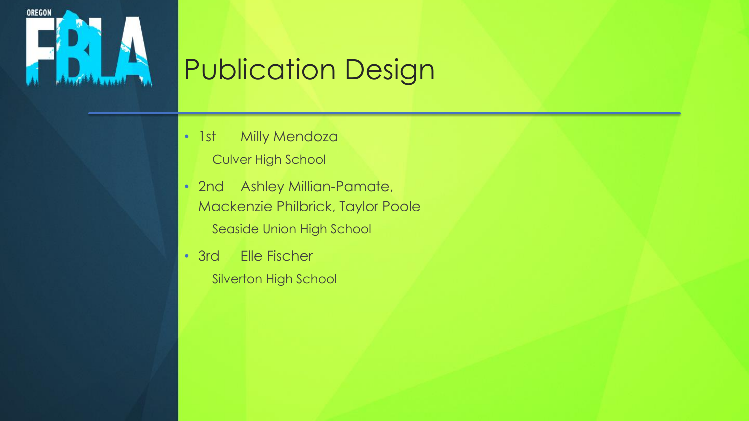# Publication Design

- 1st Milly Mendoza
  Culver High School
- 2nd Ashley Millian-Pamate, Mackenzie Philbrick, Taylor Poole
  Seaside Union High School
- 3rd Elle Fischer
  Silverton High School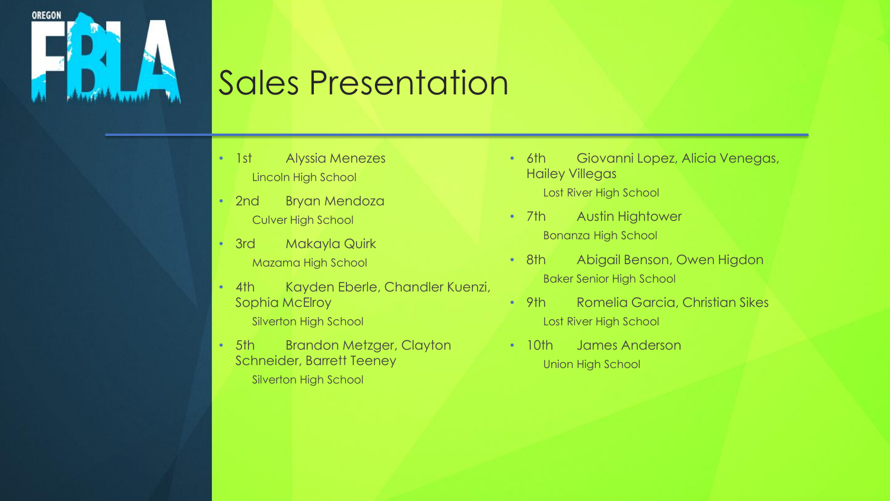# Sales Presentation

- 1st Alyssia Menezes
  Lincoln High School
- 2nd Bryan Mendoza
  Culver High School
- 3rd Makayla Quirk
  Mazama High School
- 4th Kayden Eberle, Chandler Kuenzi, Sophia McElroy
  Silverton High School
- 5th Brandon Metzger, Clayton Schneider, Barrett Teeney
  Silverton High School
- 6th Giovanni Lopez, Alicia Venegas, Hailey Villegas
  Lost River High School
- 7th Austin Hightower
  Bonanza High School
- 8th Abigail Benson, Owen Higdon
  Baker Senior High School
- 9th Romelia Garcia, Christian Sikes
  Lost River High School
- 10th James Anderson
  Union High School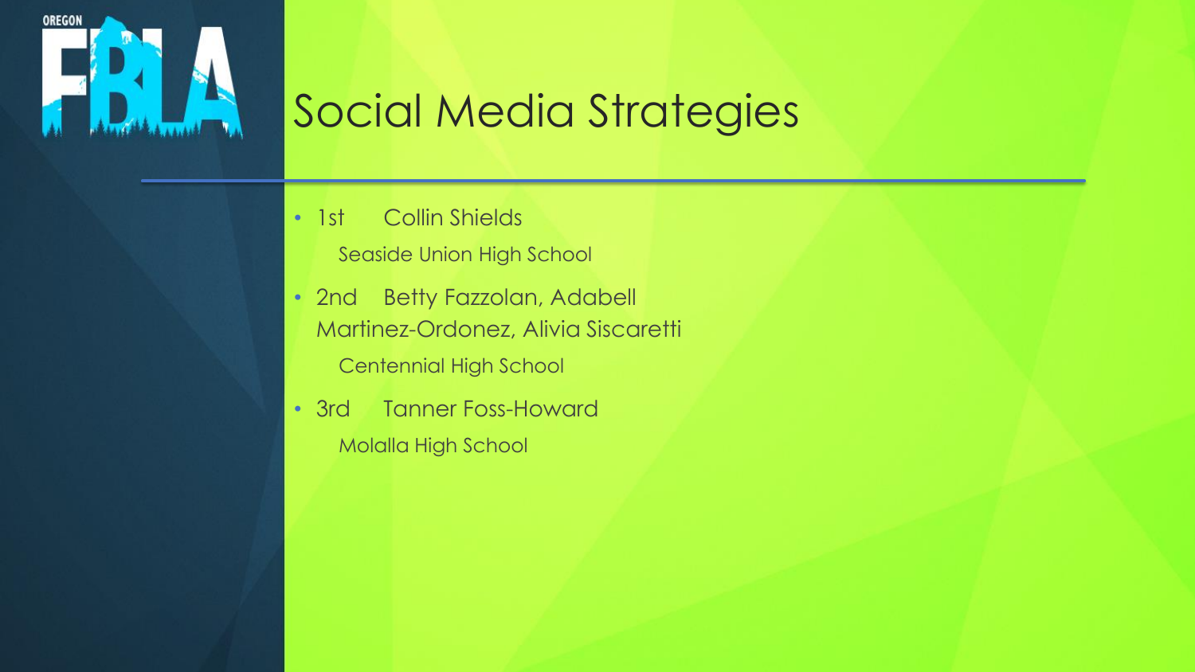# Social Media Strategies

- 1st Collin Shields
  Seaside Union High School
- 2nd Betty Fazzolan, Adabell Martinez-Ordonez, Alivia Siscaretti
  Centennial High School
- 3rd Tanner Foss-Howard
  Molalla High School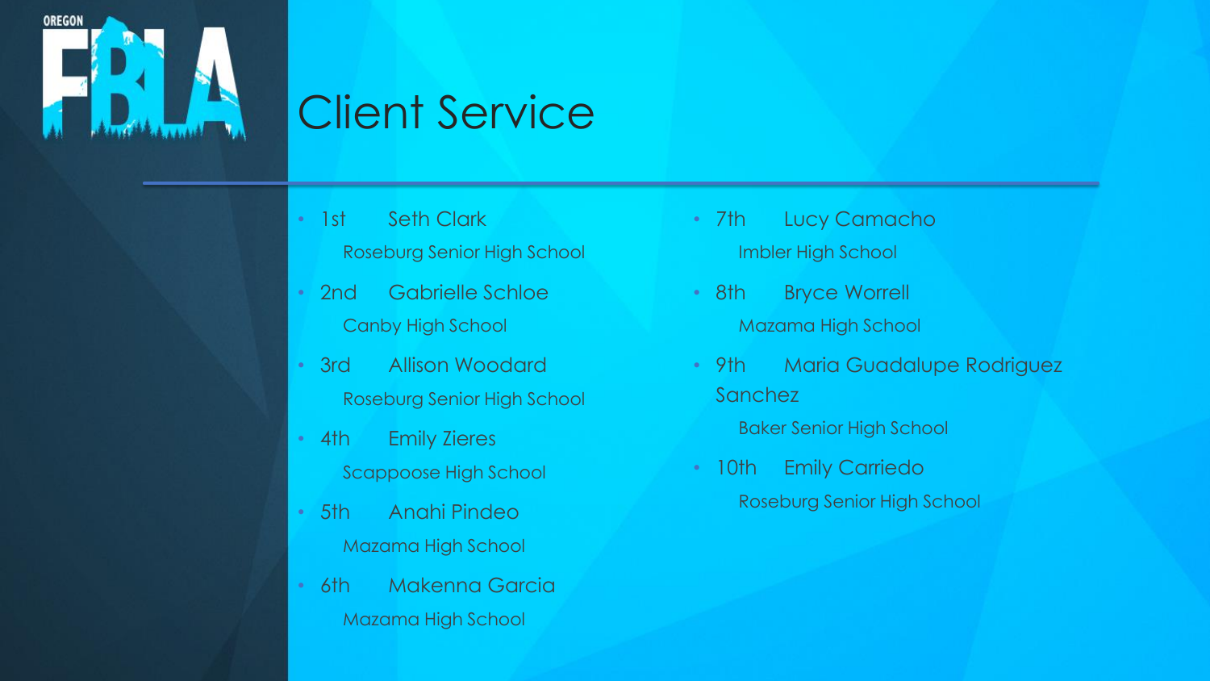# Client Service

- 1st Seth Clark
  Roseburg Senior High School
- 2nd Gabrielle Schloe
  Canby High School
- 3rd Allison Woodard
  Roseburg Senior High School
- 4th Emily Zieres
  Scappoose High School
- 5th Anahi Pindeo
  Mazama High School
- 6th Makenna Garcia
  Mazama High School
- 7th Lucy Camacho
  Imbler High School
- 8th Bryce Worrell
  Mazama High School
- 9th Maria Guadalupe Rodriguez Sanchez
  Baker Senior High School
- 10th Emily Carriedo
  Roseburg Senior High School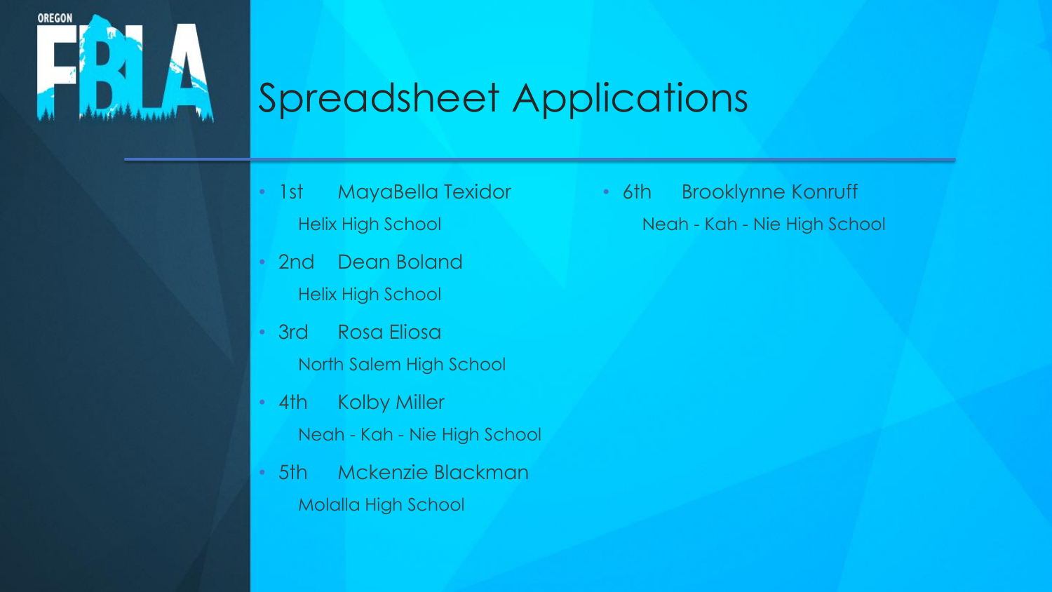# Spreadsheet Applications

- 1st MayaBella Texidor
  Helix High School
- 2nd Dean Boland
  Helix High School
- 3rd Rosa Eliosa
  North Salem High School
- 4th Kolby Miller
  Neah - Kah - Nie High School
- 5th Mckenzie Blackman
  Molalla High School
- 6th Brooklynne Konruff
  Neah - Kah - Nie High School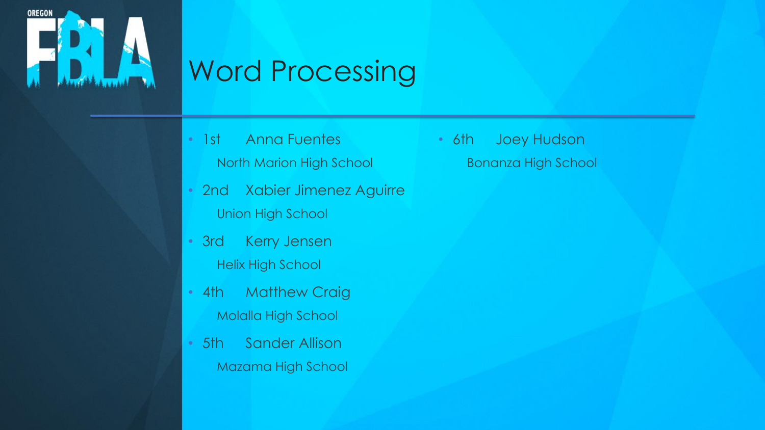# Word Processing

- 1st Anna Fuentes
  North Marion High School
- 2nd Xabier Jimenez Aguirre
  Union High School
- 3rd Kerry Jensen
  Helix High School
- 4th Matthew Craig
  Molalla High School
- 5th Sander Allison
  Mazama High School
- 6th Joey Hudson
  Bonanza High School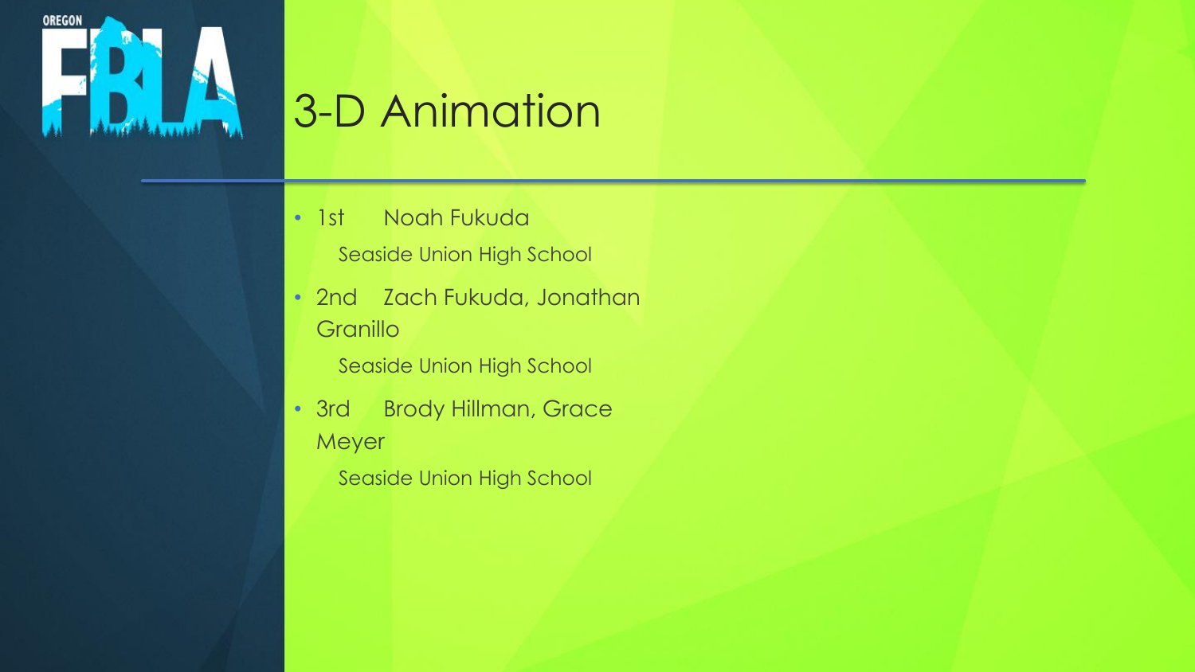# 3-D Animation

- 1st Noah Fukuda

  Seaside Union High School

- 2nd Zach Fukuda, Jonathan Granillo

  Seaside Union High School

- 3rd Brody Hillman, Grace Meyer

  Seaside Union High School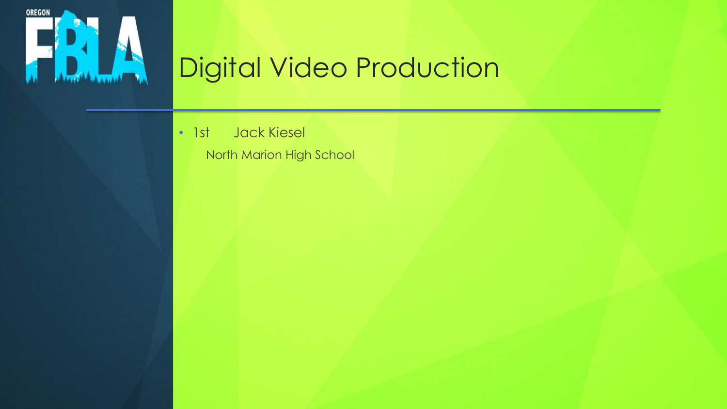# Digital Video Production

- 1st Jack Kiesel

  North Marion High School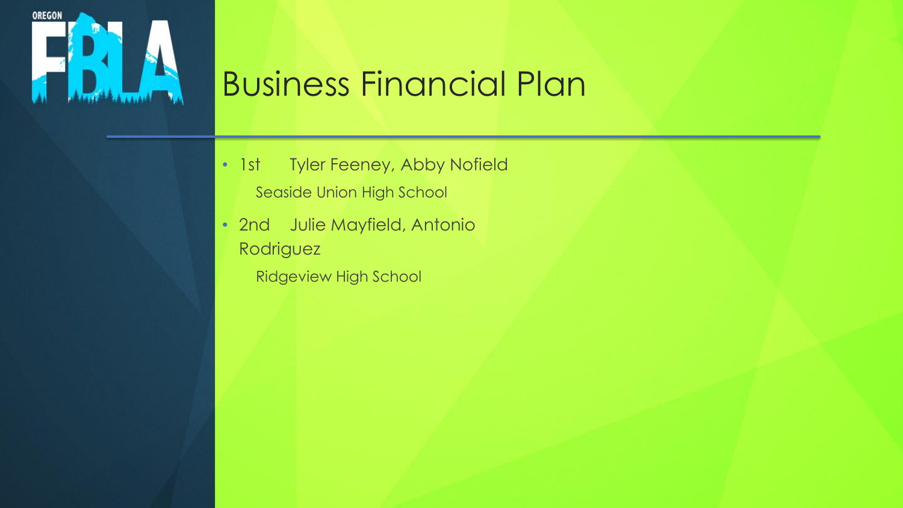# Business Financial Plan

- 1st Tyler Feeney, Abby Nofield

  Seaside Union High School

- 2nd Julie Mayfield, Antonio Rodriguez

  Ridgeview High School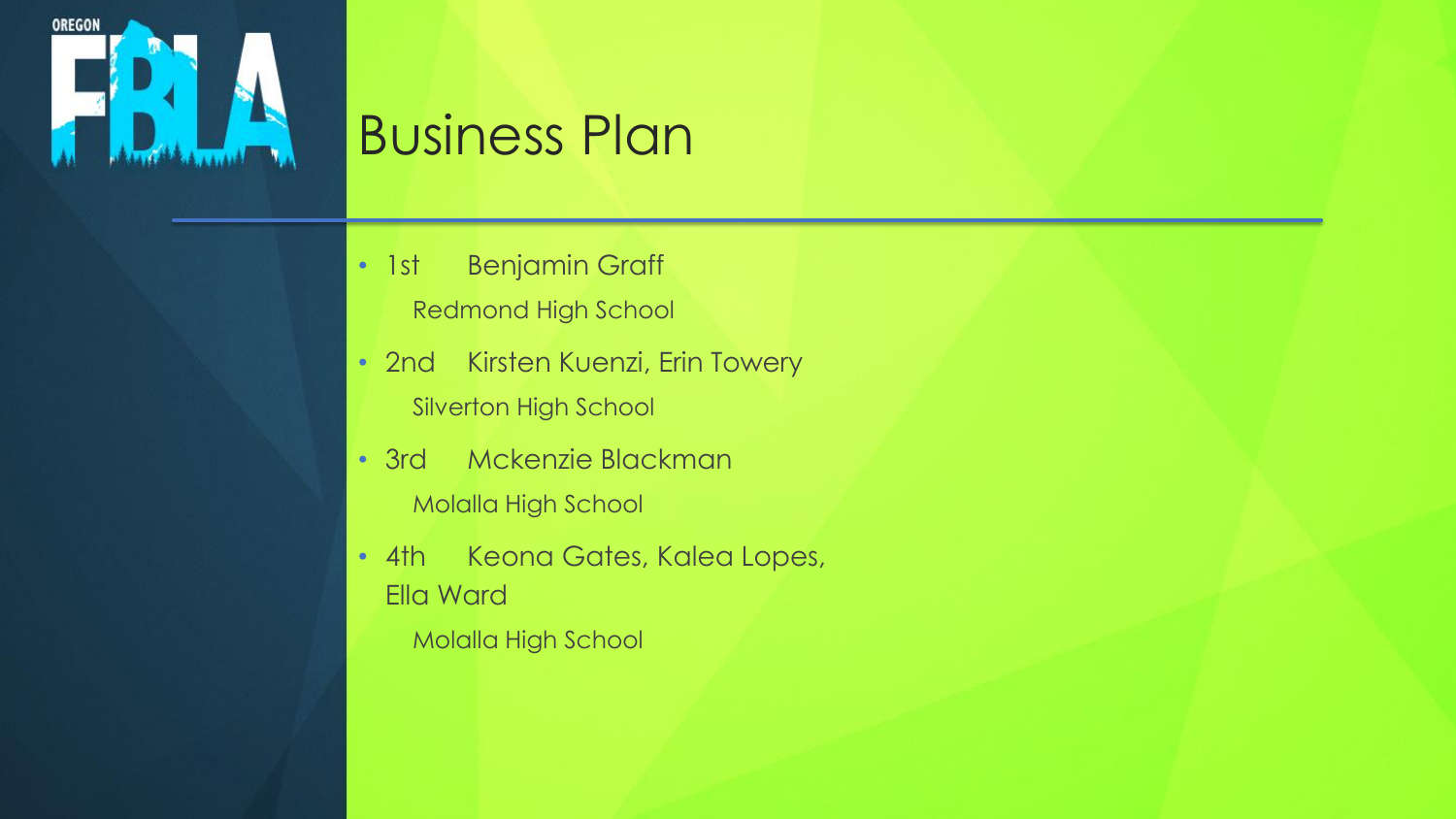# Business Plan

- 1st Benjamin Graff
  Redmond High School
- 2nd Kirsten Kuenzi, Erin Towery
  Silverton High School
- 3rd Mckenzie Blackman
  Molalla High School
- 4th Keona Gates, Kalea Lopes, Ella Ward
  Molalla High School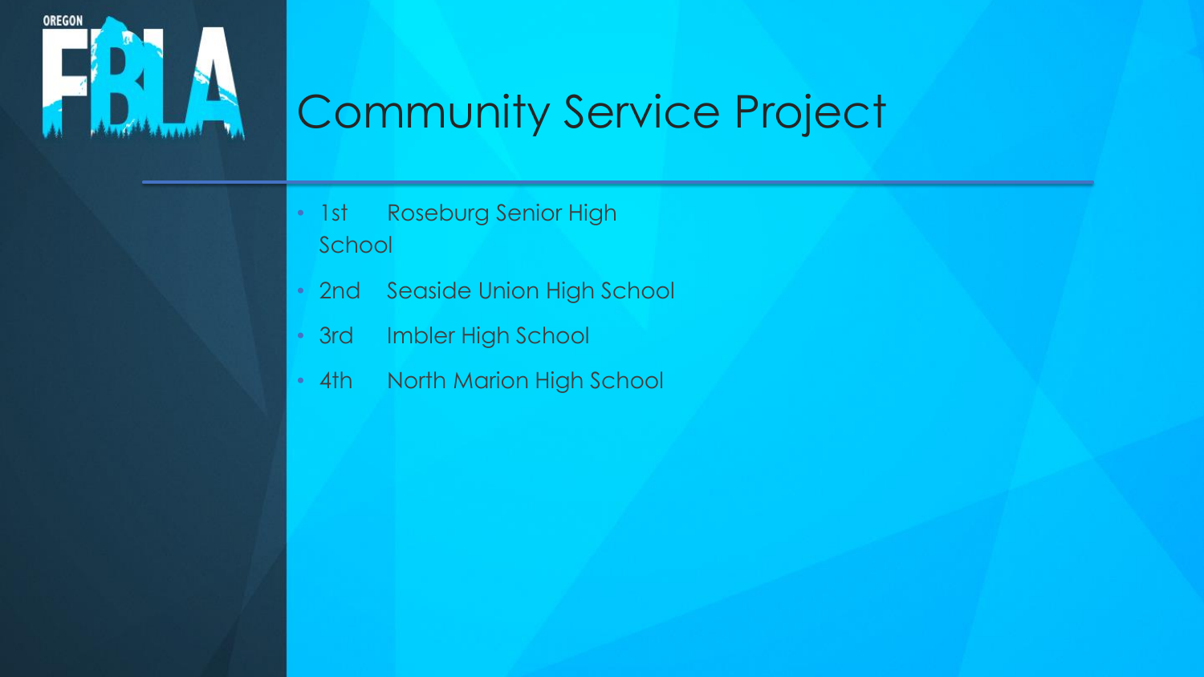# Community Service Project

- 1st Roseburg Senior High School
- 2nd Seaside Union High School
- 3rd Imbler High School
- 4th North Marion High School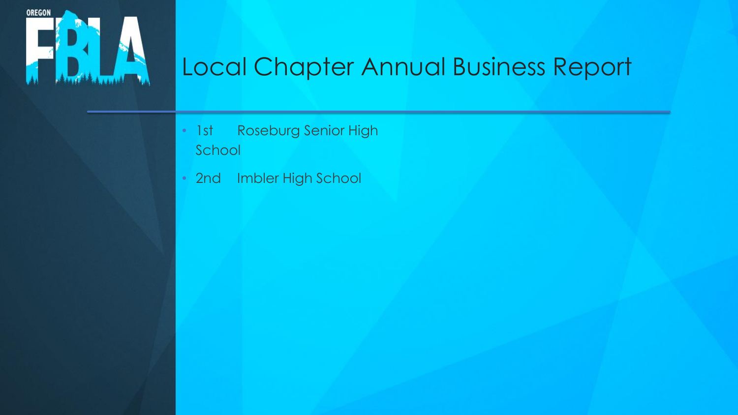# Local Chapter Annual Business Report

- 1st Roseburg Senior High School
- 2nd Imbler High School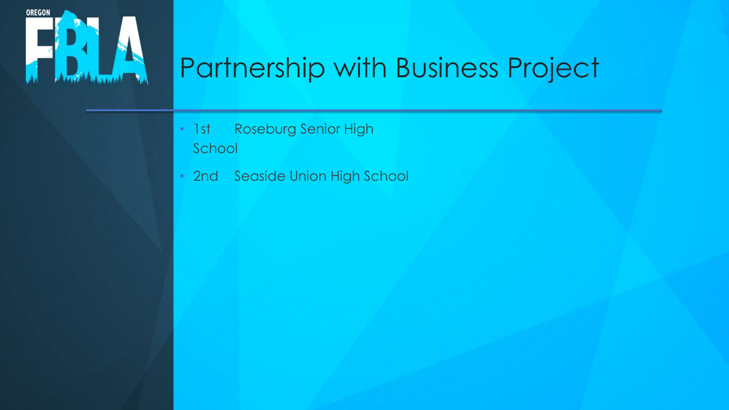# Partnership with Business Project

- 1st Roseburg Senior High School
- 2nd Seaside Union High School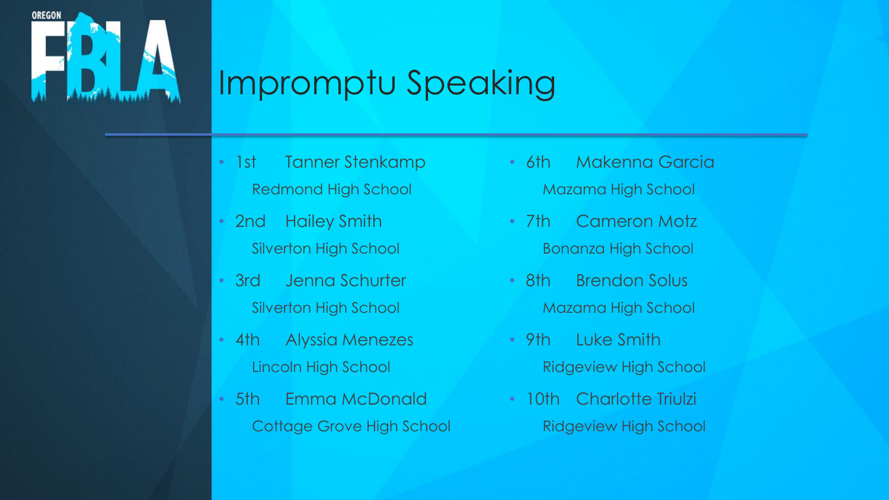# Impromptu Speaking

- 1st Tanner Stenkamp
  Redmond High School
- 2nd Hailey Smith
  Silverton High School
- 3rd Jenna Schurter
  Silverton High School
- 4th Alyssia Menezes
  Lincoln High School
- 5th Emma McDonald
  Cottage Grove High School
- 6th Makenna Garcia
  Mazama High School
- 7th Cameron Motz
  Bonanza High School
- 8th Brendon Solus
  Mazama High School
- 9th Luke Smith
  Ridgeview High School
- 10th Charlotte Triulzi
  Ridgeview High School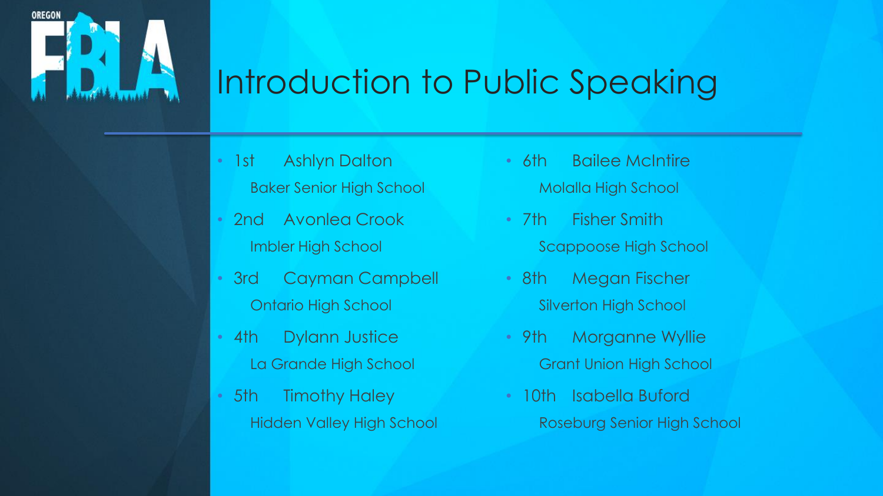# Introduction to Public Speaking

- 1st Ashlyn Dalton
  Baker Senior High School
- 2nd Avonlea Crook
  Imbler High School
- 3rd Cayman Campbell
  Ontario High School
- 4th Dylann Justice
  La Grande High School
- 5th Timothy Haley
  Hidden Valley High School
- 6th Bailee McIntire
  Molalla High School
- 7th Fisher Smith
  Scappoose High School
- 8th Megan Fischer
  Silverton High School
- 9th Morganne Wyllie
  Grant Union High School
- 10th Isabella Buford
  Roseburg Senior High School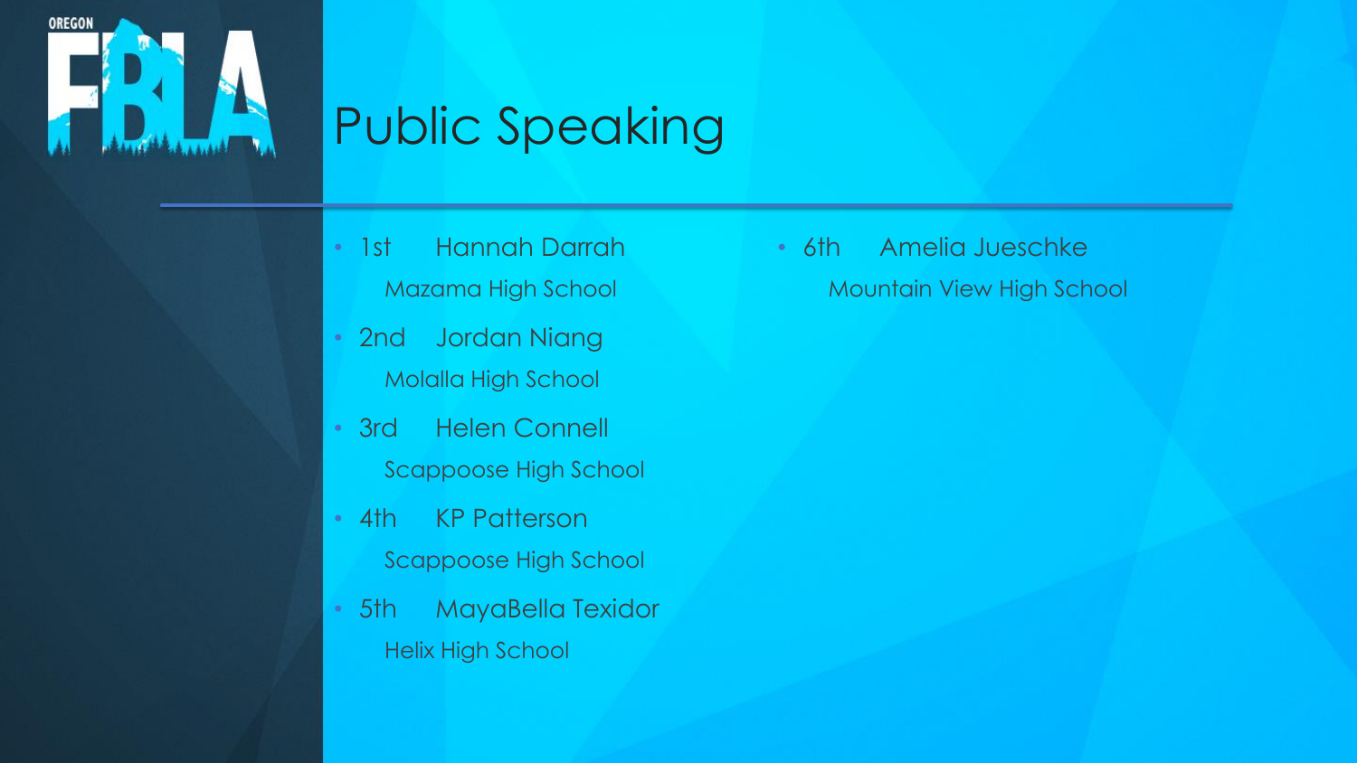# Public Speaking

- 1st Hannah Darrah
  Mazama High School
- 2nd Jordan Niang
  Molalla High School
- 3rd Helen Connell
  Scappoose High School
- 4th KP Patterson
  Scappoose High School
- 5th MayaBella Texidor
  Helix High School
- 6th Amelia Jueschke
  Mountain View High School